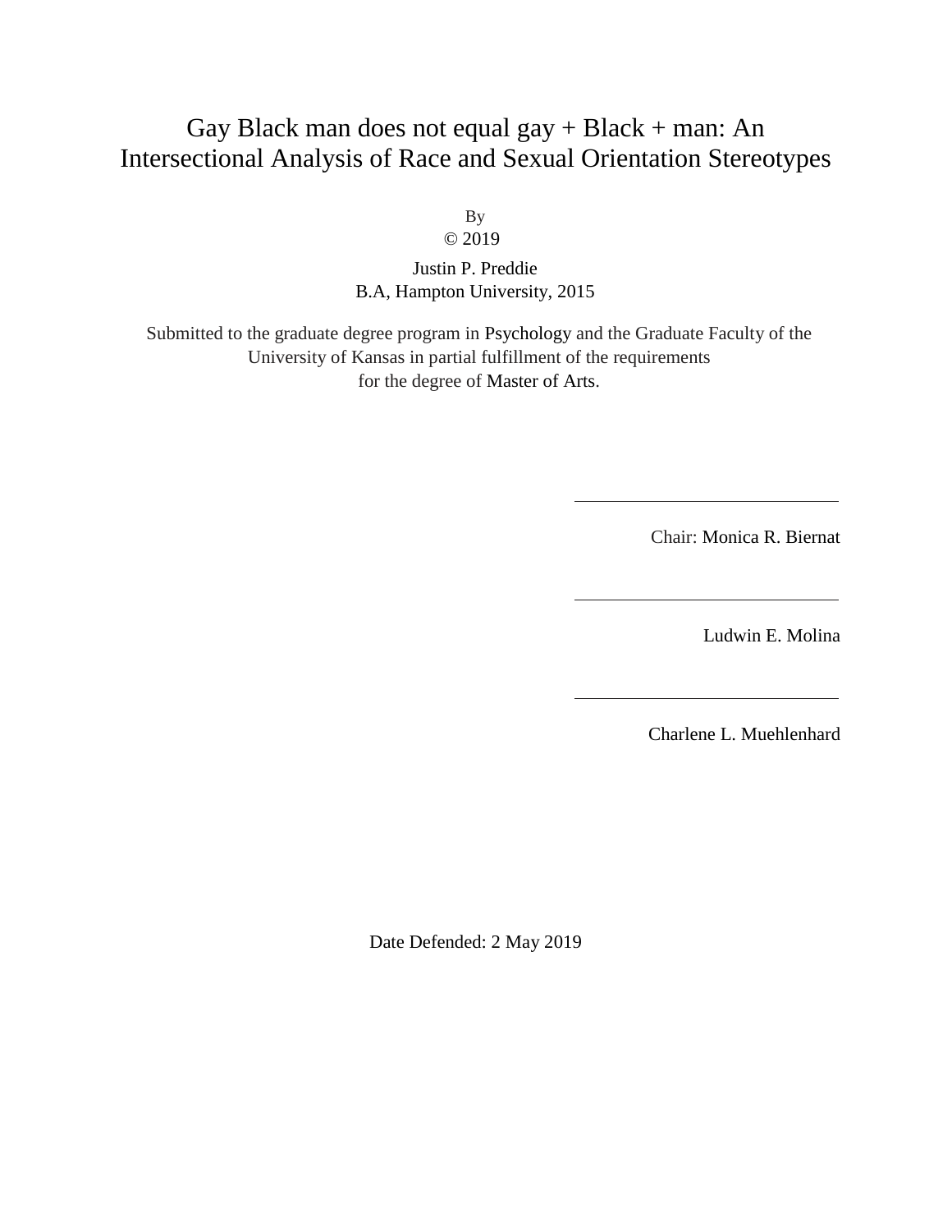# Gay Black man does not equal gay + Black + man: An Intersectional Analysis of Race and Sexual Orientation Stereotypes

By
© 2019

Justin P. Preddie
B.A, Hampton University, 2015

Submitted to the graduate degree program in Psychology and the Graduate Faculty of the University of Kansas in partial fulfillment of the requirements for the degree of Master of Arts.

Chair: Monica R. Biernat

Ludwin E. Molina

Charlene L. Muehlenhard

Date Defended: 2 May 2019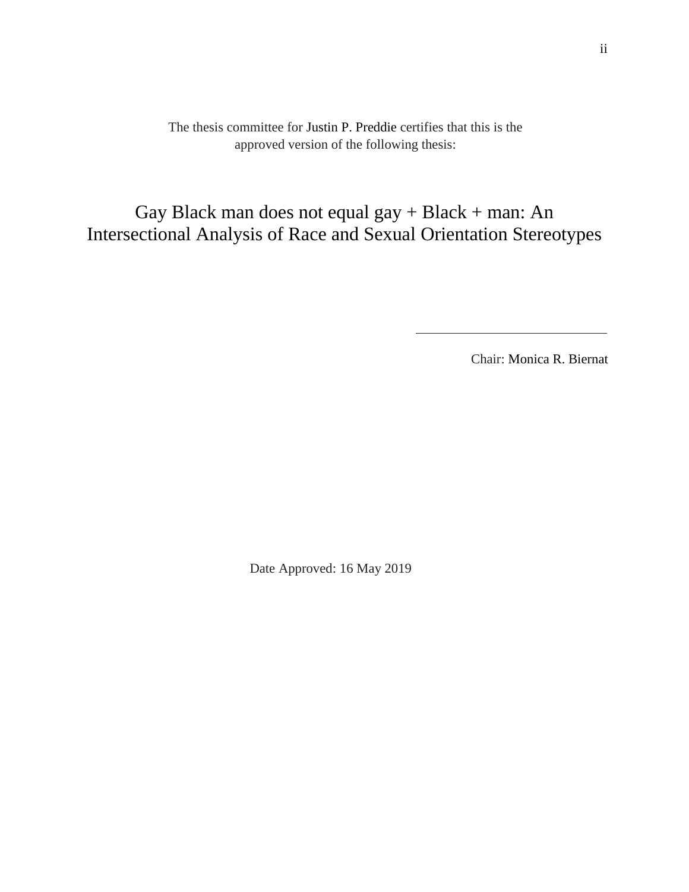The thesis committee for Justin P. Preddie certifies that this is the approved version of the following thesis:

# Gay Black man does not equal gay + Black + man: An Intersectional Analysis of Race and Sexual Orientation Stereotypes

______________________________

Chair: Monica R. Biernat

Date Approved: 16 May 2019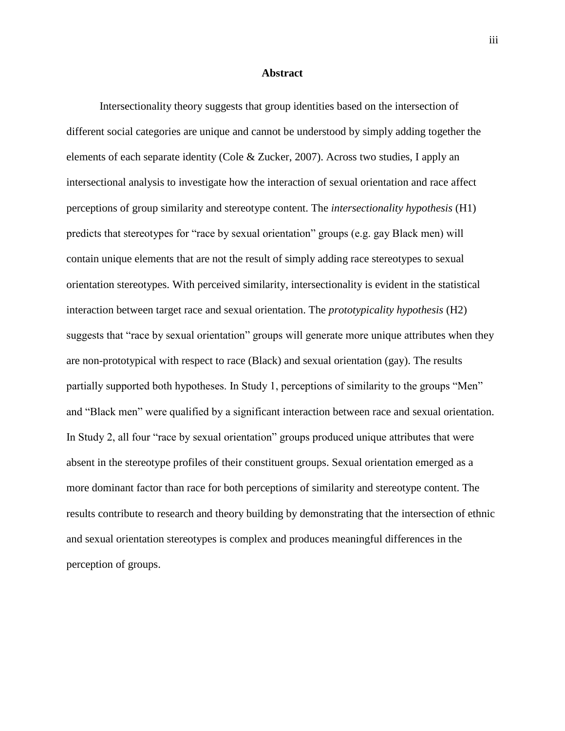# Abstract

Intersectionality theory suggests that group identities based on the intersection of different social categories are unique and cannot be understood by simply adding together the elements of each separate identity (Cole & Zucker, 2007). Across two studies, I apply an intersectional analysis to investigate how the interaction of sexual orientation and race affect perceptions of group similarity and stereotype content. The *intersectionality hypothesis* (H1) predicts that stereotypes for "race by sexual orientation" groups (e.g. gay Black men) will contain unique elements that are not the result of simply adding race stereotypes to sexual orientation stereotypes. With perceived similarity, intersectionality is evident in the statistical interaction between target race and sexual orientation. The *prototypicality hypothesis* (H2) suggests that "race by sexual orientation" groups will generate more unique attributes when they are non-prototypical with respect to race (Black) and sexual orientation (gay). The results partially supported both hypotheses. In Study 1, perceptions of similarity to the groups "Men" and "Black men" were qualified by a significant interaction between race and sexual orientation. In Study 2, all four "race by sexual orientation" groups produced unique attributes that were absent in the stereotype profiles of their constituent groups. Sexual orientation emerged as a more dominant factor than race for both perceptions of similarity and stereotype content. The results contribute to research and theory building by demonstrating that the intersection of ethnic and sexual orientation stereotypes is complex and produces meaningful differences in the perception of groups.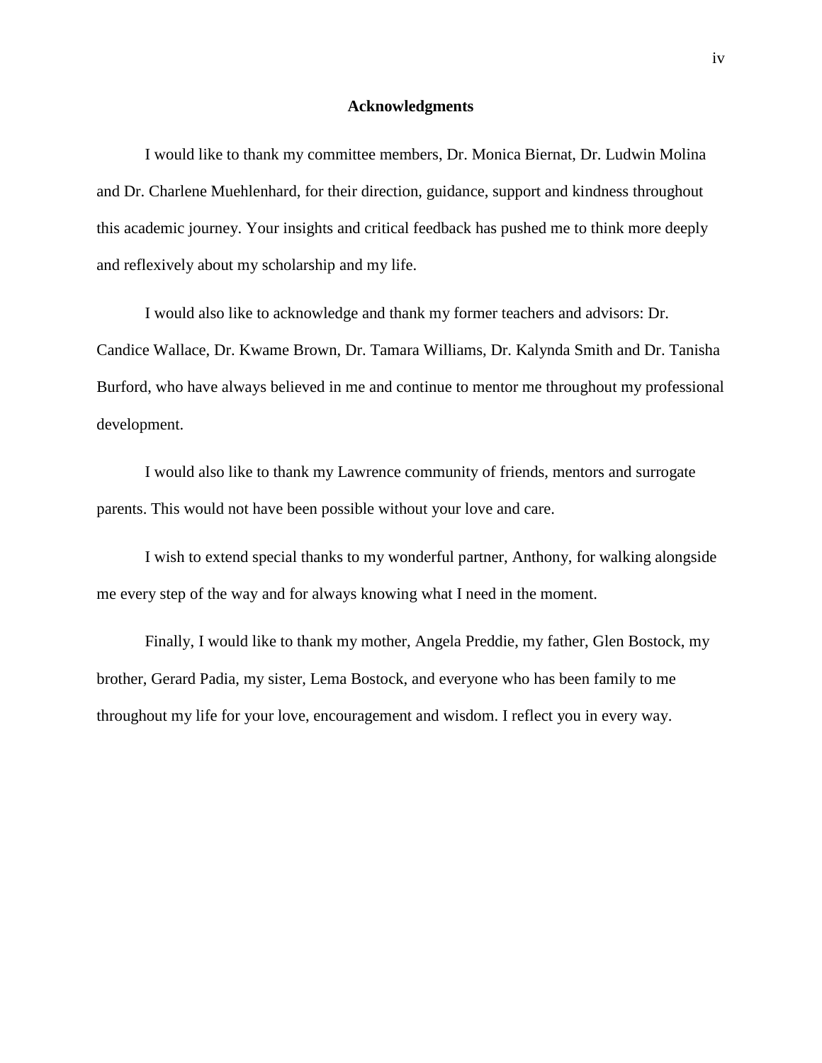# Acknowledgments

I would like to thank my committee members, Dr. Monica Biernat, Dr. Ludwin Molina and Dr. Charlene Muehlenhard, for their direction, guidance, support and kindness throughout this academic journey. Your insights and critical feedback has pushed me to think more deeply and reflexively about my scholarship and my life.

I would also like to acknowledge and thank my former teachers and advisors: Dr. Candice Wallace, Dr. Kwame Brown, Dr. Tamara Williams, Dr. Kalynda Smith and Dr. Tanisha Burford, who have always believed in me and continue to mentor me throughout my professional development.

I would also like to thank my Lawrence community of friends, mentors and surrogate parents. This would not have been possible without your love and care.

I wish to extend special thanks to my wonderful partner, Anthony, for walking alongside me every step of the way and for always knowing what I need in the moment.

Finally, I would like to thank my mother, Angela Preddie, my father, Glen Bostock, my brother, Gerard Padia, my sister, Lema Bostock, and everyone who has been family to me throughout my life for your love, encouragement and wisdom. I reflect you in every way.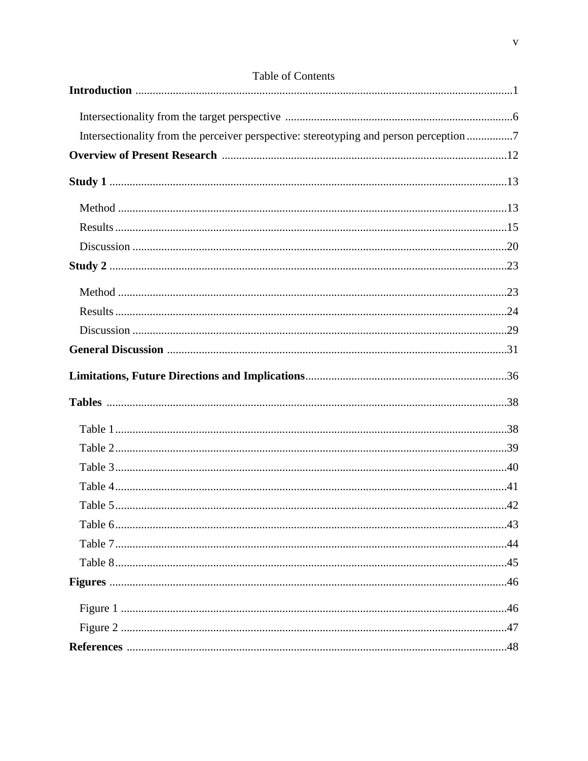# Table of Contents

**Introduction** .......... 1

- Intersectionality from the target perspective .......... 6
- Intersectionality from the perceiver perspective: stereotyping and person perception .......... 7

**Overview of Present Research** .......... 12

**Study 1** .......... 13

- Method .......... 13
- Results .......... 15
- Discussion .......... 20

**Study 2** .......... 23

- Method .......... 23
- Results .......... 24
- Discussion .......... 29

**General Discussion** .......... 31

**Limitations, Future Directions and Implications** .......... 36

**Tables** .......... 38

- Table 1 .......... 38
- Table 2 .......... 39
- Table 3 .......... 40
- Table 4 .......... 41
- Table 5 .......... 42
- Table 6 .......... 43
- Table 7 .......... 44
- Table 8 .......... 45

**Figures** .......... 46

- Figure 1 .......... 46
- Figure 2 .......... 47

**References** .......... 48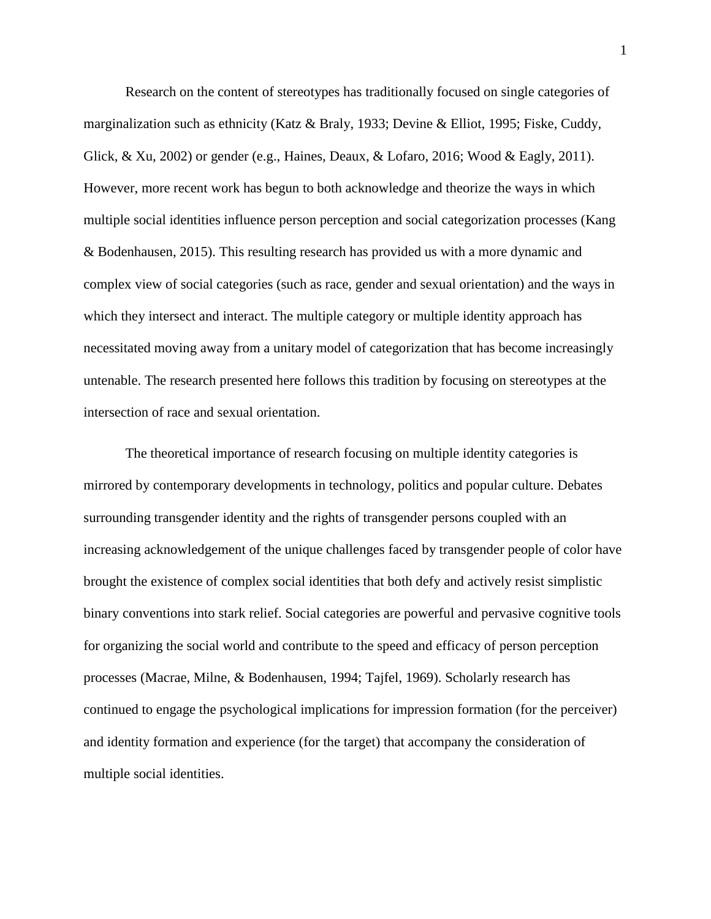Research on the content of stereotypes has traditionally focused on single categories of marginalization such as ethnicity (Katz & Braly, 1933; Devine & Elliot, 1995; Fiske, Cuddy, Glick, & Xu, 2002) or gender (e.g., Haines, Deaux, & Lofaro, 2016; Wood & Eagly, 2011). However, more recent work has begun to both acknowledge and theorize the ways in which multiple social identities influence person perception and social categorization processes (Kang & Bodenhausen, 2015). This resulting research has provided us with a more dynamic and complex view of social categories (such as race, gender and sexual orientation) and the ways in which they intersect and interact. The multiple category or multiple identity approach has necessitated moving away from a unitary model of categorization that has become increasingly untenable. The research presented here follows this tradition by focusing on stereotypes at the intersection of race and sexual orientation.

The theoretical importance of research focusing on multiple identity categories is mirrored by contemporary developments in technology, politics and popular culture. Debates surrounding transgender identity and the rights of transgender persons coupled with an increasing acknowledgement of the unique challenges faced by transgender people of color have brought the existence of complex social identities that both defy and actively resist simplistic binary conventions into stark relief. Social categories are powerful and pervasive cognitive tools for organizing the social world and contribute to the speed and efficacy of person perception processes (Macrae, Milne, & Bodenhausen, 1994; Tajfel, 1969). Scholarly research has continued to engage the psychological implications for impression formation (for the perceiver) and identity formation and experience (for the target) that accompany the consideration of multiple social identities.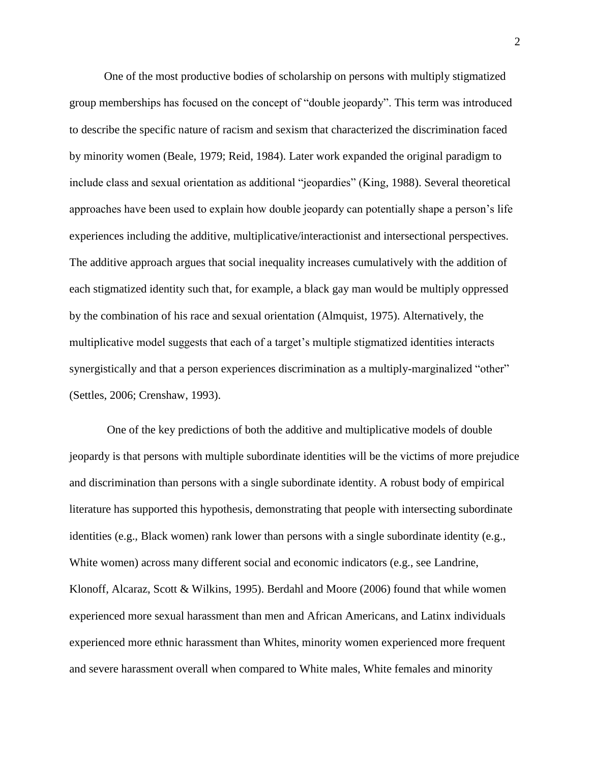One of the most productive bodies of scholarship on persons with multiply stigmatized group memberships has focused on the concept of "double jeopardy". This term was introduced to describe the specific nature of racism and sexism that characterized the discrimination faced by minority women (Beale, 1979; Reid, 1984). Later work expanded the original paradigm to include class and sexual orientation as additional "jeopardies" (King, 1988). Several theoretical approaches have been used to explain how double jeopardy can potentially shape a person's life experiences including the additive, multiplicative/interactionist and intersectional perspectives. The additive approach argues that social inequality increases cumulatively with the addition of each stigmatized identity such that, for example, a black gay man would be multiply oppressed by the combination of his race and sexual orientation (Almquist, 1975). Alternatively, the multiplicative model suggests that each of a target's multiple stigmatized identities interacts synergistically and that a person experiences discrimination as a multiply-marginalized "other" (Settles, 2006; Crenshaw, 1993).

One of the key predictions of both the additive and multiplicative models of double jeopardy is that persons with multiple subordinate identities will be the victims of more prejudice and discrimination than persons with a single subordinate identity. A robust body of empirical literature has supported this hypothesis, demonstrating that people with intersecting subordinate identities (e.g., Black women) rank lower than persons with a single subordinate identity (e.g., White women) across many different social and economic indicators (e.g., see Landrine, Klonoff, Alcaraz, Scott & Wilkins, 1995). Berdahl and Moore (2006) found that while women experienced more sexual harassment than men and African Americans, and Latinx individuals experienced more ethnic harassment than Whites, minority women experienced more frequent and severe harassment overall when compared to White males, White females and minority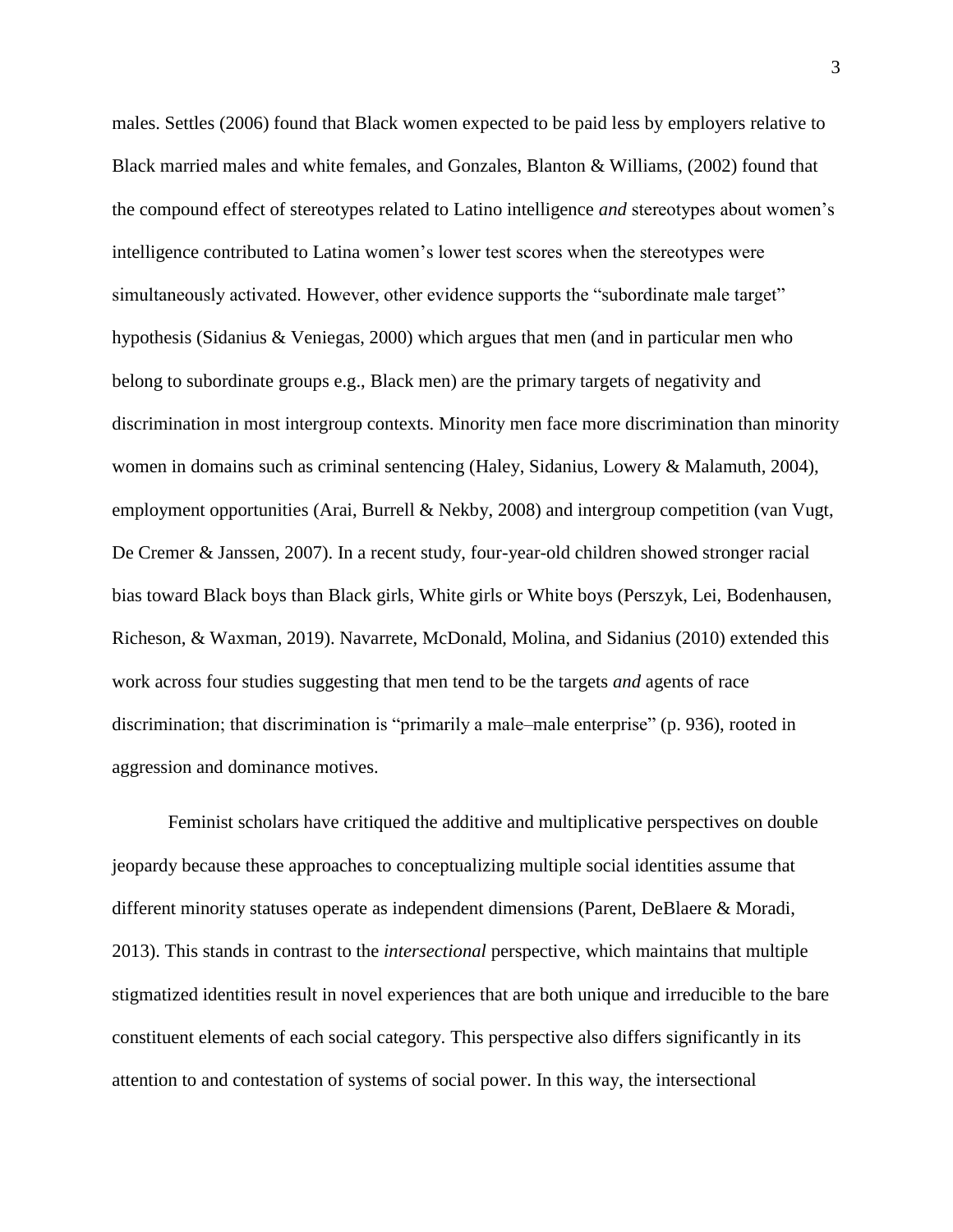males. Settles (2006) found that Black women expected to be paid less by employers relative to Black married males and white females, and Gonzales, Blanton & Williams, (2002) found that the compound effect of stereotypes related to Latino intelligence *and* stereotypes about women's intelligence contributed to Latina women's lower test scores when the stereotypes were simultaneously activated. However, other evidence supports the "subordinate male target" hypothesis (Sidanius & Veniegas, 2000) which argues that men (and in particular men who belong to subordinate groups e.g., Black men) are the primary targets of negativity and discrimination in most intergroup contexts. Minority men face more discrimination than minority women in domains such as criminal sentencing (Haley, Sidanius, Lowery & Malamuth, 2004), employment opportunities (Arai, Burrell & Nekby, 2008) and intergroup competition (van Vugt, De Cremer & Janssen, 2007). In a recent study, four-year-old children showed stronger racial bias toward Black boys than Black girls, White girls or White boys (Perszyk, Lei, Bodenhausen, Richeson, & Waxman, 2019). Navarrete, McDonald, Molina, and Sidanius (2010) extended this work across four studies suggesting that men tend to be the targets *and* agents of race discrimination; that discrimination is "primarily a male–male enterprise" (p. 936), rooted in aggression and dominance motives.

Feminist scholars have critiqued the additive and multiplicative perspectives on double jeopardy because these approaches to conceptualizing multiple social identities assume that different minority statuses operate as independent dimensions (Parent, DeBlaere & Moradi, 2013). This stands in contrast to the *intersectional* perspective, which maintains that multiple stigmatized identities result in novel experiences that are both unique and irreducible to the bare constituent elements of each social category. This perspective also differs significantly in its attention to and contestation of systems of social power. In this way, the intersectional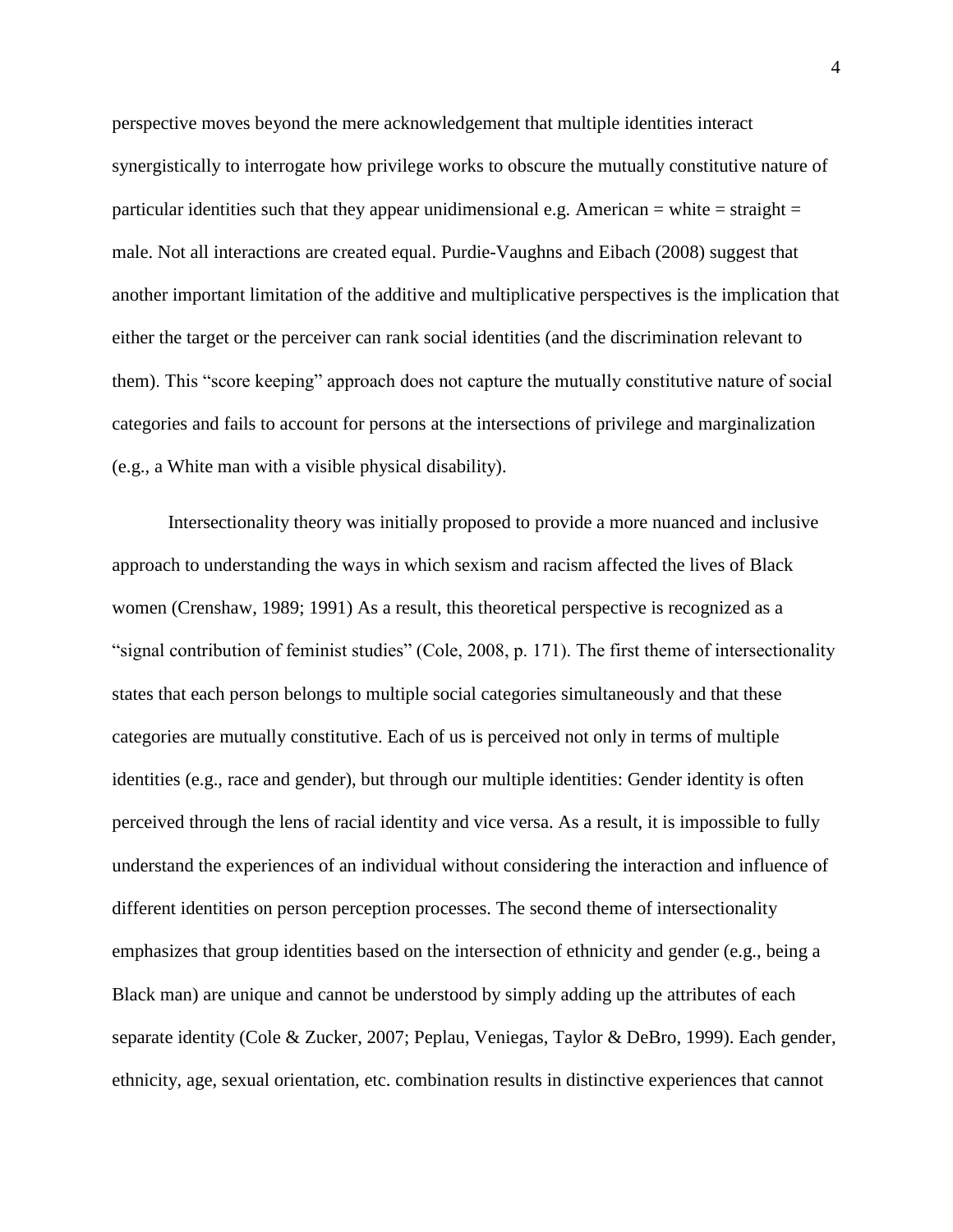perspective moves beyond the mere acknowledgement that multiple identities interact synergistically to interrogate how privilege works to obscure the mutually constitutive nature of particular identities such that they appear unidimensional e.g. American = white = straight = male. Not all interactions are created equal. Purdie-Vaughns and Eibach (2008) suggest that another important limitation of the additive and multiplicative perspectives is the implication that either the target or the perceiver can rank social identities (and the discrimination relevant to them). This "score keeping" approach does not capture the mutually constitutive nature of social categories and fails to account for persons at the intersections of privilege and marginalization (e.g., a White man with a visible physical disability).

Intersectionality theory was initially proposed to provide a more nuanced and inclusive approach to understanding the ways in which sexism and racism affected the lives of Black women (Crenshaw, 1989; 1991) As a result, this theoretical perspective is recognized as a "signal contribution of feminist studies" (Cole, 2008, p. 171). The first theme of intersectionality states that each person belongs to multiple social categories simultaneously and that these categories are mutually constitutive. Each of us is perceived not only in terms of multiple identities (e.g., race and gender), but through our multiple identities: Gender identity is often perceived through the lens of racial identity and vice versa. As a result, it is impossible to fully understand the experiences of an individual without considering the interaction and influence of different identities on person perception processes. The second theme of intersectionality emphasizes that group identities based on the intersection of ethnicity and gender (e.g., being a Black man) are unique and cannot be understood by simply adding up the attributes of each separate identity (Cole & Zucker, 2007; Peplau, Veniegas, Taylor & DeBro, 1999). Each gender, ethnicity, age, sexual orientation, etc. combination results in distinctive experiences that cannot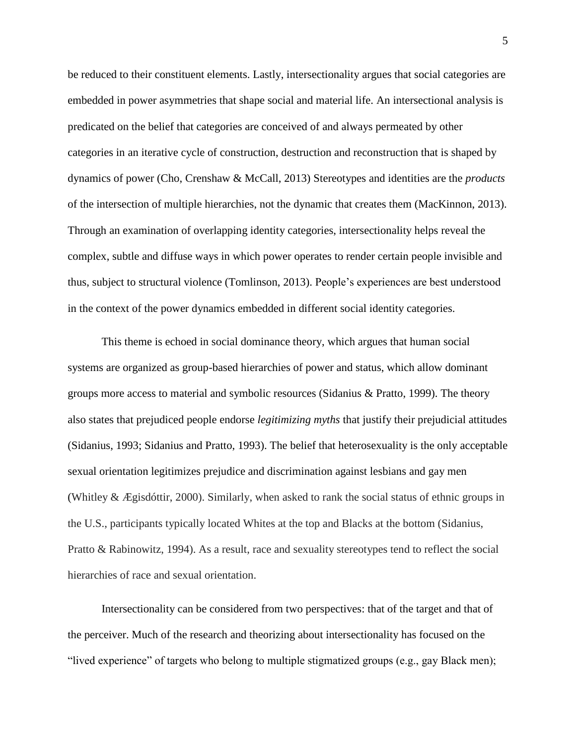be reduced to their constituent elements. Lastly, intersectionality argues that social categories are embedded in power asymmetries that shape social and material life. An intersectional analysis is predicated on the belief that categories are conceived of and always permeated by other categories in an iterative cycle of construction, destruction and reconstruction that is shaped by dynamics of power (Cho, Crenshaw & McCall, 2013) Stereotypes and identities are the *products* of the intersection of multiple hierarchies, not the dynamic that creates them (MacKinnon, 2013). Through an examination of overlapping identity categories, intersectionality helps reveal the complex, subtle and diffuse ways in which power operates to render certain people invisible and thus, subject to structural violence (Tomlinson, 2013). People's experiences are best understood in the context of the power dynamics embedded in different social identity categories.

This theme is echoed in social dominance theory, which argues that human social systems are organized as group-based hierarchies of power and status, which allow dominant groups more access to material and symbolic resources (Sidanius & Pratto, 1999). The theory also states that prejudiced people endorse *legitimizing myths* that justify their prejudicial attitudes (Sidanius, 1993; Sidanius and Pratto, 1993). The belief that heterosexuality is the only acceptable sexual orientation legitimizes prejudice and discrimination against lesbians and gay men (Whitley & Ægisdóttir, 2000). Similarly, when asked to rank the social status of ethnic groups in the U.S., participants typically located Whites at the top and Blacks at the bottom (Sidanius, Pratto & Rabinowitz, 1994). As a result, race and sexuality stereotypes tend to reflect the social hierarchies of race and sexual orientation.

Intersectionality can be considered from two perspectives: that of the target and that of the perceiver. Much of the research and theorizing about intersectionality has focused on the "lived experience" of targets who belong to multiple stigmatized groups (e.g., gay Black men);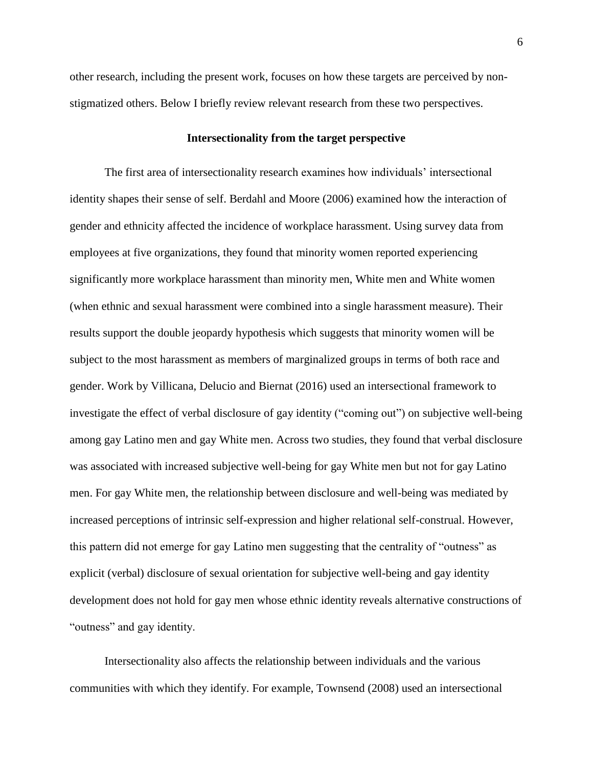other research, including the present work, focuses on how these targets are perceived by non-stigmatized others. Below I briefly review relevant research from these two perspectives.

### Intersectionality from the target perspective

The first area of intersectionality research examines how individuals' intersectional identity shapes their sense of self. Berdahl and Moore (2006) examined how the interaction of gender and ethnicity affected the incidence of workplace harassment. Using survey data from employees at five organizations, they found that minority women reported experiencing significantly more workplace harassment than minority men, White men and White women (when ethnic and sexual harassment were combined into a single harassment measure). Their results support the double jeopardy hypothesis which suggests that minority women will be subject to the most harassment as members of marginalized groups in terms of both race and gender. Work by Villicana, Delucio and Biernat (2016) used an intersectional framework to investigate the effect of verbal disclosure of gay identity ("coming out") on subjective well-being among gay Latino men and gay White men. Across two studies, they found that verbal disclosure was associated with increased subjective well-being for gay White men but not for gay Latino men. For gay White men, the relationship between disclosure and well-being was mediated by increased perceptions of intrinsic self-expression and higher relational self-construal. However, this pattern did not emerge for gay Latino men suggesting that the centrality of "outness" as explicit (verbal) disclosure of sexual orientation for subjective well-being and gay identity development does not hold for gay men whose ethnic identity reveals alternative constructions of "outness" and gay identity.

Intersectionality also affects the relationship between individuals and the various communities with which they identify. For example, Townsend (2008) used an intersectional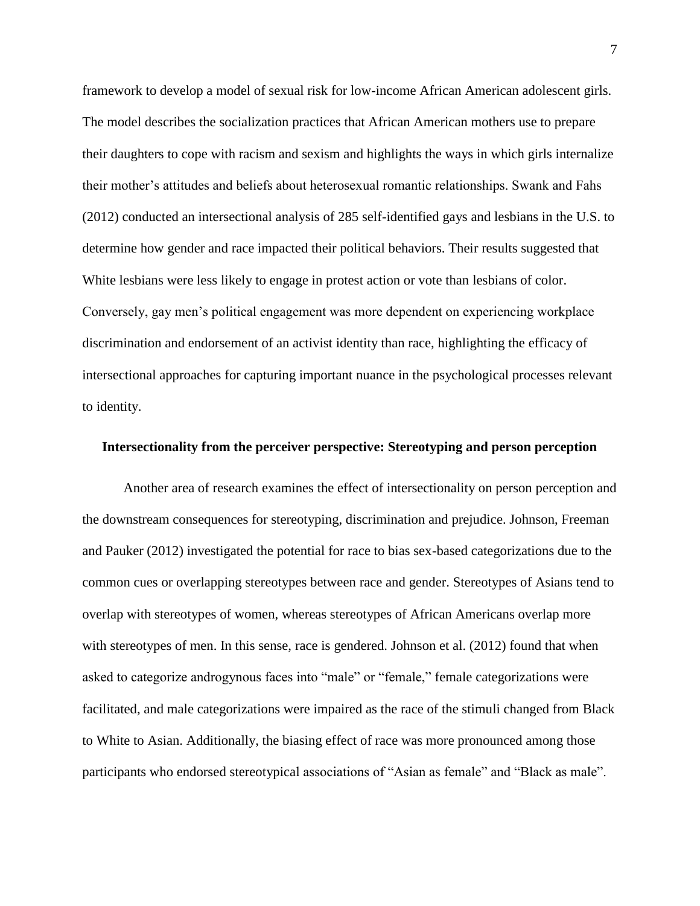framework to develop a model of sexual risk for low-income African American adolescent girls. The model describes the socialization practices that African American mothers use to prepare their daughters to cope with racism and sexism and highlights the ways in which girls internalize their mother's attitudes and beliefs about heterosexual romantic relationships. Swank and Fahs (2012) conducted an intersectional analysis of 285 self-identified gays and lesbians in the U.S. to determine how gender and race impacted their political behaviors. Their results suggested that White lesbians were less likely to engage in protest action or vote than lesbians of color. Conversely, gay men's political engagement was more dependent on experiencing workplace discrimination and endorsement of an activist identity than race, highlighting the efficacy of intersectional approaches for capturing important nuance in the psychological processes relevant to identity.

## Intersectionality from the perceiver perspective: Stereotyping and person perception

Another area of research examines the effect of intersectionality on person perception and the downstream consequences for stereotyping, discrimination and prejudice. Johnson, Freeman and Pauker (2012) investigated the potential for race to bias sex-based categorizations due to the common cues or overlapping stereotypes between race and gender. Stereotypes of Asians tend to overlap with stereotypes of women, whereas stereotypes of African Americans overlap more with stereotypes of men. In this sense, race is gendered. Johnson et al. (2012) found that when asked to categorize androgynous faces into "male" or "female," female categorizations were facilitated, and male categorizations were impaired as the race of the stimuli changed from Black to White to Asian. Additionally, the biasing effect of race was more pronounced among those participants who endorsed stereotypical associations of "Asian as female" and "Black as male".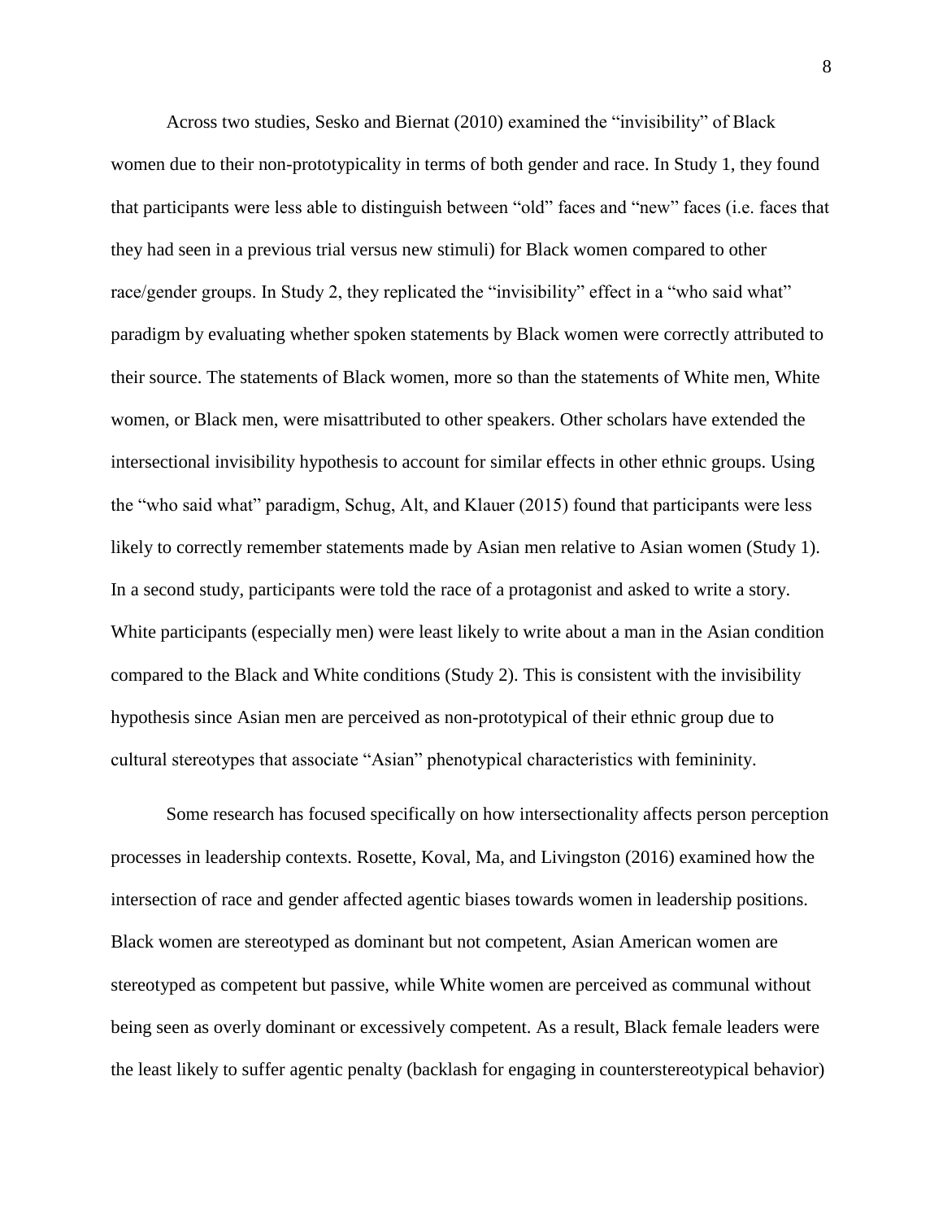Across two studies, Sesko and Biernat (2010) examined the "invisibility" of Black women due to their non-prototypicality in terms of both gender and race. In Study 1, they found that participants were less able to distinguish between "old" faces and "new" faces (i.e. faces that they had seen in a previous trial versus new stimuli) for Black women compared to other race/gender groups. In Study 2, they replicated the "invisibility" effect in a "who said what" paradigm by evaluating whether spoken statements by Black women were correctly attributed to their source. The statements of Black women, more so than the statements of White men, White women, or Black men, were misattributed to other speakers. Other scholars have extended the intersectional invisibility hypothesis to account for similar effects in other ethnic groups. Using the "who said what" paradigm, Schug, Alt, and Klauer (2015) found that participants were less likely to correctly remember statements made by Asian men relative to Asian women (Study 1). In a second study, participants were told the race of a protagonist and asked to write a story. White participants (especially men) were least likely to write about a man in the Asian condition compared to the Black and White conditions (Study 2). This is consistent with the invisibility hypothesis since Asian men are perceived as non-prototypical of their ethnic group due to cultural stereotypes that associate "Asian" phenotypical characteristics with femininity.

Some research has focused specifically on how intersectionality affects person perception processes in leadership contexts. Rosette, Koval, Ma, and Livingston (2016) examined how the intersection of race and gender affected agentic biases towards women in leadership positions. Black women are stereotyped as dominant but not competent, Asian American women are stereotyped as competent but passive, while White women are perceived as communal without being seen as overly dominant or excessively competent. As a result, Black female leaders were the least likely to suffer agentic penalty (backlash for engaging in counterstereotypical behavior)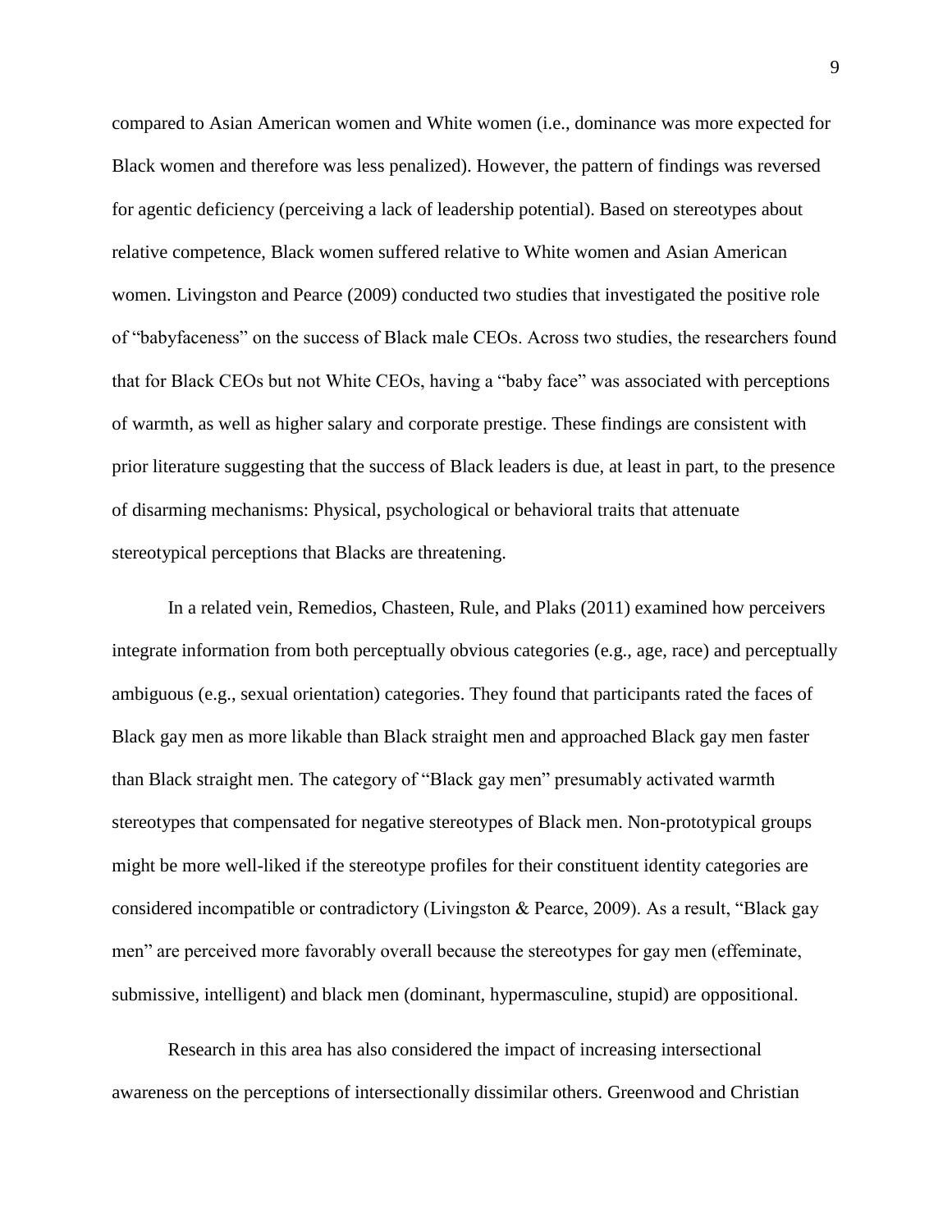compared to Asian American women and White women (i.e., dominance was more expected for Black women and therefore was less penalized). However, the pattern of findings was reversed for agentic deficiency (perceiving a lack of leadership potential). Based on stereotypes about relative competence, Black women suffered relative to White women and Asian American women. Livingston and Pearce (2009) conducted two studies that investigated the positive role of "babyfaceness" on the success of Black male CEOs. Across two studies, the researchers found that for Black CEOs but not White CEOs, having a "baby face" was associated with perceptions of warmth, as well as higher salary and corporate prestige. These findings are consistent with prior literature suggesting that the success of Black leaders is due, at least in part, to the presence of disarming mechanisms: Physical, psychological or behavioral traits that attenuate stereotypical perceptions that Blacks are threatening.

In a related vein, Remedios, Chasteen, Rule, and Plaks (2011) examined how perceivers integrate information from both perceptually obvious categories (e.g., age, race) and perceptually ambiguous (e.g., sexual orientation) categories. They found that participants rated the faces of Black gay men as more likable than Black straight men and approached Black gay men faster than Black straight men. The category of "Black gay men" presumably activated warmth stereotypes that compensated for negative stereotypes of Black men. Non-prototypical groups might be more well-liked if the stereotype profiles for their constituent identity categories are considered incompatible or contradictory (Livingston & Pearce, 2009). As a result, "Black gay men" are perceived more favorably overall because the stereotypes for gay men (effeminate, submissive, intelligent) and black men (dominant, hypermasculine, stupid) are oppositional.

Research in this area has also considered the impact of increasing intersectional awareness on the perceptions of intersectionally dissimilar others. Greenwood and Christian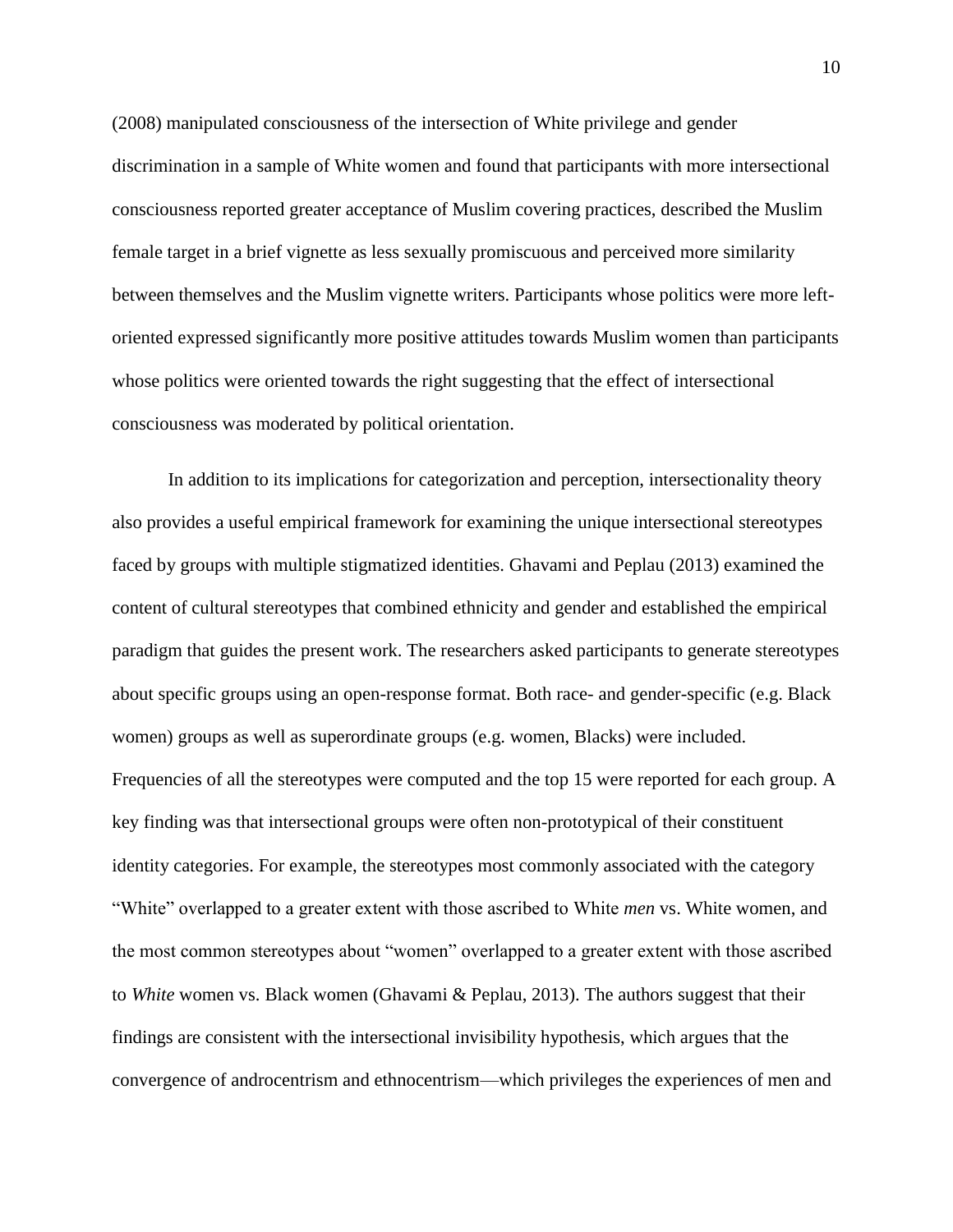(2008) manipulated consciousness of the intersection of White privilege and gender discrimination in a sample of White women and found that participants with more intersectional consciousness reported greater acceptance of Muslim covering practices, described the Muslim female target in a brief vignette as less sexually promiscuous and perceived more similarity between themselves and the Muslim vignette writers. Participants whose politics were more left-oriented expressed significantly more positive attitudes towards Muslim women than participants whose politics were oriented towards the right suggesting that the effect of intersectional consciousness was moderated by political orientation.

In addition to its implications for categorization and perception, intersectionality theory also provides a useful empirical framework for examining the unique intersectional stereotypes faced by groups with multiple stigmatized identities. Ghavami and Peplau (2013) examined the content of cultural stereotypes that combined ethnicity and gender and established the empirical paradigm that guides the present work. The researchers asked participants to generate stereotypes about specific groups using an open-response format. Both race- and gender-specific (e.g. Black women) groups as well as superordinate groups (e.g. women, Blacks) were included. Frequencies of all the stereotypes were computed and the top 15 were reported for each group. A key finding was that intersectional groups were often non-prototypical of their constituent identity categories. For example, the stereotypes most commonly associated with the category "White" overlapped to a greater extent with those ascribed to White *men* vs. White women, and the most common stereotypes about "women" overlapped to a greater extent with those ascribed to *White* women vs. Black women (Ghavami & Peplau, 2013). The authors suggest that their findings are consistent with the intersectional invisibility hypothesis, which argues that the convergence of androcentrism and ethnocentrism—which privileges the experiences of men and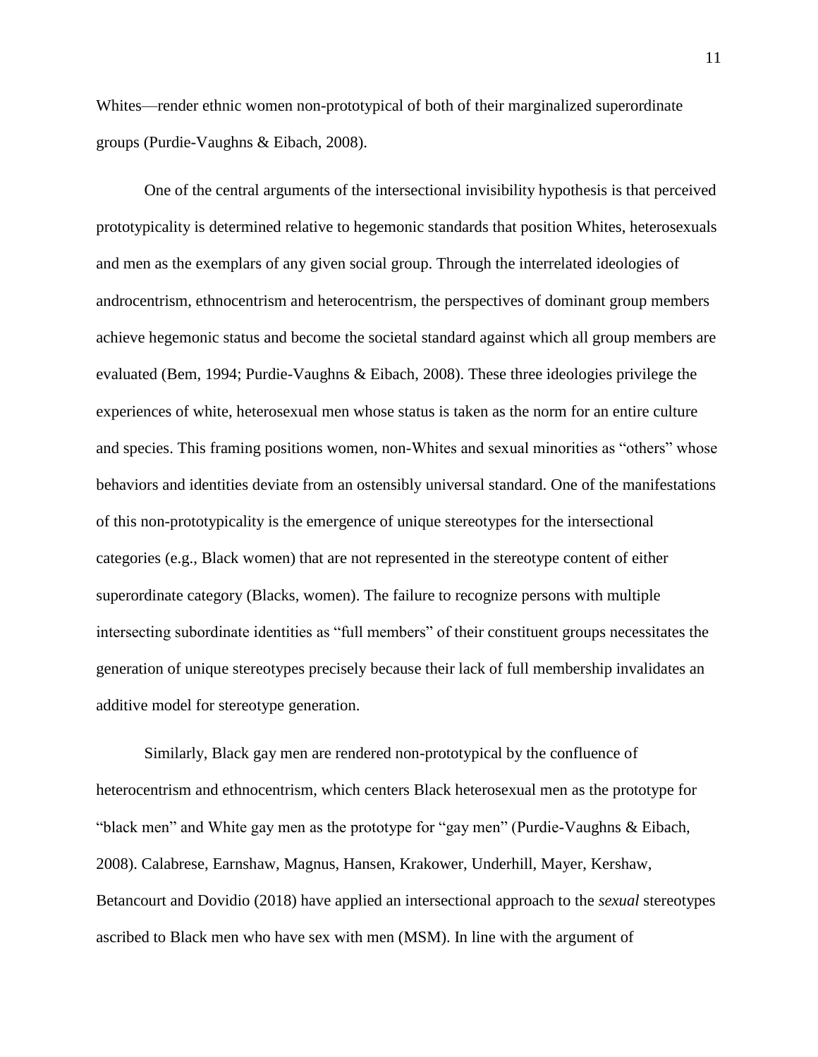Whites—render ethnic women non-prototypical of both of their marginalized superordinate groups (Purdie-Vaughns & Eibach, 2008).

One of the central arguments of the intersectional invisibility hypothesis is that perceived prototypicality is determined relative to hegemonic standards that position Whites, heterosexuals and men as the exemplars of any given social group. Through the interrelated ideologies of androcentrism, ethnocentrism and heterocentrism, the perspectives of dominant group members achieve hegemonic status and become the societal standard against which all group members are evaluated (Bem, 1994; Purdie-Vaughns & Eibach, 2008). These three ideologies privilege the experiences of white, heterosexual men whose status is taken as the norm for an entire culture and species. This framing positions women, non-Whites and sexual minorities as "others" whose behaviors and identities deviate from an ostensibly universal standard. One of the manifestations of this non-prototypicality is the emergence of unique stereotypes for the intersectional categories (e.g., Black women) that are not represented in the stereotype content of either superordinate category (Blacks, women). The failure to recognize persons with multiple intersecting subordinate identities as "full members" of their constituent groups necessitates the generation of unique stereotypes precisely because their lack of full membership invalidates an additive model for stereotype generation.

Similarly, Black gay men are rendered non-prototypical by the confluence of heterocentrism and ethnocentrism, which centers Black heterosexual men as the prototype for "black men" and White gay men as the prototype for "gay men" (Purdie-Vaughns & Eibach, 2008). Calabrese, Earnshaw, Magnus, Hansen, Krakower, Underhill, Mayer, Kershaw, Betancourt and Dovidio (2018) have applied an intersectional approach to the *sexual* stereotypes ascribed to Black men who have sex with men (MSM). In line with the argument of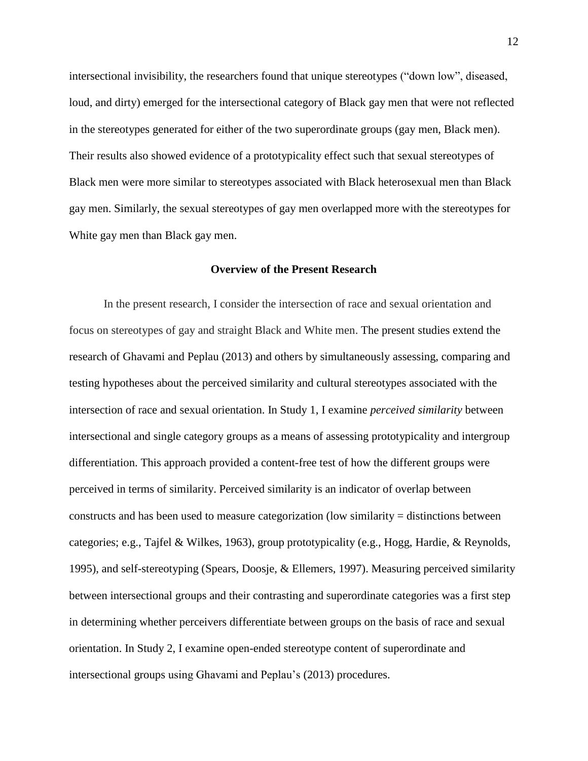intersectional invisibility, the researchers found that unique stereotypes ("down low", diseased, loud, and dirty) emerged for the intersectional category of Black gay men that were not reflected in the stereotypes generated for either of the two superordinate groups (gay men, Black men). Their results also showed evidence of a prototypicality effect such that sexual stereotypes of Black men were more similar to stereotypes associated with Black heterosexual men than Black gay men. Similarly, the sexual stereotypes of gay men overlapped more with the stereotypes for White gay men than Black gay men.

## Overview of the Present Research

In the present research, I consider the intersection of race and sexual orientation and focus on stereotypes of gay and straight Black and White men. The present studies extend the research of Ghavami and Peplau (2013) and others by simultaneously assessing, comparing and testing hypotheses about the perceived similarity and cultural stereotypes associated with the intersection of race and sexual orientation. In Study 1, I examine *perceived similarity* between intersectional and single category groups as a means of assessing prototypicality and intergroup differentiation. This approach provided a content-free test of how the different groups were perceived in terms of similarity. Perceived similarity is an indicator of overlap between constructs and has been used to measure categorization (low similarity = distinctions between categories; e.g., Tajfel & Wilkes, 1963), group prototypicality (e.g., Hogg, Hardie, & Reynolds, 1995), and self-stereotyping (Spears, Doosje, & Ellemers, 1997). Measuring perceived similarity between intersectional groups and their contrasting and superordinate categories was a first step in determining whether perceivers differentiate between groups on the basis of race and sexual orientation. In Study 2, I examine open-ended stereotype content of superordinate and intersectional groups using Ghavami and Peplau's (2013) procedures.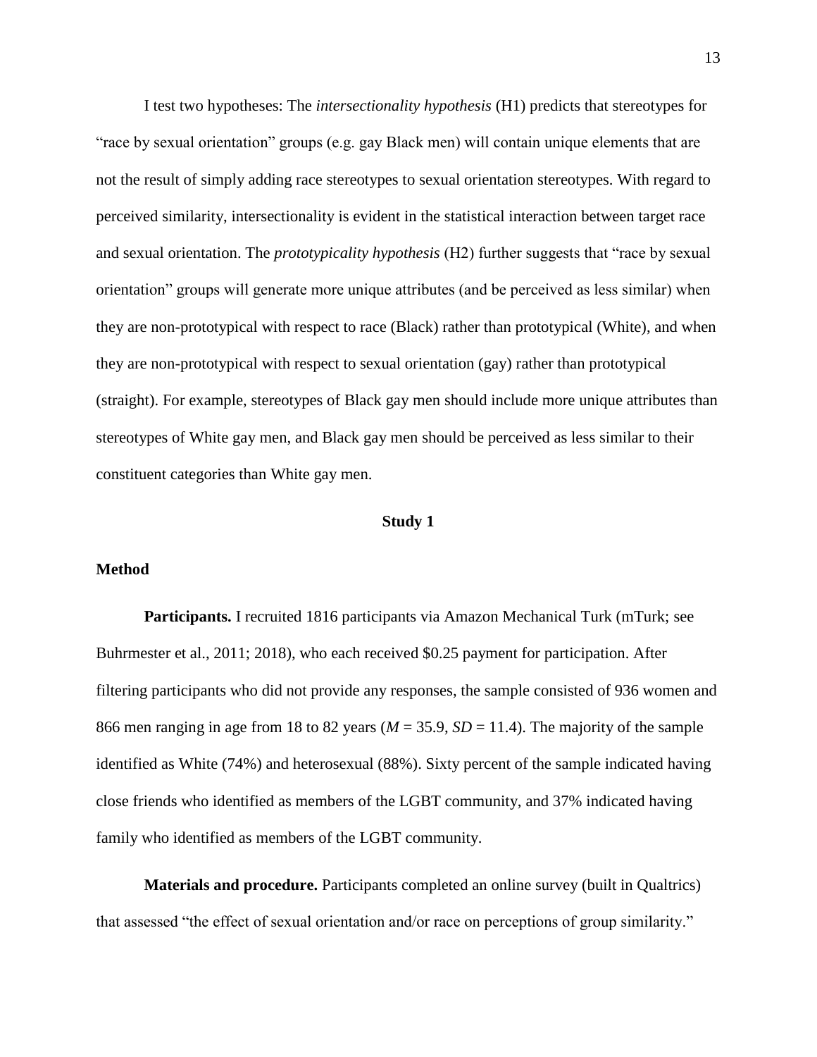I test two hypotheses: The *intersectionality hypothesis* (H1) predicts that stereotypes for "race by sexual orientation" groups (e.g. gay Black men) will contain unique elements that are not the result of simply adding race stereotypes to sexual orientation stereotypes. With regard to perceived similarity, intersectionality is evident in the statistical interaction between target race and sexual orientation. The *prototypicality hypothesis* (H2) further suggests that "race by sexual orientation" groups will generate more unique attributes (and be perceived as less similar) when they are non-prototypical with respect to race (Black) rather than prototypical (White), and when they are non-prototypical with respect to sexual orientation (gay) rather than prototypical (straight). For example, stereotypes of Black gay men should include more unique attributes than stereotypes of White gay men, and Black gay men should be perceived as less similar to their constituent categories than White gay men.

## Study 1

### Method

**Participants.** I recruited 1816 participants via Amazon Mechanical Turk (mTurk; see Buhrmester et al., 2011; 2018), who each received \$0.25 payment for participation. After filtering participants who did not provide any responses, the sample consisted of 936 women and 866 men ranging in age from 18 to 82 years ($M$ = 35.9, $SD$ = 11.4). The majority of the sample identified as White (74%) and heterosexual (88%). Sixty percent of the sample indicated having close friends who identified as members of the LGBT community, and 37% indicated having family who identified as members of the LGBT community.

**Materials and procedure.** Participants completed an online survey (built in Qualtrics) that assessed "the effect of sexual orientation and/or race on perceptions of group similarity."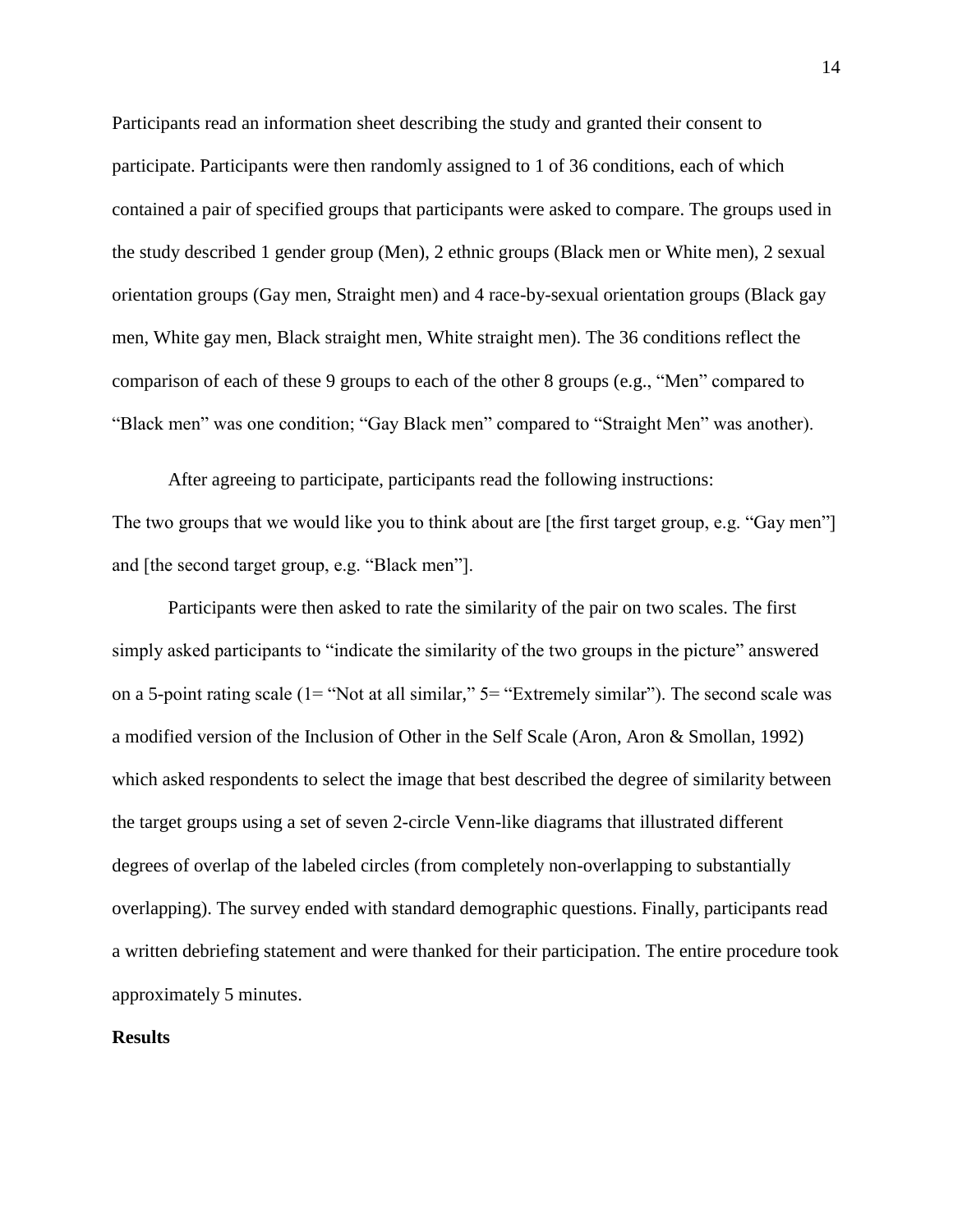Participants read an information sheet describing the study and granted their consent to participate. Participants were then randomly assigned to 1 of 36 conditions, each of which contained a pair of specified groups that participants were asked to compare. The groups used in the study described 1 gender group (Men), 2 ethnic groups (Black men or White men), 2 sexual orientation groups (Gay men, Straight men) and 4 race-by-sexual orientation groups (Black gay men, White gay men, Black straight men, White straight men). The 36 conditions reflect the comparison of each of these 9 groups to each of the other 8 groups (e.g., "Men" compared to "Black men" was one condition; "Gay Black men" compared to "Straight Men" was another).

After agreeing to participate, participants read the following instructions:

The two groups that we would like you to think about are [the first target group, e.g. "Gay men"] and [the second target group, e.g. "Black men"].

Participants were then asked to rate the similarity of the pair on two scales. The first simply asked participants to "indicate the similarity of the two groups in the picture" answered on a 5-point rating scale (1= "Not at all similar," 5= "Extremely similar"). The second scale was a modified version of the Inclusion of Other in the Self Scale (Aron, Aron & Smollan, 1992) which asked respondents to select the image that best described the degree of similarity between the target groups using a set of seven 2-circle Venn-like diagrams that illustrated different degrees of overlap of the labeled circles (from completely non-overlapping to substantially overlapping). The survey ended with standard demographic questions. Finally, participants read a written debriefing statement and were thanked for their participation. The entire procedure took approximately 5 minutes.

**Results**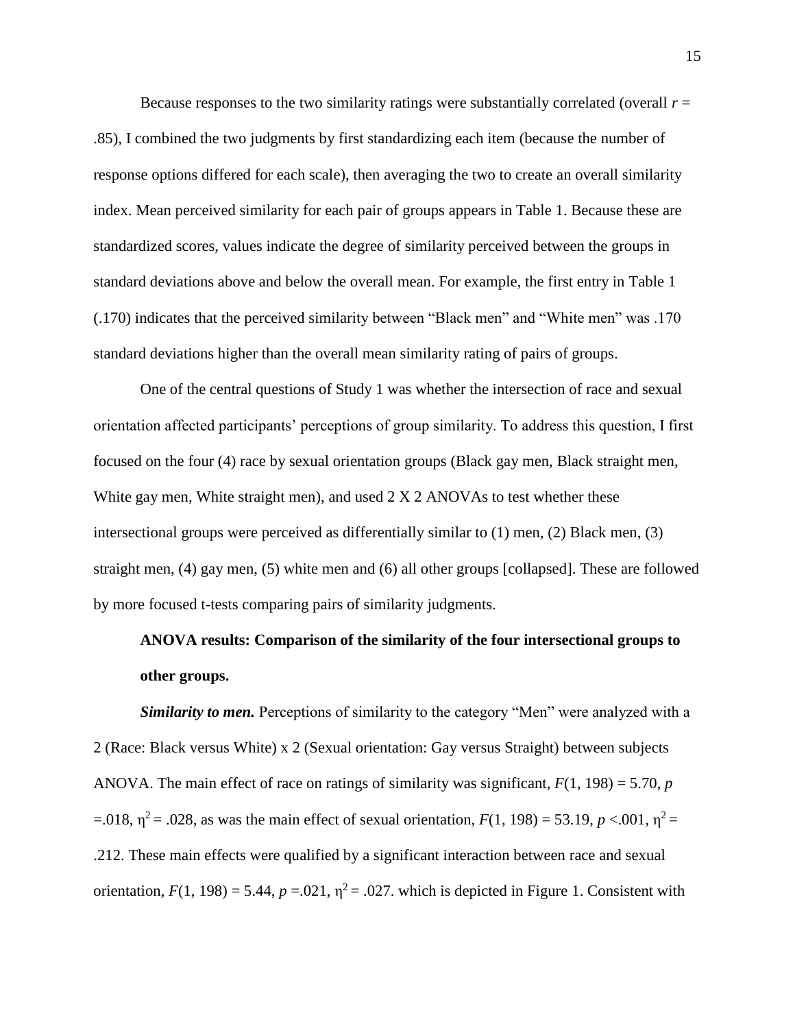Because responses to the two similarity ratings were substantially correlated (overall $r$ = .85), I combined the two judgments by first standardizing each item (because the number of response options differed for each scale), then averaging the two to create an overall similarity index. Mean perceived similarity for each pair of groups appears in Table 1. Because these are standardized scores, values indicate the degree of similarity perceived between the groups in standard deviations above and below the overall mean. For example, the first entry in Table 1 (.170) indicates that the perceived similarity between "Black men" and "White men" was .170 standard deviations higher than the overall mean similarity rating of pairs of groups.

One of the central questions of Study 1 was whether the intersection of race and sexual orientation affected participants' perceptions of group similarity. To address this question, I first focused on the four (4) race by sexual orientation groups (Black gay men, Black straight men, White gay men, White straight men), and used 2 X 2 ANOVAs to test whether these intersectional groups were perceived as differentially similar to (1) men, (2) Black men, (3) straight men, (4) gay men, (5) white men and (6) all other groups [collapsed]. These are followed by more focused t-tests comparing pairs of similarity judgments.

### ANOVA results: Comparison of the similarity of the four intersectional groups to other groups.

***Similarity to men.*** Perceptions of similarity to the category "Men" were analyzed with a 2 (Race: Black versus White) x 2 (Sexual orientation: Gay versus Straight) between subjects ANOVA. The main effect of race on ratings of similarity was significant, $F(1, 198) = 5.70$, $p = .018$, $\eta^2 = .028$, as was the main effect of sexual orientation, $F(1, 198) = 53.19$, $p < .001$, $\eta^2 = .212$. These main effects were qualified by a significant interaction between race and sexual orientation, $F(1, 198) = 5.44$, $p = .021$, $\eta^2 = .027$. which is depicted in Figure 1. Consistent with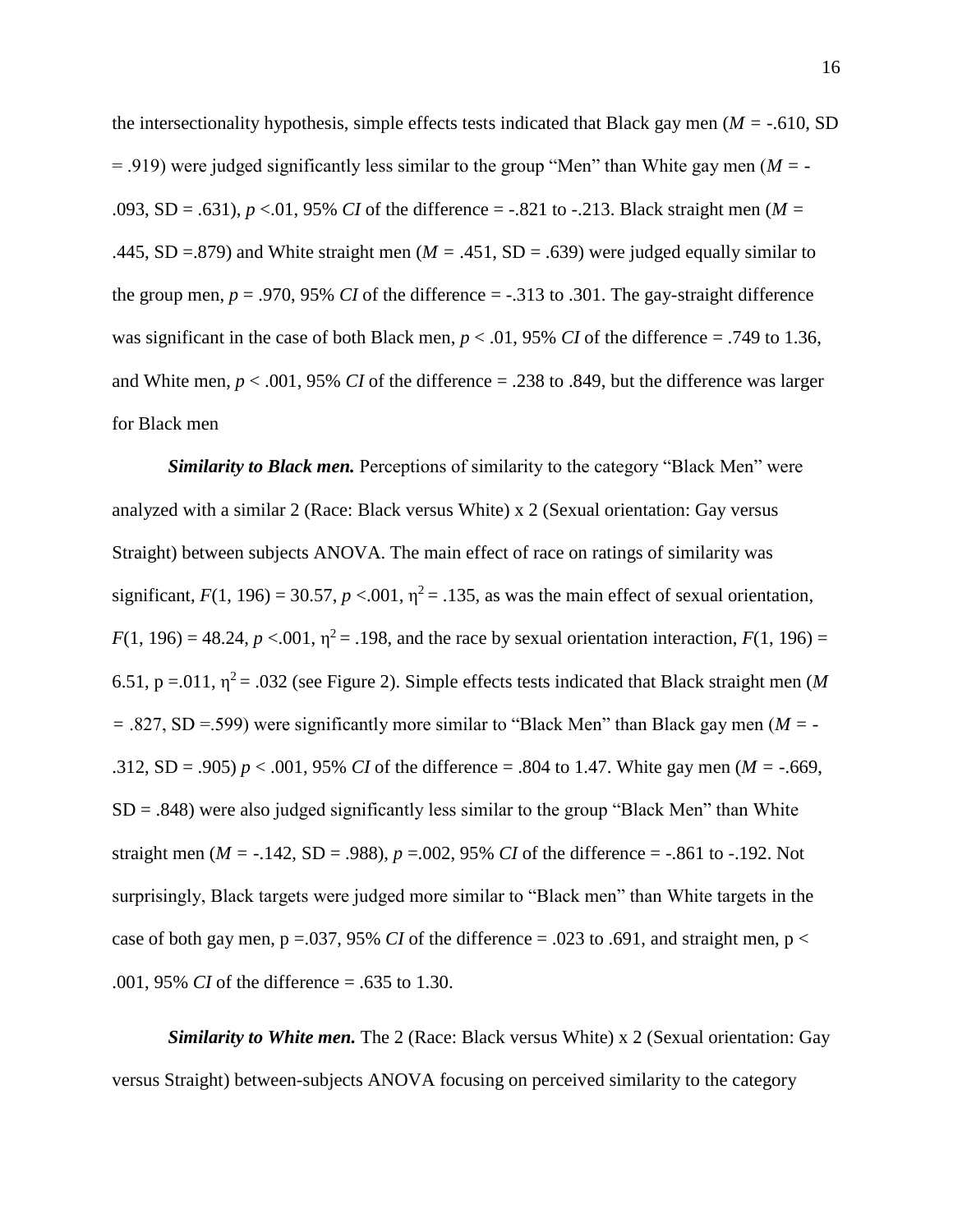the intersectionality hypothesis, simple effects tests indicated that Black gay men ($M = -.610$, SD $= .919$) were judged significantly less similar to the group "Men" than White gay men ($M = -.093$, SD $= .631$), $p <.01$, 95% *CI* of the difference = -.821 to -.213. Black straight men ($M = .445$, SD $=.879$) and White straight men ($M = .451$, SD $= .639$) were judged equally similar to the group men, $p = .970$, 95% *CI* of the difference = -.313 to .301. The gay-straight difference was significant in the case of both Black men, $p < .01$, 95% *CI* of the difference = .749 to 1.36, and White men, $p < .001$, 95% *CI* of the difference = .238 to .849, but the difference was larger for Black men

***Similarity to Black men.*** Perceptions of similarity to the category "Black Men" were analyzed with a similar 2 (Race: Black versus White) x 2 (Sexual orientation: Gay versus Straight) between subjects ANOVA. The main effect of race on ratings of similarity was significant, $F(1, 196) = 30.57$, $p <.001$, $\eta^2 = .135$, as was the main effect of sexual orientation, $F(1, 196) = 48.24$, $p <.001$, $\eta^2 = .198$, and the race by sexual orientation interaction, $F(1, 196) = 6.51$, $p =.011$, $\eta^2 = .032$ (see Figure 2). Simple effects tests indicated that Black straight men ($M = .827$, SD $=.599$) were significantly more similar to "Black Men" than Black gay men ($M = -.312$, SD $= .905$) $p < .001$, 95% *CI* of the difference = .804 to 1.47. White gay men ($M = -.669$, SD $= .848$) were also judged significantly less similar to the group "Black Men" than White straight men ($M = -.142$, SD $= .988$), $p =.002$, 95% *CI* of the difference = -.861 to -.192. Not surprisingly, Black targets were judged more similar to "Black men" than White targets in the case of both gay men, $p =.037$, 95% *CI* of the difference = .023 to .691, and straight men, $p < .001$, 95% *CI* of the difference = .635 to 1.30.

***Similarity to White men.*** The 2 (Race: Black versus White) x 2 (Sexual orientation: Gay versus Straight) between-subjects ANOVA focusing on perceived similarity to the category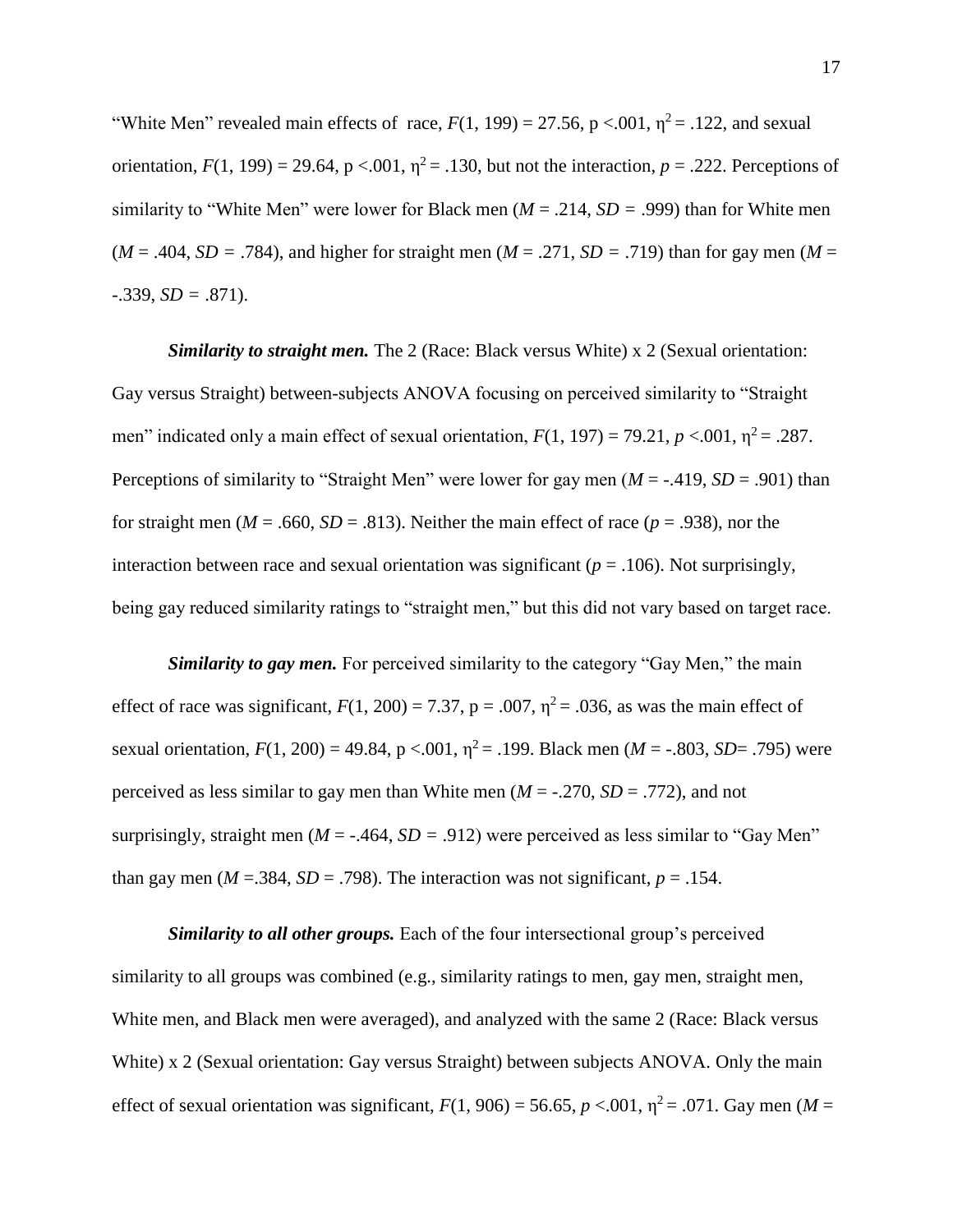"White Men" revealed main effects of race, $F(1, 199) = 27.56$, $p < .001$, $\eta^2 = .122$, and sexual orientation, $F(1, 199) = 29.64$, $p < .001$, $\eta^2 = .130$, but not the interaction, $p = .222$. Perceptions of similarity to "White Men" were lower for Black men ($M = .214$, $SD = .999$) than for White men ($M = .404$, $SD = .784$), and higher for straight men ($M = .271$, $SD = .719$) than for gay men ($M = -.339$, $SD = .871$).

***Similarity to straight men.*** The 2 (Race: Black versus White) x 2 (Sexual orientation: Gay versus Straight) between-subjects ANOVA focusing on perceived similarity to "Straight men" indicated only a main effect of sexual orientation, $F(1, 197) = 79.21$, $p < .001$, $\eta^2 = .287$. Perceptions of similarity to "Straight Men" were lower for gay men ($M = -.419$, $SD = .901$) than for straight men ($M = .660$, $SD = .813$). Neither the main effect of race ($p = .938$), nor the interaction between race and sexual orientation was significant ($p = .106$). Not surprisingly, being gay reduced similarity ratings to "straight men," but this did not vary based on target race.

***Similarity to gay men.*** For perceived similarity to the category "Gay Men," the main effect of race was significant, $F(1, 200) = 7.37$, $p = .007$, $\eta^2 = .036$, as was the main effect of sexual orientation, $F(1, 200) = 49.84$, $p < .001$, $\eta^2 = .199$. Black men ($M = -.803$, $SD = .795$) were perceived as less similar to gay men than White men ($M = -.270$, $SD = .772$), and not surprisingly, straight men ($M = -.464$, $SD = .912$) were perceived as less similar to "Gay Men" than gay men ($M = .384$, $SD = .798$). The interaction was not significant, $p = .154$.

***Similarity to all other groups.*** Each of the four intersectional group's perceived similarity to all groups was combined (e.g., similarity ratings to men, gay men, straight men, White men, and Black men were averaged), and analyzed with the same 2 (Race: Black versus White) x 2 (Sexual orientation: Gay versus Straight) between subjects ANOVA. Only the main effect of sexual orientation was significant, $F(1, 906) = 56.65$, $p < .001$, $\eta^2 = .071$. Gay men ($M =$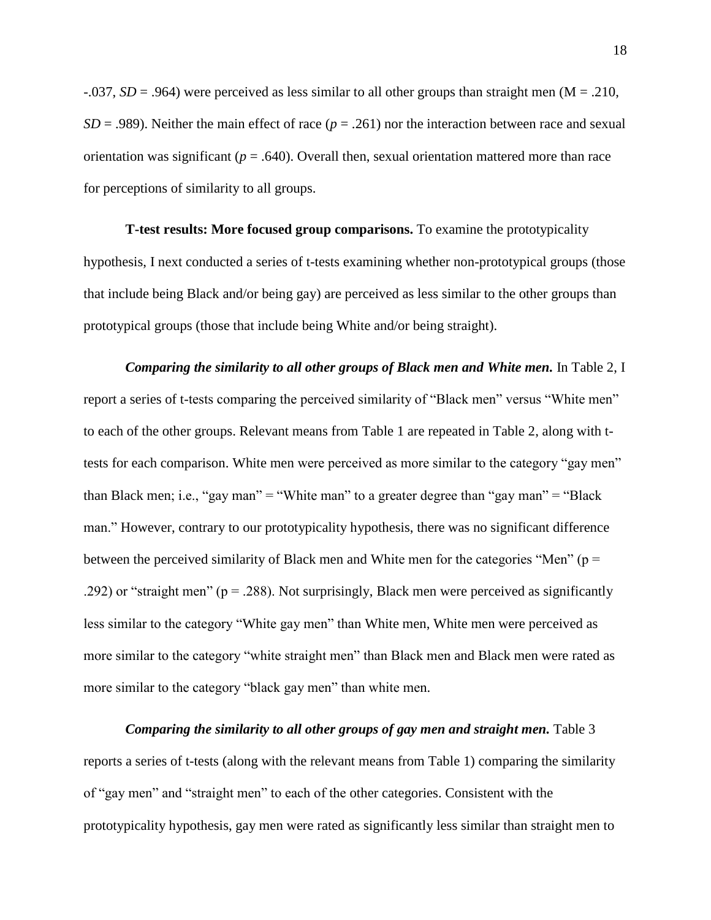-.037, $SD$ = .964) were perceived as less similar to all other groups than straight men (M = .210, $SD$ = .989). Neither the main effect of race ($p$ = .261) nor the interaction between race and sexual orientation was significant ($p$ = .640). Overall then, sexual orientation mattered more than race for perceptions of similarity to all groups.

**T-test results: More focused group comparisons.** To examine the prototypicality hypothesis, I next conducted a series of t-tests examining whether non-prototypical groups (those that include being Black and/or being gay) are perceived as less similar to the other groups than prototypical groups (those that include being White and/or being straight).

***Comparing the similarity to all other groups of Black men and White men.*** In Table 2, I report a series of t-tests comparing the perceived similarity of "Black men" versus "White men" to each of the other groups. Relevant means from Table 1 are repeated in Table 2, along with t-tests for each comparison. White men were perceived as more similar to the category "gay men" than Black men; i.e., "gay man" = "White man" to a greater degree than "gay man" = "Black man." However, contrary to our prototypicality hypothesis, there was no significant difference between the perceived similarity of Black men and White men for the categories "Men" (p = .292) or "straight men" (p = .288). Not surprisingly, Black men were perceived as significantly less similar to the category "White gay men" than White men, White men were perceived as more similar to the category "white straight men" than Black men and Black men were rated as more similar to the category "black gay men" than white men.

***Comparing the similarity to all other groups of gay men and straight men.*** Table 3 reports a series of t-tests (along with the relevant means from Table 1) comparing the similarity of "gay men" and "straight men" to each of the other categories. Consistent with the prototypicality hypothesis, gay men were rated as significantly less similar than straight men to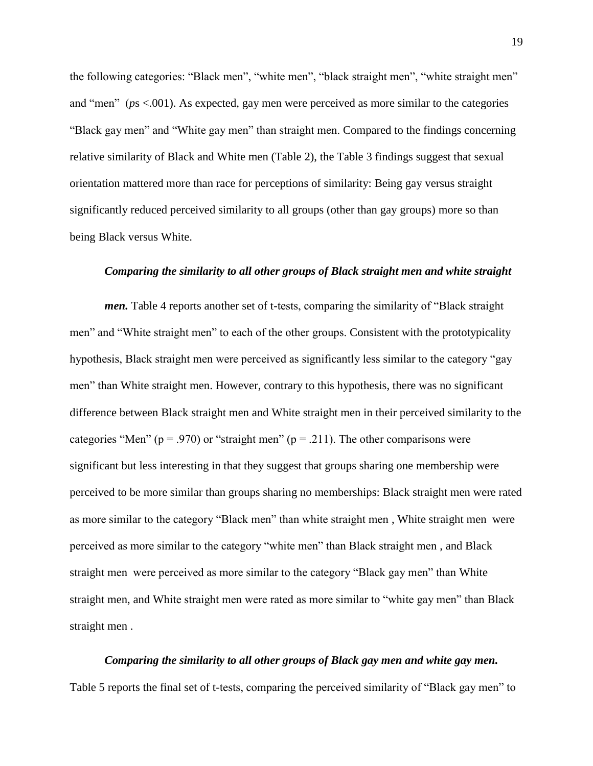the following categories: "Black men", "white men", "black straight men", "white straight men" and "men" (*p*s <.001). As expected, gay men were perceived as more similar to the categories "Black gay men" and "White gay men" than straight men. Compared to the findings concerning relative similarity of Black and White men (Table 2), the Table 3 findings suggest that sexual orientation mattered more than race for perceptions of similarity: Being gay versus straight significantly reduced perceived similarity to all groups (other than gay groups) more so than being Black versus White.

***Comparing the similarity to all other groups of Black straight men and white straight men.*** Table 4 reports another set of t-tests, comparing the similarity of "Black straight men" and "White straight men" to each of the other groups. Consistent with the prototypicality hypothesis, Black straight men were perceived as significantly less similar to the category "gay men" than White straight men. However, contrary to this hypothesis, there was no significant difference between Black straight men and White straight men in their perceived similarity to the categories "Men" ($p = .970$) or "straight men" ($p = .211$). The other comparisons were significant but less interesting in that they suggest that groups sharing one membership were perceived to be more similar than groups sharing no memberships: Black straight men were rated as more similar to the category "Black men" than white straight men , White straight men were perceived as more similar to the category "white men" than Black straight men , and Black straight men were perceived as more similar to the category "Black gay men" than White straight men, and White straight men were rated as more similar to "white gay men" than Black straight men .

***Comparing the similarity to all other groups of Black gay men and white gay men.*** Table 5 reports the final set of t-tests, comparing the perceived similarity of "Black gay men" to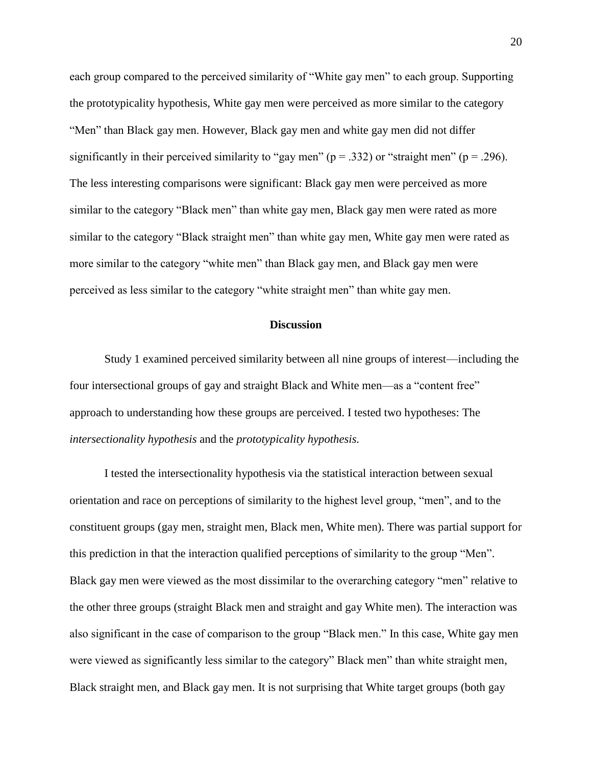each group compared to the perceived similarity of "White gay men" to each group. Supporting the prototypicality hypothesis, White gay men were perceived as more similar to the category "Men" than Black gay men. However, Black gay men and white gay men did not differ significantly in their perceived similarity to "gay men" ($p = .332$) or "straight men" ($p = .296$). The less interesting comparisons were significant: Black gay men were perceived as more similar to the category "Black men" than white gay men, Black gay men were rated as more similar to the category "Black straight men" than white gay men, White gay men were rated as more similar to the category "white men" than Black gay men, and Black gay men were perceived as less similar to the category "white straight men" than white gay men.

## Discussion

Study 1 examined perceived similarity between all nine groups of interest—including the four intersectional groups of gay and straight Black and White men—as a "content free" approach to understanding how these groups are perceived. I tested two hypotheses: The *intersectionality hypothesis* and the *prototypicality hypothesis.*

I tested the intersectionality hypothesis via the statistical interaction between sexual orientation and race on perceptions of similarity to the highest level group, "men", and to the constituent groups (gay men, straight men, Black men, White men). There was partial support for this prediction in that the interaction qualified perceptions of similarity to the group "Men". Black gay men were viewed as the most dissimilar to the overarching category "men" relative to the other three groups (straight Black men and straight and gay White men). The interaction was also significant in the case of comparison to the group "Black men." In this case, White gay men were viewed as significantly less similar to the category" Black men" than white straight men, Black straight men, and Black gay men. It is not surprising that White target groups (both gay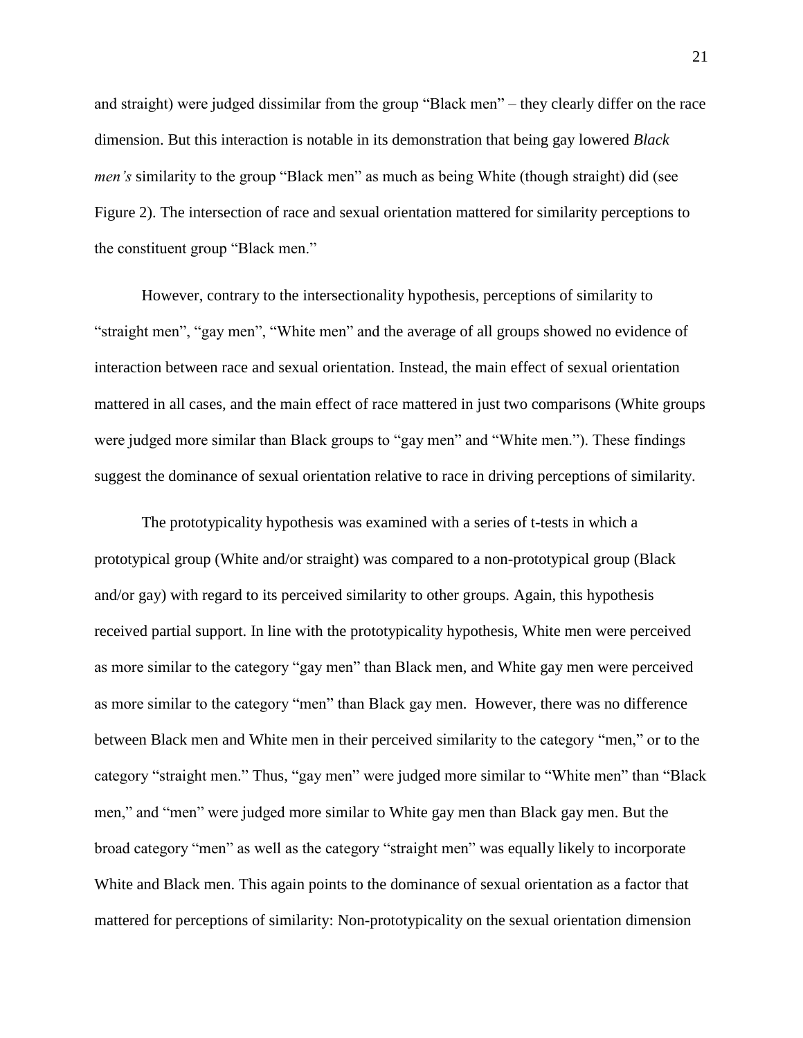and straight) were judged dissimilar from the group "Black men" – they clearly differ on the race dimension. But this interaction is notable in its demonstration that being gay lowered *Black men's* similarity to the group "Black men" as much as being White (though straight) did (see Figure 2). The intersection of race and sexual orientation mattered for similarity perceptions to the constituent group "Black men."

However, contrary to the intersectionality hypothesis, perceptions of similarity to "straight men", "gay men", "White men" and the average of all groups showed no evidence of interaction between race and sexual orientation. Instead, the main effect of sexual orientation mattered in all cases, and the main effect of race mattered in just two comparisons (White groups were judged more similar than Black groups to "gay men" and "White men."). These findings suggest the dominance of sexual orientation relative to race in driving perceptions of similarity.

The prototypicality hypothesis was examined with a series of t-tests in which a prototypical group (White and/or straight) was compared to a non-prototypical group (Black and/or gay) with regard to its perceived similarity to other groups. Again, this hypothesis received partial support. In line with the prototypicality hypothesis, White men were perceived as more similar to the category "gay men" than Black men, and White gay men were perceived as more similar to the category "men" than Black gay men. However, there was no difference between Black men and White men in their perceived similarity to the category "men," or to the category "straight men." Thus, "gay men" were judged more similar to "White men" than "Black men," and "men" were judged more similar to White gay men than Black gay men. But the broad category "men" as well as the category "straight men" was equally likely to incorporate White and Black men. This again points to the dominance of sexual orientation as a factor that mattered for perceptions of similarity: Non-prototypicality on the sexual orientation dimension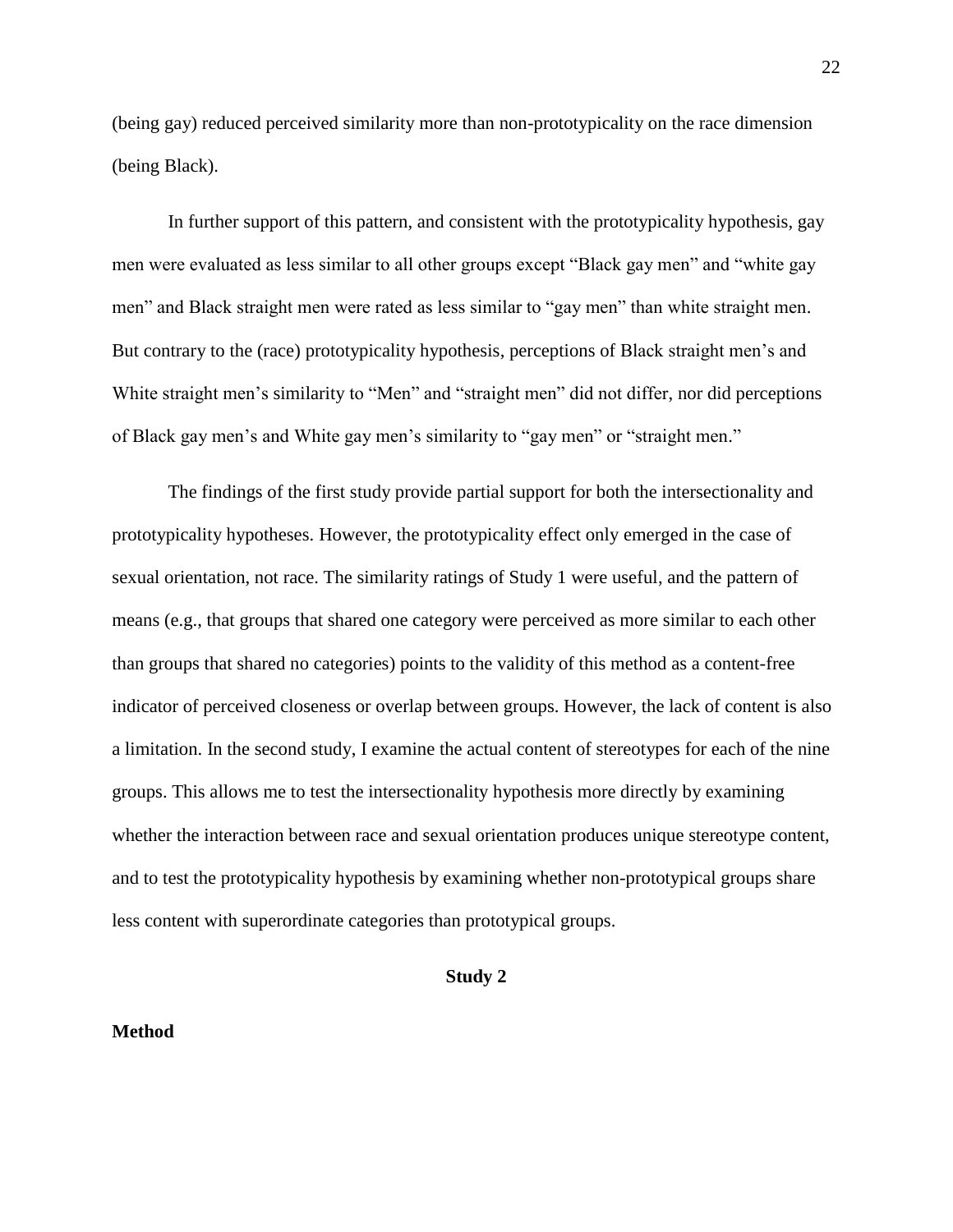(being gay) reduced perceived similarity more than non-prototypicality on the race dimension (being Black).

In further support of this pattern, and consistent with the prototypicality hypothesis, gay men were evaluated as less similar to all other groups except "Black gay men" and "white gay men" and Black straight men were rated as less similar to "gay men" than white straight men. But contrary to the (race) prototypicality hypothesis, perceptions of Black straight men's and White straight men's similarity to "Men" and "straight men" did not differ, nor did perceptions of Black gay men's and White gay men's similarity to "gay men" or "straight men."

The findings of the first study provide partial support for both the intersectionality and prototypicality hypotheses. However, the prototypicality effect only emerged in the case of sexual orientation, not race. The similarity ratings of Study 1 were useful, and the pattern of means (e.g., that groups that shared one category were perceived as more similar to each other than groups that shared no categories) points to the validity of this method as a content-free indicator of perceived closeness or overlap between groups. However, the lack of content is also a limitation. In the second study, I examine the actual content of stereotypes for each of the nine groups. This allows me to test the intersectionality hypothesis more directly by examining whether the interaction between race and sexual orientation produces unique stereotype content, and to test the prototypicality hypothesis by examining whether non-prototypical groups share less content with superordinate categories than prototypical groups.

## Study 2

### Method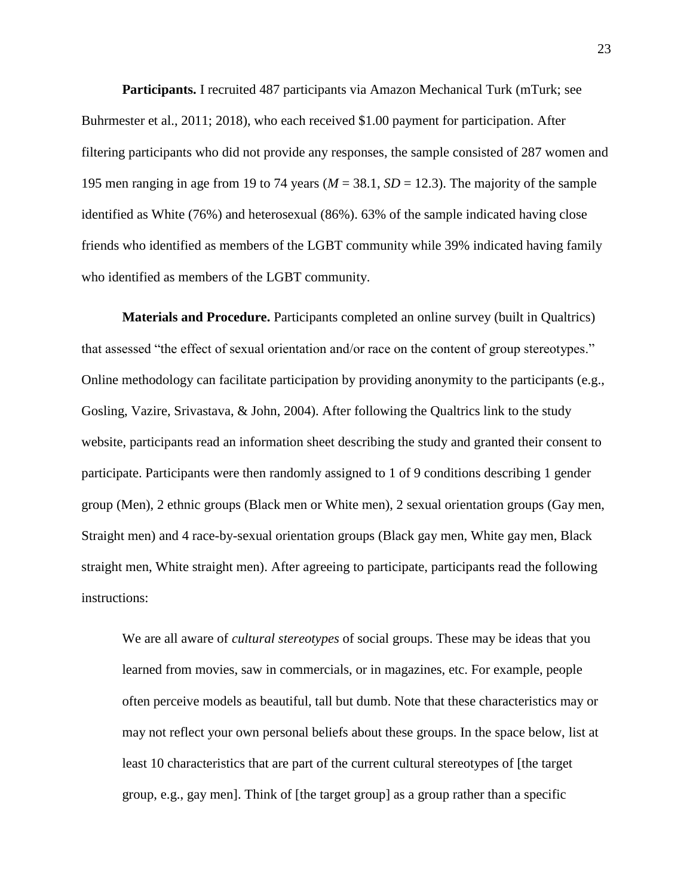**Participants.** I recruited 487 participants via Amazon Mechanical Turk (mTurk; see Buhrmester et al., 2011; 2018), who each received $1.00 payment for participation. After filtering participants who did not provide any responses, the sample consisted of 287 women and 195 men ranging in age from 19 to 74 years (*M* = 38.1, *SD* = 12.3). The majority of the sample identified as White (76%) and heterosexual (86%). 63% of the sample indicated having close friends who identified as members of the LGBT community while 39% indicated having family who identified as members of the LGBT community.

**Materials and Procedure.** Participants completed an online survey (built in Qualtrics) that assessed "the effect of sexual orientation and/or race on the content of group stereotypes." Online methodology can facilitate participation by providing anonymity to the participants (e.g., Gosling, Vazire, Srivastava, & John, 2004). After following the Qualtrics link to the study website, participants read an information sheet describing the study and granted their consent to participate. Participants were then randomly assigned to 1 of 9 conditions describing 1 gender group (Men), 2 ethnic groups (Black men or White men), 2 sexual orientation groups (Gay men, Straight men) and 4 race-by-sexual orientation groups (Black gay men, White gay men, Black straight men, White straight men). After agreeing to participate, participants read the following instructions:

> We are all aware of *cultural stereotypes* of social groups. These may be ideas that you learned from movies, saw in commercials, or in magazines, etc. For example, people often perceive models as beautiful, tall but dumb. Note that these characteristics may or may not reflect your own personal beliefs about these groups. In the space below, list at least 10 characteristics that are part of the current cultural stereotypes of [the target group, e.g., gay men]. Think of [the target group] as a group rather than a specific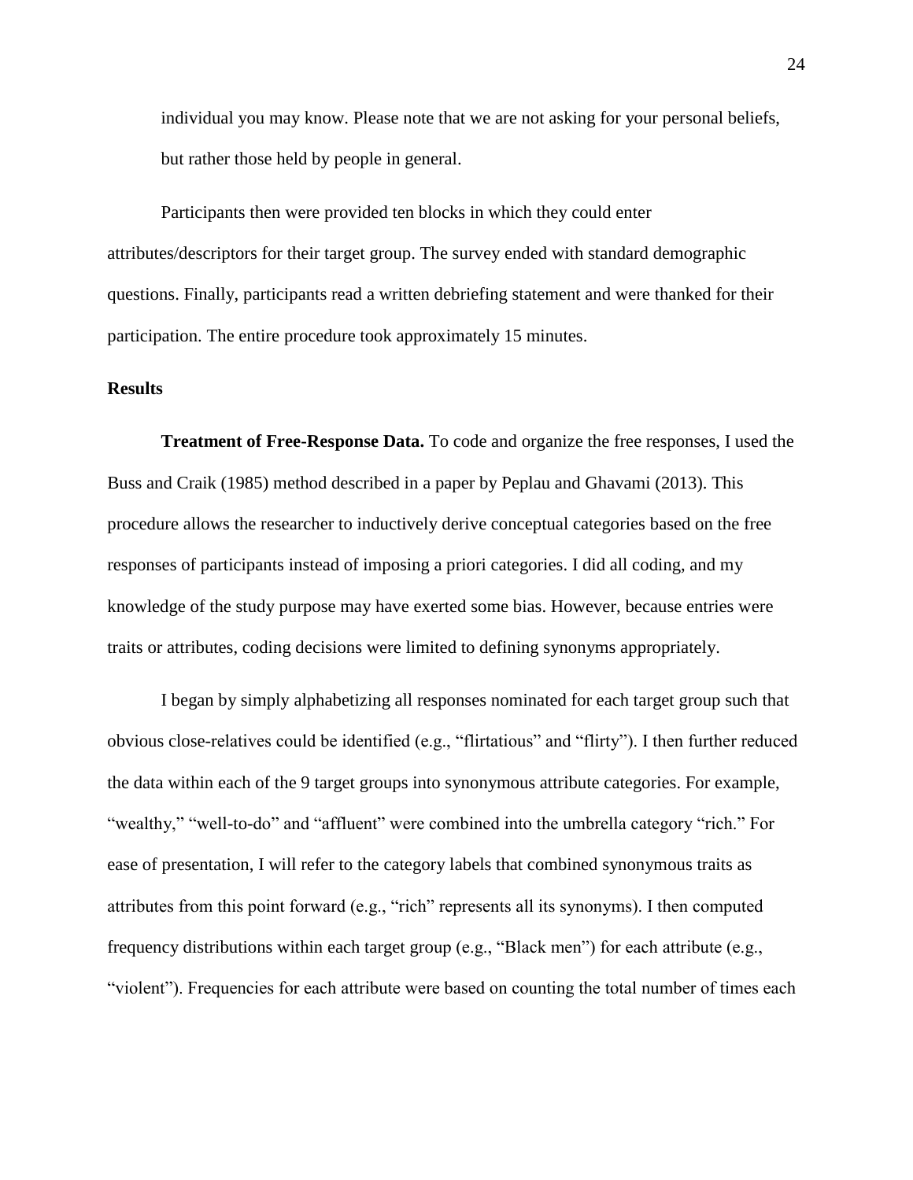individual you may know. Please note that we are not asking for your personal beliefs, but rather those held by people in general.

Participants then were provided ten blocks in which they could enter attributes/descriptors for their target group. The survey ended with standard demographic questions. Finally, participants read a written debriefing statement and were thanked for their participation. The entire procedure took approximately 15 minutes.

## Results

**Treatment of Free-Response Data.** To code and organize the free responses, I used the Buss and Craik (1985) method described in a paper by Peplau and Ghavami (2013). This procedure allows the researcher to inductively derive conceptual categories based on the free responses of participants instead of imposing a priori categories. I did all coding, and my knowledge of the study purpose may have exerted some bias. However, because entries were traits or attributes, coding decisions were limited to defining synonyms appropriately.

I began by simply alphabetizing all responses nominated for each target group such that obvious close-relatives could be identified (e.g., "flirtatious" and "flirty"). I then further reduced the data within each of the 9 target groups into synonymous attribute categories. For example, "wealthy," "well-to-do" and "affluent" were combined into the umbrella category "rich." For ease of presentation, I will refer to the category labels that combined synonymous traits as attributes from this point forward (e.g., "rich" represents all its synonyms). I then computed frequency distributions within each target group (e.g., "Black men") for each attribute (e.g., "violent"). Frequencies for each attribute were based on counting the total number of times each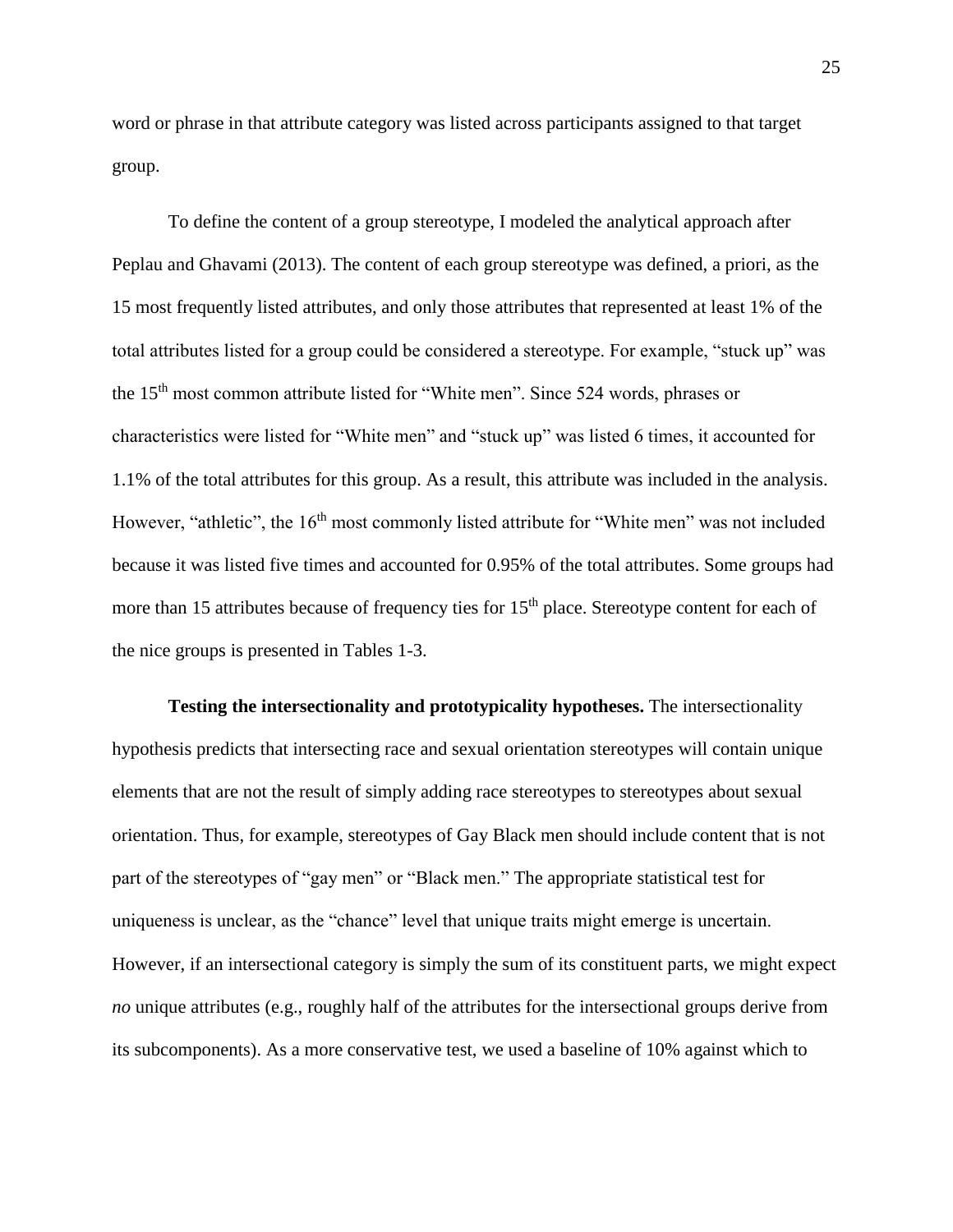word or phrase in that attribute category was listed across participants assigned to that target group.

To define the content of a group stereotype, I modeled the analytical approach after Peplau and Ghavami (2013). The content of each group stereotype was defined, a priori, as the 15 most frequently listed attributes, and only those attributes that represented at least 1% of the total attributes listed for a group could be considered a stereotype. For example, "stuck up" was the 15th most common attribute listed for "White men". Since 524 words, phrases or characteristics were listed for "White men" and "stuck up" was listed 6 times, it accounted for 1.1% of the total attributes for this group. As a result, this attribute was included in the analysis. However, "athletic", the 16th most commonly listed attribute for "White men" was not included because it was listed five times and accounted for 0.95% of the total attributes. Some groups had more than 15 attributes because of frequency ties for 15th place. Stereotype content for each of the nice groups is presented in Tables 1-3.

**Testing the intersectionality and prototypicality hypotheses.** The intersectionality hypothesis predicts that intersecting race and sexual orientation stereotypes will contain unique elements that are not the result of simply adding race stereotypes to stereotypes about sexual orientation. Thus, for example, stereotypes of Gay Black men should include content that is not part of the stereotypes of "gay men" or "Black men." The appropriate statistical test for uniqueness is unclear, as the "chance" level that unique traits might emerge is uncertain. However, if an intersectional category is simply the sum of its constituent parts, we might expect *no* unique attributes (e.g., roughly half of the attributes for the intersectional groups derive from its subcomponents). As a more conservative test, we used a baseline of 10% against which to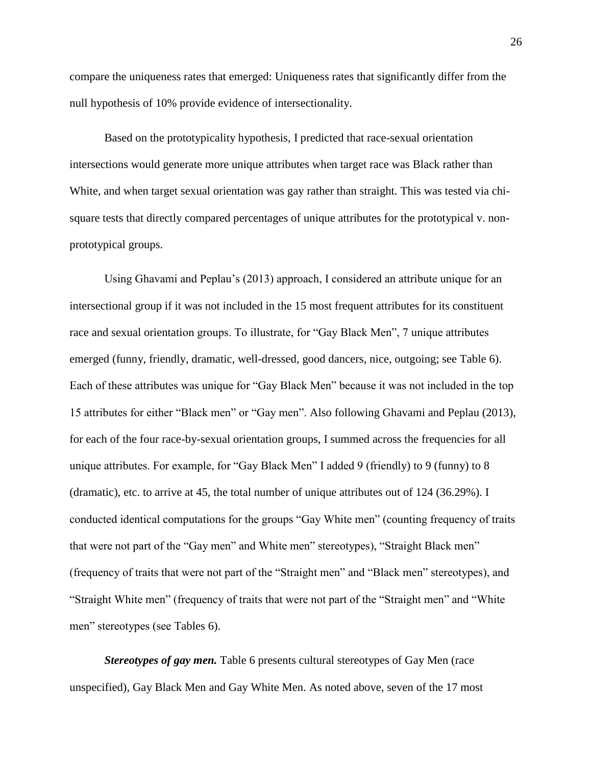compare the uniqueness rates that emerged: Uniqueness rates that significantly differ from the null hypothesis of 10% provide evidence of intersectionality.

Based on the prototypicality hypothesis, I predicted that race-sexual orientation intersections would generate more unique attributes when target race was Black rather than White, and when target sexual orientation was gay rather than straight. This was tested via chi-square tests that directly compared percentages of unique attributes for the prototypical v. non-prototypical groups.

Using Ghavami and Peplau's (2013) approach, I considered an attribute unique for an intersectional group if it was not included in the 15 most frequent attributes for its constituent race and sexual orientation groups. To illustrate, for "Gay Black Men", 7 unique attributes emerged (funny, friendly, dramatic, well-dressed, good dancers, nice, outgoing; see Table 6). Each of these attributes was unique for "Gay Black Men" because it was not included in the top 15 attributes for either "Black men" or "Gay men". Also following Ghavami and Peplau (2013), for each of the four race-by-sexual orientation groups, I summed across the frequencies for all unique attributes. For example, for "Gay Black Men" I added 9 (friendly) to 9 (funny) to 8 (dramatic), etc. to arrive at 45, the total number of unique attributes out of 124 (36.29%). I conducted identical computations for the groups "Gay White men" (counting frequency of traits that were not part of the "Gay men" and White men" stereotypes), "Straight Black men" (frequency of traits that were not part of the "Straight men" and "Black men" stereotypes), and "Straight White men" (frequency of traits that were not part of the "Straight men" and "White men" stereotypes (see Tables 6).

***Stereotypes of gay men.*** Table 6 presents cultural stereotypes of Gay Men (race unspecified), Gay Black Men and Gay White Men. As noted above, seven of the 17 most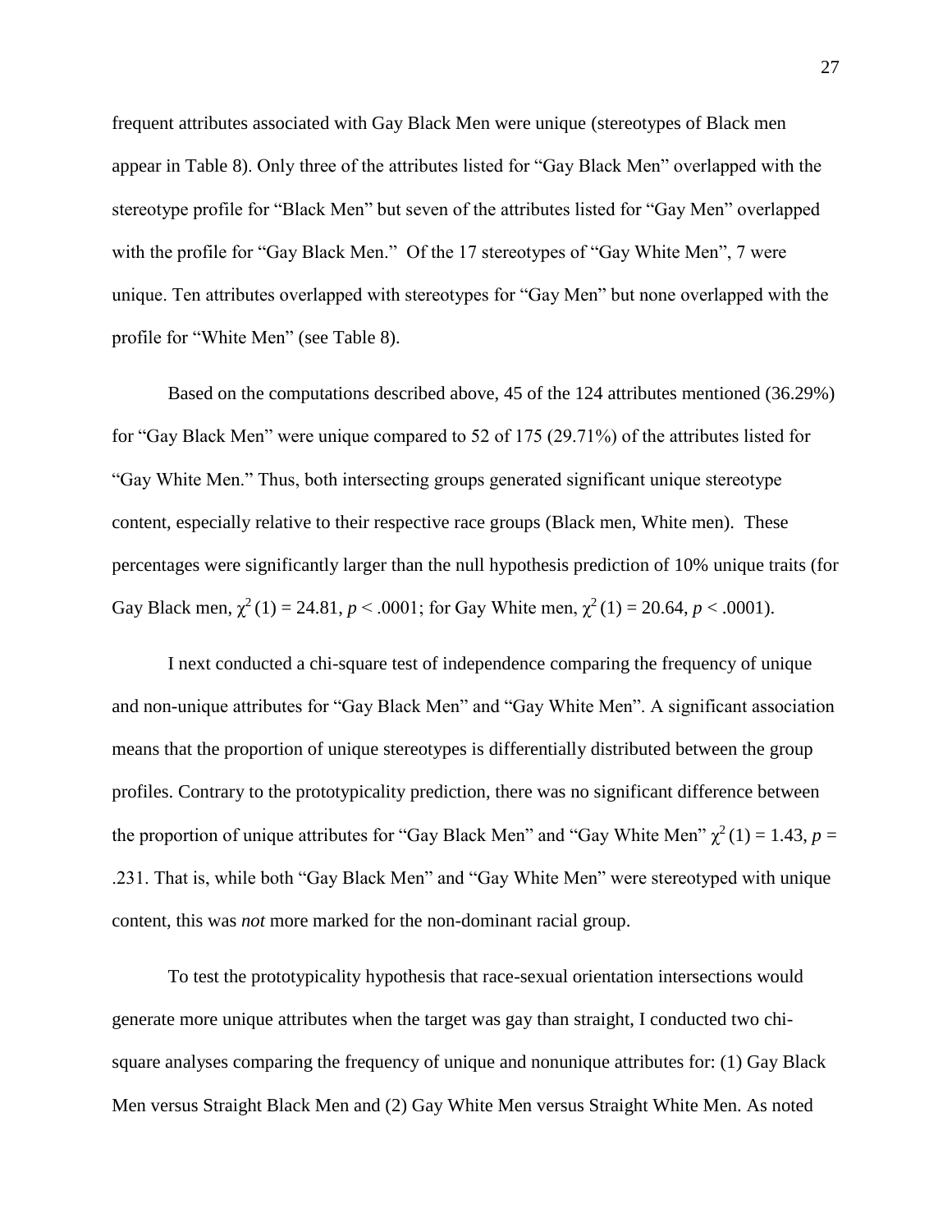frequent attributes associated with Gay Black Men were unique (stereotypes of Black men appear in Table 8). Only three of the attributes listed for "Gay Black Men" overlapped with the stereotype profile for "Black Men" but seven of the attributes listed for "Gay Men" overlapped with the profile for "Gay Black Men." Of the 17 stereotypes of "Gay White Men", 7 were unique. Ten attributes overlapped with stereotypes for "Gay Men" but none overlapped with the profile for "White Men" (see Table 8).

Based on the computations described above, 45 of the 124 attributes mentioned (36.29%) for "Gay Black Men" were unique compared to 52 of 175 (29.71%) of the attributes listed for "Gay White Men." Thus, both intersecting groups generated significant unique stereotype content, especially relative to their respective race groups (Black men, White men). These percentages were significantly larger than the null hypothesis prediction of 10% unique traits (for Gay Black men, $\chi^2(1) = 24.81$, $p < .0001$; for Gay White men, $\chi^2(1) = 20.64$, $p < .0001$).

I next conducted a chi-square test of independence comparing the frequency of unique and non-unique attributes for "Gay Black Men" and "Gay White Men". A significant association means that the proportion of unique stereotypes is differentially distributed between the group profiles. Contrary to the prototypicality prediction, there was no significant difference between the proportion of unique attributes for "Gay Black Men" and "Gay White Men" $\chi^2(1) = 1.43$, $p = .231$. That is, while both "Gay Black Men" and "Gay White Men" were stereotyped with unique content, this was *not* more marked for the non-dominant racial group.

To test the prototypicality hypothesis that race-sexual orientation intersections would generate more unique attributes when the target was gay than straight, I conducted two chi-square analyses comparing the frequency of unique and nonunique attributes for: (1) Gay Black Men versus Straight Black Men and (2) Gay White Men versus Straight White Men. As noted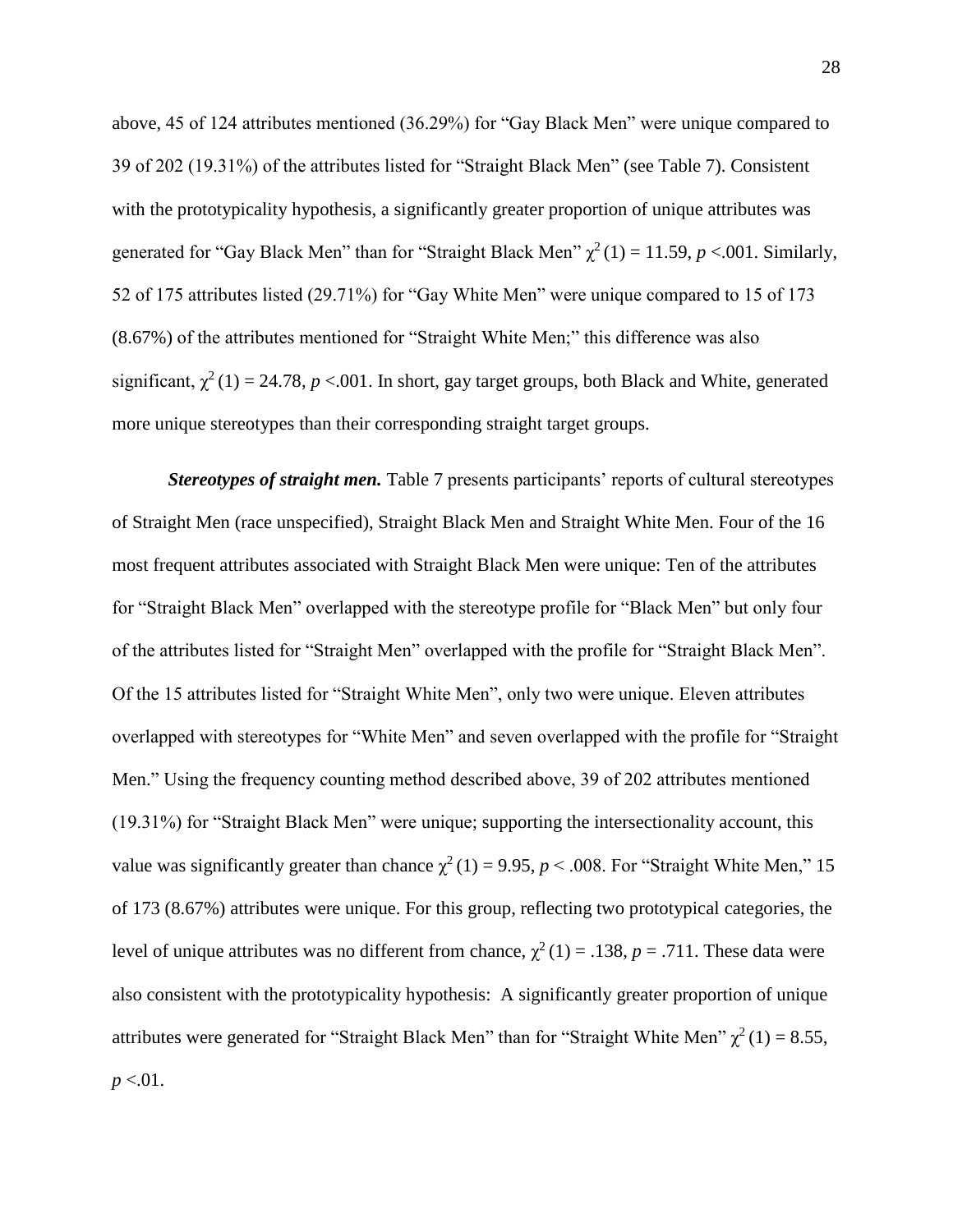above, 45 of 124 attributes mentioned (36.29%) for "Gay Black Men" were unique compared to 39 of 202 (19.31%) of the attributes listed for "Straight Black Men" (see Table 7). Consistent with the prototypicality hypothesis, a significantly greater proportion of unique attributes was generated for "Gay Black Men" than for "Straight Black Men" $\chi^2(1) = 11.59$, $p < .001$. Similarly, 52 of 175 attributes listed (29.71%) for "Gay White Men" were unique compared to 15 of 173 (8.67%) of the attributes mentioned for "Straight White Men;" this difference was also significant, $\chi^2(1) = 24.78$, $p < .001$. In short, gay target groups, both Black and White, generated more unique stereotypes than their corresponding straight target groups.

***Stereotypes of straight men.*** Table 7 presents participants' reports of cultural stereotypes of Straight Men (race unspecified), Straight Black Men and Straight White Men. Four of the 16 most frequent attributes associated with Straight Black Men were unique: Ten of the attributes for "Straight Black Men" overlapped with the stereotype profile for "Black Men" but only four of the attributes listed for "Straight Men" overlapped with the profile for "Straight Black Men". Of the 15 attributes listed for "Straight White Men", only two were unique. Eleven attributes overlapped with stereotypes for "White Men" and seven overlapped with the profile for "Straight Men." Using the frequency counting method described above, 39 of 202 attributes mentioned (19.31%) for "Straight Black Men" were unique; supporting the intersectionality account, this value was significantly greater than chance $\chi^2(1) = 9.95$, $p < .008$. For "Straight White Men," 15 of 173 (8.67%) attributes were unique. For this group, reflecting two prototypical categories, the level of unique attributes was no different from chance, $\chi^2(1) = .138$, $p = .711$. These data were also consistent with the prototypicality hypothesis: A significantly greater proportion of unique attributes were generated for "Straight Black Men" than for "Straight White Men" $\chi^2(1) = 8.55$, $p < .01$.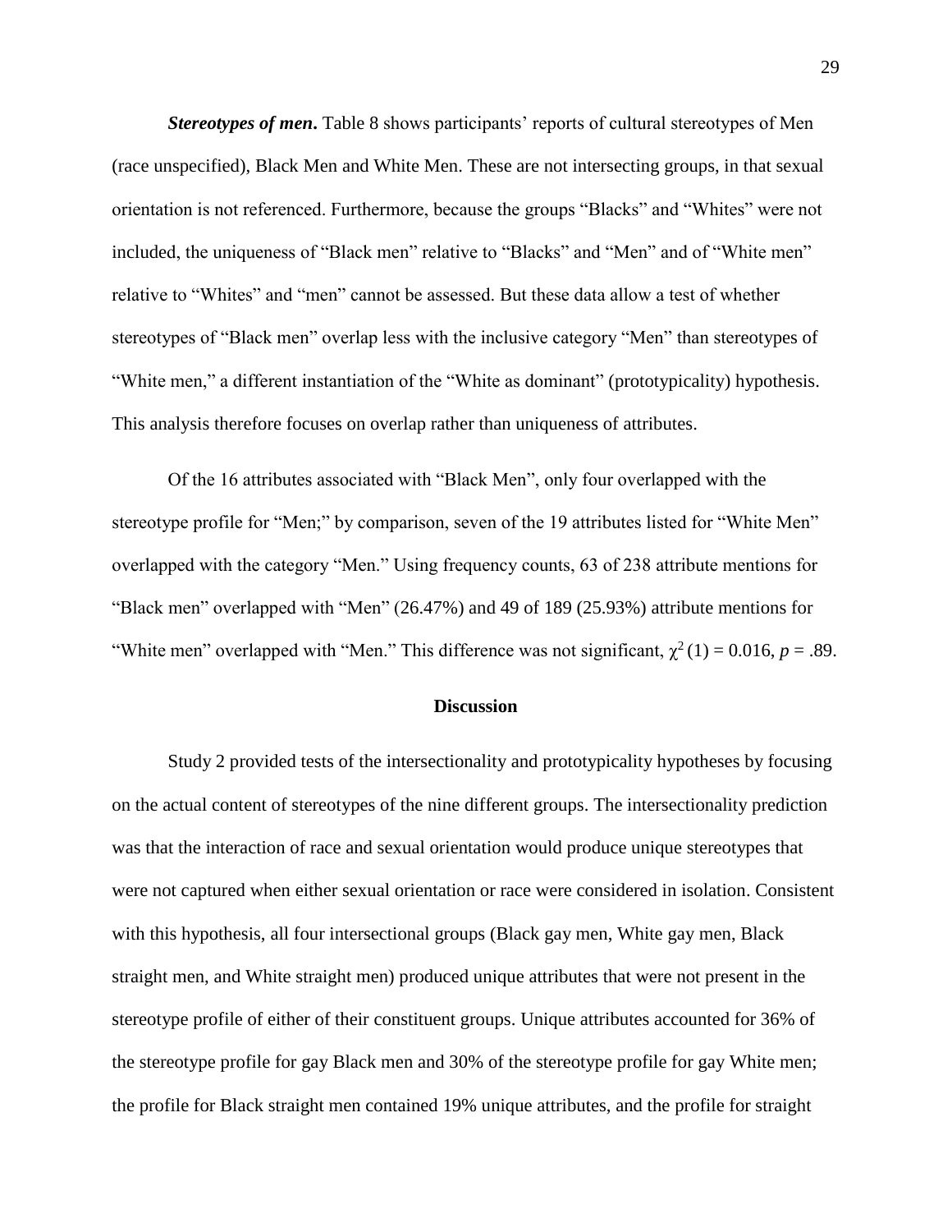***Stereotypes of men***. Table 8 shows participants' reports of cultural stereotypes of Men (race unspecified), Black Men and White Men. These are not intersecting groups, in that sexual orientation is not referenced. Furthermore, because the groups "Blacks" and "Whites" were not included, the uniqueness of "Black men" relative to "Blacks" and "Men" and of "White men" relative to "Whites" and "men" cannot be assessed. But these data allow a test of whether stereotypes of "Black men" overlap less with the inclusive category "Men" than stereotypes of "White men," a different instantiation of the "White as dominant" (prototypicality) hypothesis. This analysis therefore focuses on overlap rather than uniqueness of attributes.

Of the 16 attributes associated with "Black Men", only four overlapped with the stereotype profile for "Men;" by comparison, seven of the 19 attributes listed for "White Men" overlapped with the category "Men." Using frequency counts, 63 of 238 attribute mentions for "Black men" overlapped with "Men" (26.47%) and 49 of 189 (25.93%) attribute mentions for "White men" overlapped with "Men." This difference was not significant, $\chi^2\,(1) = 0.016$, $p = .89$.

## Discussion

Study 2 provided tests of the intersectionality and prototypicality hypotheses by focusing on the actual content of stereotypes of the nine different groups. The intersectionality prediction was that the interaction of race and sexual orientation would produce unique stereotypes that were not captured when either sexual orientation or race were considered in isolation. Consistent with this hypothesis, all four intersectional groups (Black gay men, White gay men, Black straight men, and White straight men) produced unique attributes that were not present in the stereotype profile of either of their constituent groups. Unique attributes accounted for 36% of the stereotype profile for gay Black men and 30% of the stereotype profile for gay White men; the profile for Black straight men contained 19% unique attributes, and the profile for straight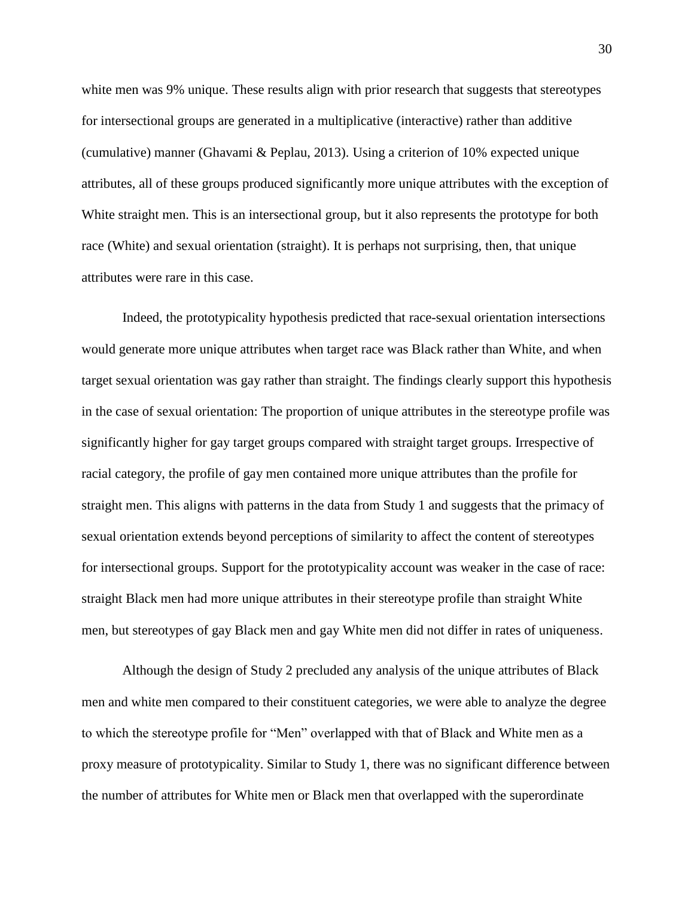white men was 9% unique. These results align with prior research that suggests that stereotypes for intersectional groups are generated in a multiplicative (interactive) rather than additive (cumulative) manner (Ghavami & Peplau, 2013). Using a criterion of 10% expected unique attributes, all of these groups produced significantly more unique attributes with the exception of White straight men. This is an intersectional group, but it also represents the prototype for both race (White) and sexual orientation (straight). It is perhaps not surprising, then, that unique attributes were rare in this case.

Indeed, the prototypicality hypothesis predicted that race-sexual orientation intersections would generate more unique attributes when target race was Black rather than White, and when target sexual orientation was gay rather than straight. The findings clearly support this hypothesis in the case of sexual orientation: The proportion of unique attributes in the stereotype profile was significantly higher for gay target groups compared with straight target groups. Irrespective of racial category, the profile of gay men contained more unique attributes than the profile for straight men. This aligns with patterns in the data from Study 1 and suggests that the primacy of sexual orientation extends beyond perceptions of similarity to affect the content of stereotypes for intersectional groups. Support for the prototypicality account was weaker in the case of race: straight Black men had more unique attributes in their stereotype profile than straight White men, but stereotypes of gay Black men and gay White men did not differ in rates of uniqueness.

Although the design of Study 2 precluded any analysis of the unique attributes of Black men and white men compared to their constituent categories, we were able to analyze the degree to which the stereotype profile for "Men" overlapped with that of Black and White men as a proxy measure of prototypicality. Similar to Study 1, there was no significant difference between the number of attributes for White men or Black men that overlapped with the superordinate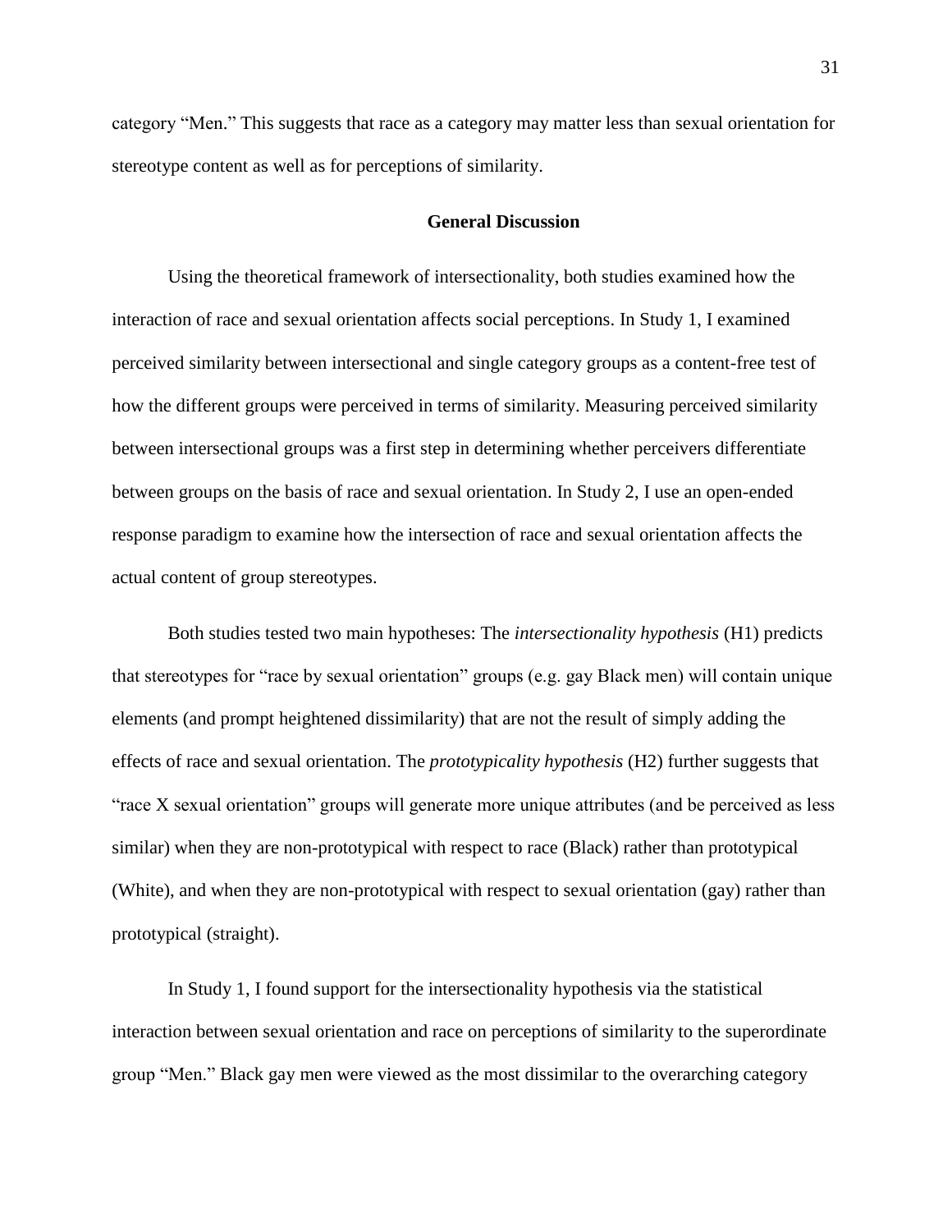category "Men." This suggests that race as a category may matter less than sexual orientation for stereotype content as well as for perceptions of similarity.

## General Discussion

Using the theoretical framework of intersectionality, both studies examined how the interaction of race and sexual orientation affects social perceptions. In Study 1, I examined perceived similarity between intersectional and single category groups as a content-free test of how the different groups were perceived in terms of similarity. Measuring perceived similarity between intersectional groups was a first step in determining whether perceivers differentiate between groups on the basis of race and sexual orientation. In Study 2, I use an open-ended response paradigm to examine how the intersection of race and sexual orientation affects the actual content of group stereotypes.

Both studies tested two main hypotheses: The *intersectionality hypothesis* (H1) predicts that stereotypes for "race by sexual orientation" groups (e.g. gay Black men) will contain unique elements (and prompt heightened dissimilarity) that are not the result of simply adding the effects of race and sexual orientation. The *prototypicality hypothesis* (H2) further suggests that "race X sexual orientation" groups will generate more unique attributes (and be perceived as less similar) when they are non-prototypical with respect to race (Black) rather than prototypical (White), and when they are non-prototypical with respect to sexual orientation (gay) rather than prototypical (straight).

In Study 1, I found support for the intersectionality hypothesis via the statistical interaction between sexual orientation and race on perceptions of similarity to the superordinate group "Men." Black gay men were viewed as the most dissimilar to the overarching category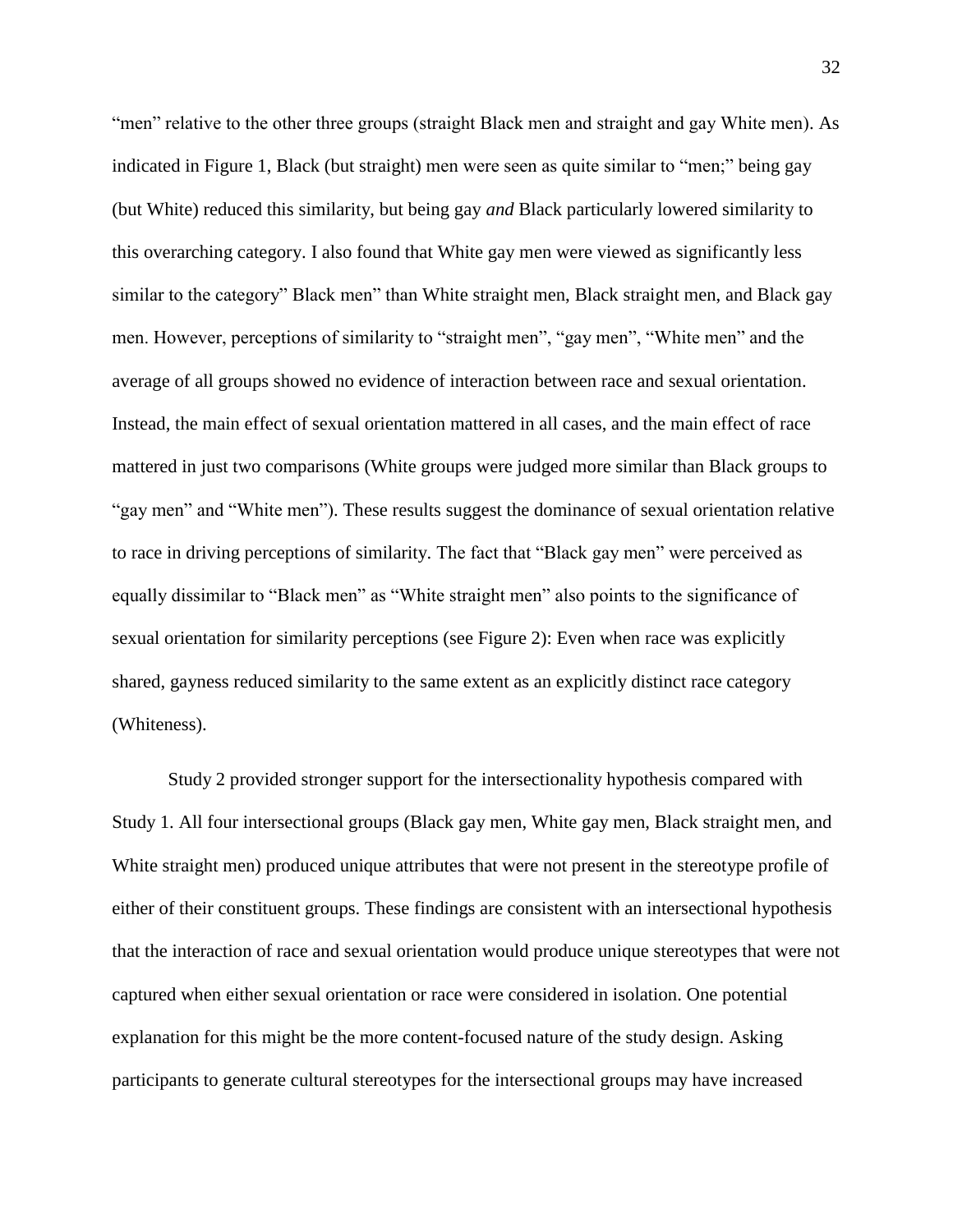"men" relative to the other three groups (straight Black men and straight and gay White men). As indicated in Figure 1, Black (but straight) men were seen as quite similar to "men;" being gay (but White) reduced this similarity, but being gay *and* Black particularly lowered similarity to this overarching category. I also found that White gay men were viewed as significantly less similar to the category" Black men" than White straight men, Black straight men, and Black gay men. However, perceptions of similarity to "straight men", "gay men", "White men" and the average of all groups showed no evidence of interaction between race and sexual orientation. Instead, the main effect of sexual orientation mattered in all cases, and the main effect of race mattered in just two comparisons (White groups were judged more similar than Black groups to "gay men" and "White men"). These results suggest the dominance of sexual orientation relative to race in driving perceptions of similarity. The fact that "Black gay men" were perceived as equally dissimilar to "Black men" as "White straight men" also points to the significance of sexual orientation for similarity perceptions (see Figure 2): Even when race was explicitly shared, gayness reduced similarity to the same extent as an explicitly distinct race category (Whiteness).

Study 2 provided stronger support for the intersectionality hypothesis compared with Study 1. All four intersectional groups (Black gay men, White gay men, Black straight men, and White straight men) produced unique attributes that were not present in the stereotype profile of either of their constituent groups. These findings are consistent with an intersectional hypothesis that the interaction of race and sexual orientation would produce unique stereotypes that were not captured when either sexual orientation or race were considered in isolation. One potential explanation for this might be the more content-focused nature of the study design. Asking participants to generate cultural stereotypes for the intersectional groups may have increased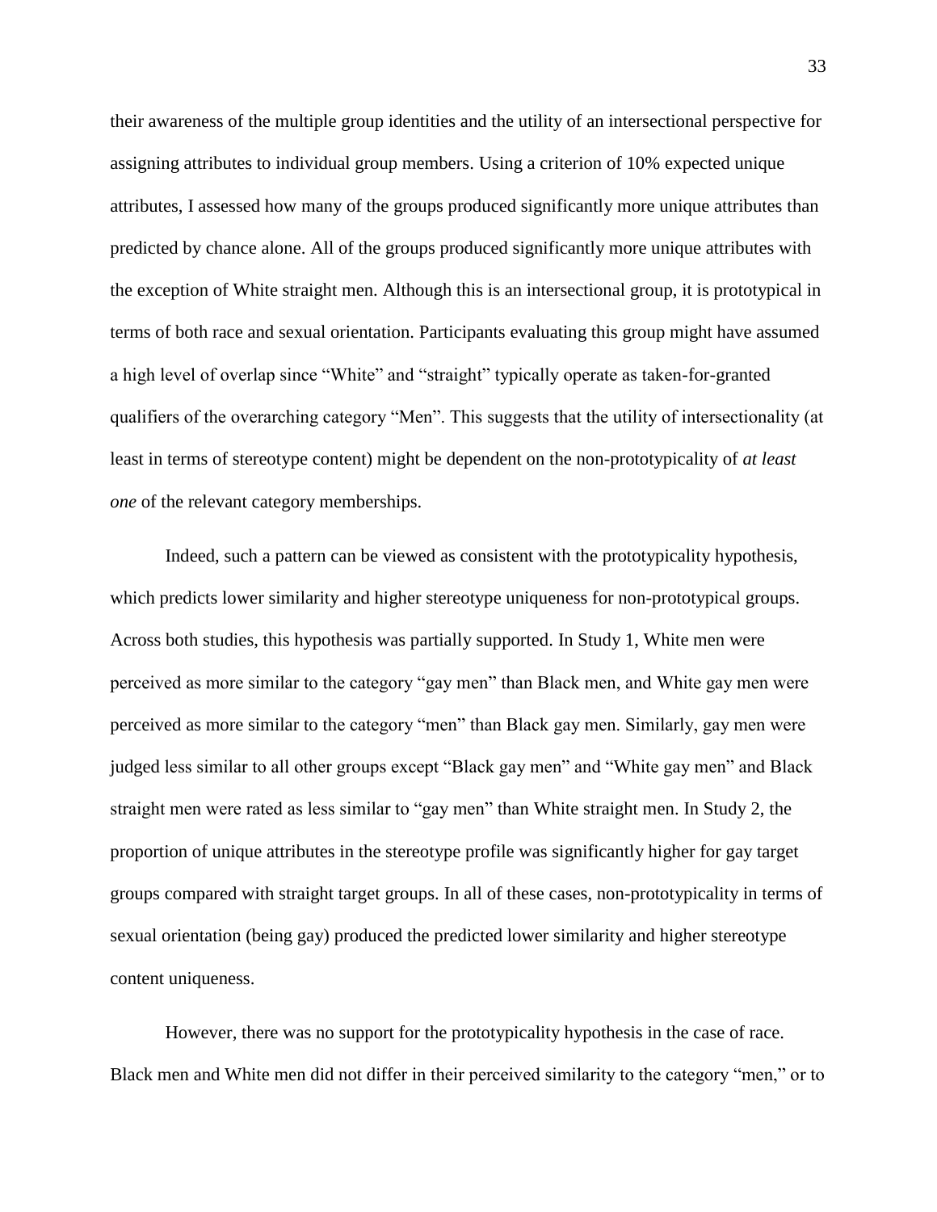their awareness of the multiple group identities and the utility of an intersectional perspective for assigning attributes to individual group members. Using a criterion of 10% expected unique attributes, I assessed how many of the groups produced significantly more unique attributes than predicted by chance alone. All of the groups produced significantly more unique attributes with the exception of White straight men. Although this is an intersectional group, it is prototypical in terms of both race and sexual orientation. Participants evaluating this group might have assumed a high level of overlap since "White" and "straight" typically operate as taken-for-granted qualifiers of the overarching category "Men". This suggests that the utility of intersectionality (at least in terms of stereotype content) might be dependent on the non-prototypicality of *at least one* of the relevant category memberships.

Indeed, such a pattern can be viewed as consistent with the prototypicality hypothesis, which predicts lower similarity and higher stereotype uniqueness for non-prototypical groups. Across both studies, this hypothesis was partially supported. In Study 1, White men were perceived as more similar to the category "gay men" than Black men, and White gay men were perceived as more similar to the category "men" than Black gay men. Similarly, gay men were judged less similar to all other groups except "Black gay men" and "White gay men" and Black straight men were rated as less similar to "gay men" than White straight men. In Study 2, the proportion of unique attributes in the stereotype profile was significantly higher for gay target groups compared with straight target groups. In all of these cases, non-prototypicality in terms of sexual orientation (being gay) produced the predicted lower similarity and higher stereotype content uniqueness.

However, there was no support for the prototypicality hypothesis in the case of race. Black men and White men did not differ in their perceived similarity to the category "men," or to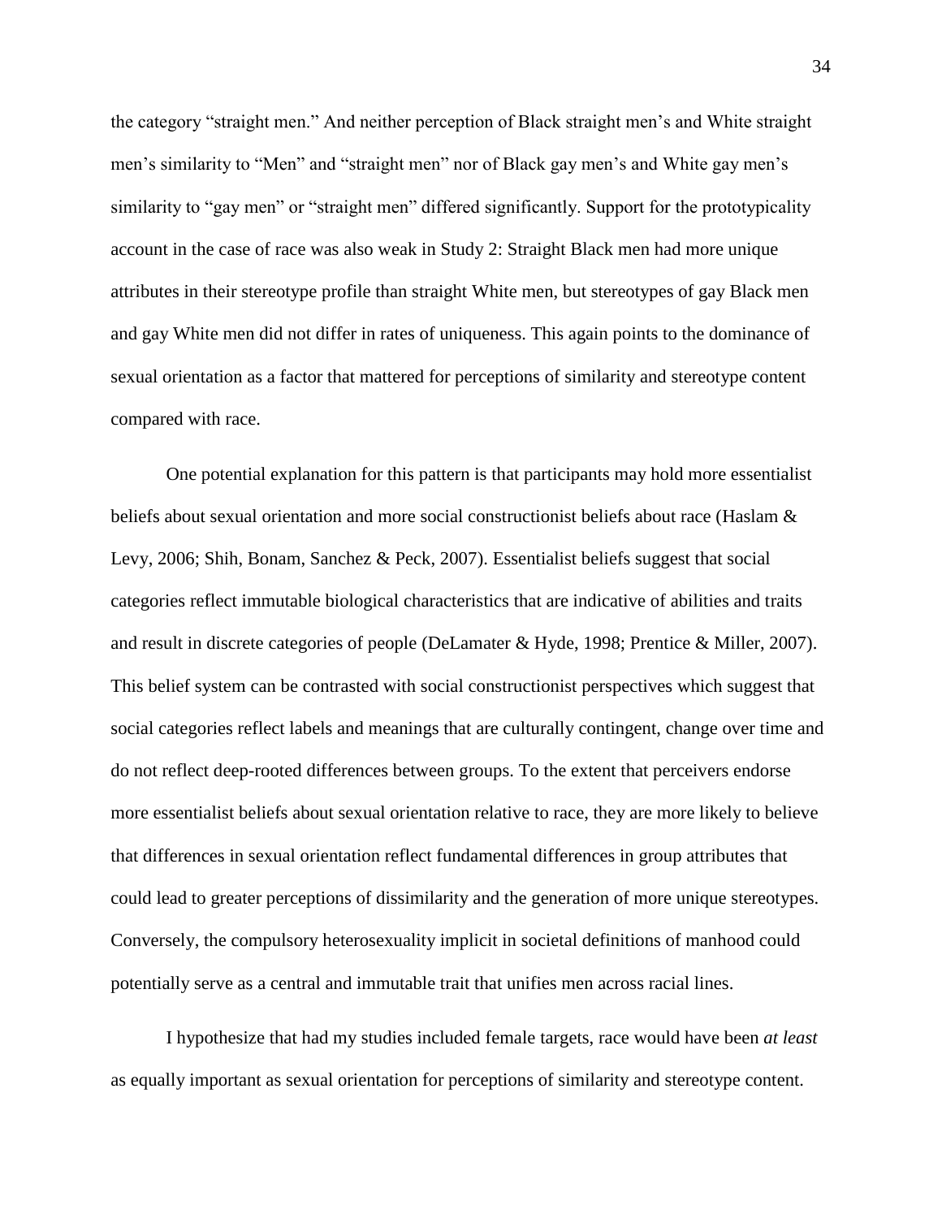the category "straight men." And neither perception of Black straight men's and White straight men's similarity to "Men" and "straight men" nor of Black gay men's and White gay men's similarity to "gay men" or "straight men" differed significantly. Support for the prototypicality account in the case of race was also weak in Study 2: Straight Black men had more unique attributes in their stereotype profile than straight White men, but stereotypes of gay Black men and gay White men did not differ in rates of uniqueness. This again points to the dominance of sexual orientation as a factor that mattered for perceptions of similarity and stereotype content compared with race.

One potential explanation for this pattern is that participants may hold more essentialist beliefs about sexual orientation and more social constructionist beliefs about race (Haslam & Levy, 2006; Shih, Bonam, Sanchez & Peck, 2007). Essentialist beliefs suggest that social categories reflect immutable biological characteristics that are indicative of abilities and traits and result in discrete categories of people (DeLamater & Hyde, 1998; Prentice & Miller, 2007). This belief system can be contrasted with social constructionist perspectives which suggest that social categories reflect labels and meanings that are culturally contingent, change over time and do not reflect deep-rooted differences between groups. To the extent that perceivers endorse more essentialist beliefs about sexual orientation relative to race, they are more likely to believe that differences in sexual orientation reflect fundamental differences in group attributes that could lead to greater perceptions of dissimilarity and the generation of more unique stereotypes. Conversely, the compulsory heterosexuality implicit in societal definitions of manhood could potentially serve as a central and immutable trait that unifies men across racial lines.

I hypothesize that had my studies included female targets, race would have been *at least* as equally important as sexual orientation for perceptions of similarity and stereotype content.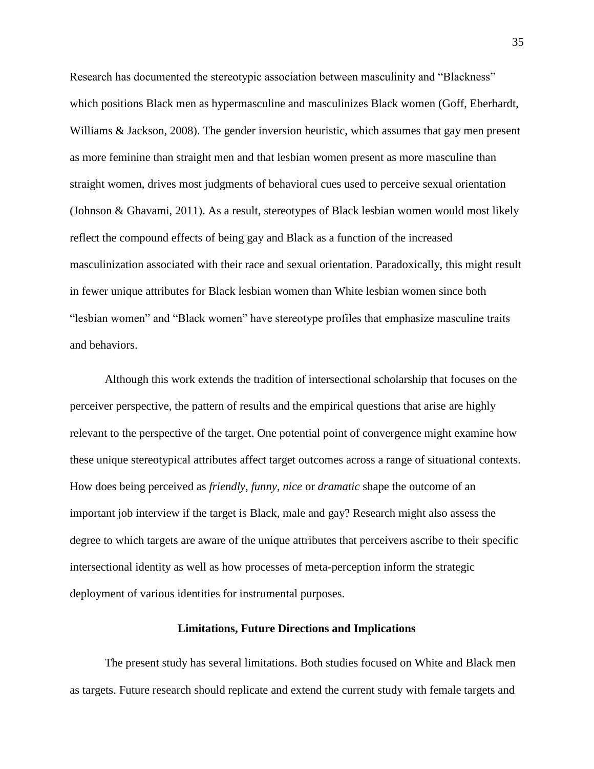Research has documented the stereotypic association between masculinity and "Blackness" which positions Black men as hypermasculine and masculinizes Black women (Goff, Eberhardt, Williams & Jackson, 2008). The gender inversion heuristic, which assumes that gay men present as more feminine than straight men and that lesbian women present as more masculine than straight women, drives most judgments of behavioral cues used to perceive sexual orientation (Johnson & Ghavami, 2011). As a result, stereotypes of Black lesbian women would most likely reflect the compound effects of being gay and Black as a function of the increased masculinization associated with their race and sexual orientation. Paradoxically, this might result in fewer unique attributes for Black lesbian women than White lesbian women since both "lesbian women" and "Black women" have stereotype profiles that emphasize masculine traits and behaviors.

Although this work extends the tradition of intersectional scholarship that focuses on the perceiver perspective, the pattern of results and the empirical questions that arise are highly relevant to the perspective of the target. One potential point of convergence might examine how these unique stereotypical attributes affect target outcomes across a range of situational contexts. How does being perceived as *friendly*, *funny*, *nice* or *dramatic* shape the outcome of an important job interview if the target is Black, male and gay? Research might also assess the degree to which targets are aware of the unique attributes that perceivers ascribe to their specific intersectional identity as well as how processes of meta-perception inform the strategic deployment of various identities for instrumental purposes.

## Limitations, Future Directions and Implications

The present study has several limitations. Both studies focused on White and Black men as targets. Future research should replicate and extend the current study with female targets and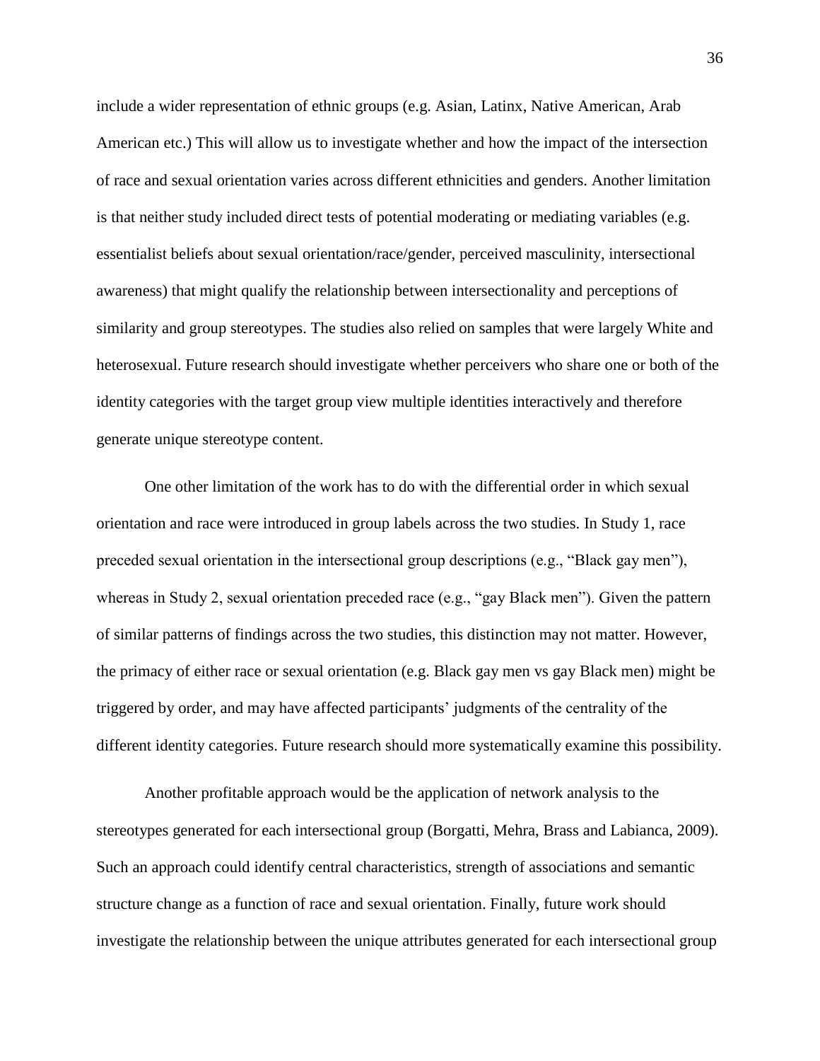include a wider representation of ethnic groups (e.g. Asian, Latinx, Native American, Arab American etc.) This will allow us to investigate whether and how the impact of the intersection of race and sexual orientation varies across different ethnicities and genders. Another limitation is that neither study included direct tests of potential moderating or mediating variables (e.g. essentialist beliefs about sexual orientation/race/gender, perceived masculinity, intersectional awareness) that might qualify the relationship between intersectionality and perceptions of similarity and group stereotypes. The studies also relied on samples that were largely White and heterosexual. Future research should investigate whether perceivers who share one or both of the identity categories with the target group view multiple identities interactively and therefore generate unique stereotype content.

One other limitation of the work has to do with the differential order in which sexual orientation and race were introduced in group labels across the two studies. In Study 1, race preceded sexual orientation in the intersectional group descriptions (e.g., "Black gay men"), whereas in Study 2, sexual orientation preceded race (e.g., "gay Black men"). Given the pattern of similar patterns of findings across the two studies, this distinction may not matter. However, the primacy of either race or sexual orientation (e.g. Black gay men vs gay Black men) might be triggered by order, and may have affected participants' judgments of the centrality of the different identity categories. Future research should more systematically examine this possibility.

Another profitable approach would be the application of network analysis to the stereotypes generated for each intersectional group (Borgatti, Mehra, Brass and Labianca, 2009). Such an approach could identify central characteristics, strength of associations and semantic structure change as a function of race and sexual orientation. Finally, future work should investigate the relationship between the unique attributes generated for each intersectional group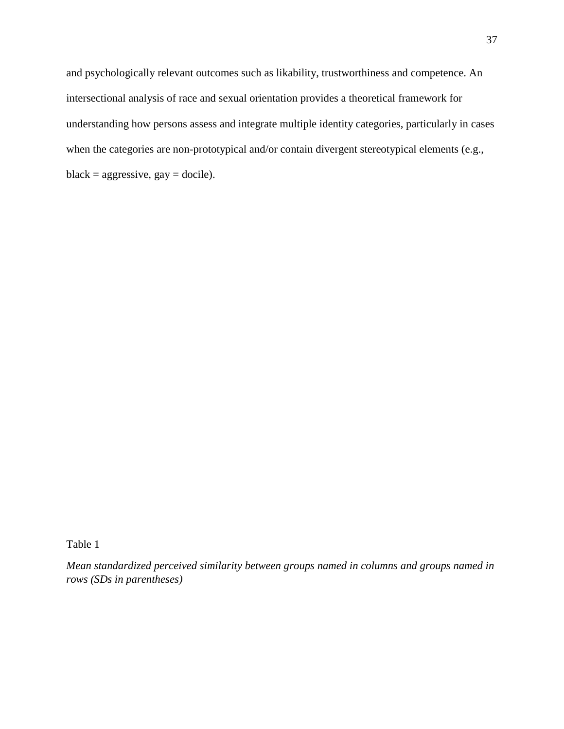and psychologically relevant outcomes such as likability, trustworthiness and competence. An intersectional analysis of race and sexual orientation provides a theoretical framework for understanding how persons assess and integrate multiple identity categories, particularly in cases when the categories are non-prototypical and/or contain divergent stereotypical elements (e.g., black = aggressive, gay = docile).

Table 1

*Mean standardized perceived similarity between groups named in columns and groups named in rows (SDs in parentheses)*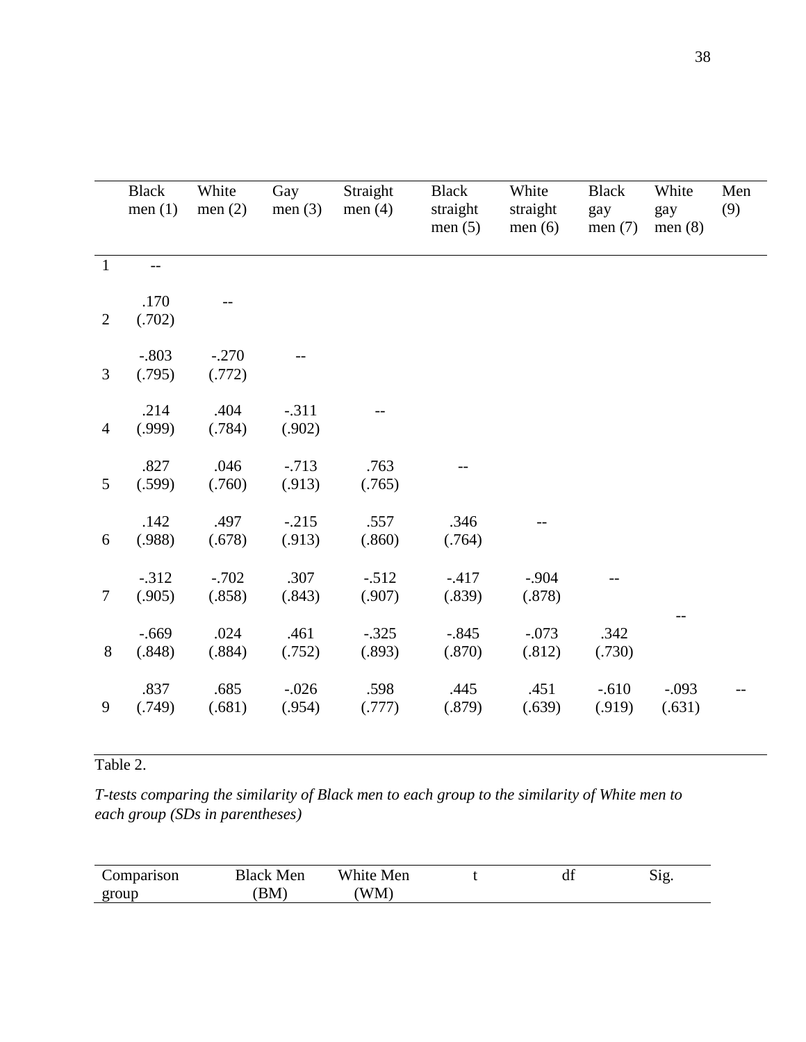| | Black men (1) | White men (2) | Gay men (3) | Straight men (4) | Black straight men (5) | White straight men (6) | Black gay men (7) | White gay men (8) | Men (9) |
|---|---|---|---|---|---|---|---|---|---|
| 1 | -- | | | | | | | | |
| 2 | .170 (.702) | -- | | | | | | | |
| 3 | -.803 (.795) | -.270 (.772) | -- | | | | | | |
| 4 | .214 (.999) | .404 (.784) | -.311 (.902) | -- | | | | | |
| 5 | .827 (.599) | .046 (.760) | -.713 (.913) | .763 (.765) | -- | | | | |
| 6 | .142 (.988) | .497 (.678) | -.215 (.913) | .557 (.860) | .346 (.764) | -- | | | |
| 7 | -.312 (.905) | -.702 (.858) | .307 (.843) | -.512 (.907) | -.417 (.839) | -.904 (.878) | -- | | |
| 8 | -.669 (.848) | .024 (.884) | .461 (.752) | -.325 (.893) | -.845 (.870) | -.073 (.812) | .342 (.730) | -- | |
| 9 | .837 (.749) | .685 (.681) | -.026 (.954) | .598 (.777) | .445 (.879) | .451 (.639) | -.610 (.919) | -.093 (.631) | -- |

Table 2.

*T-tests comparing the similarity of Black men to each group to the similarity of White men to each group (SDs in parentheses)*

| Comparison group | Black Men (BM) | White Men (WM) | t | df | Sig. |
|---|---|---|---|---|---|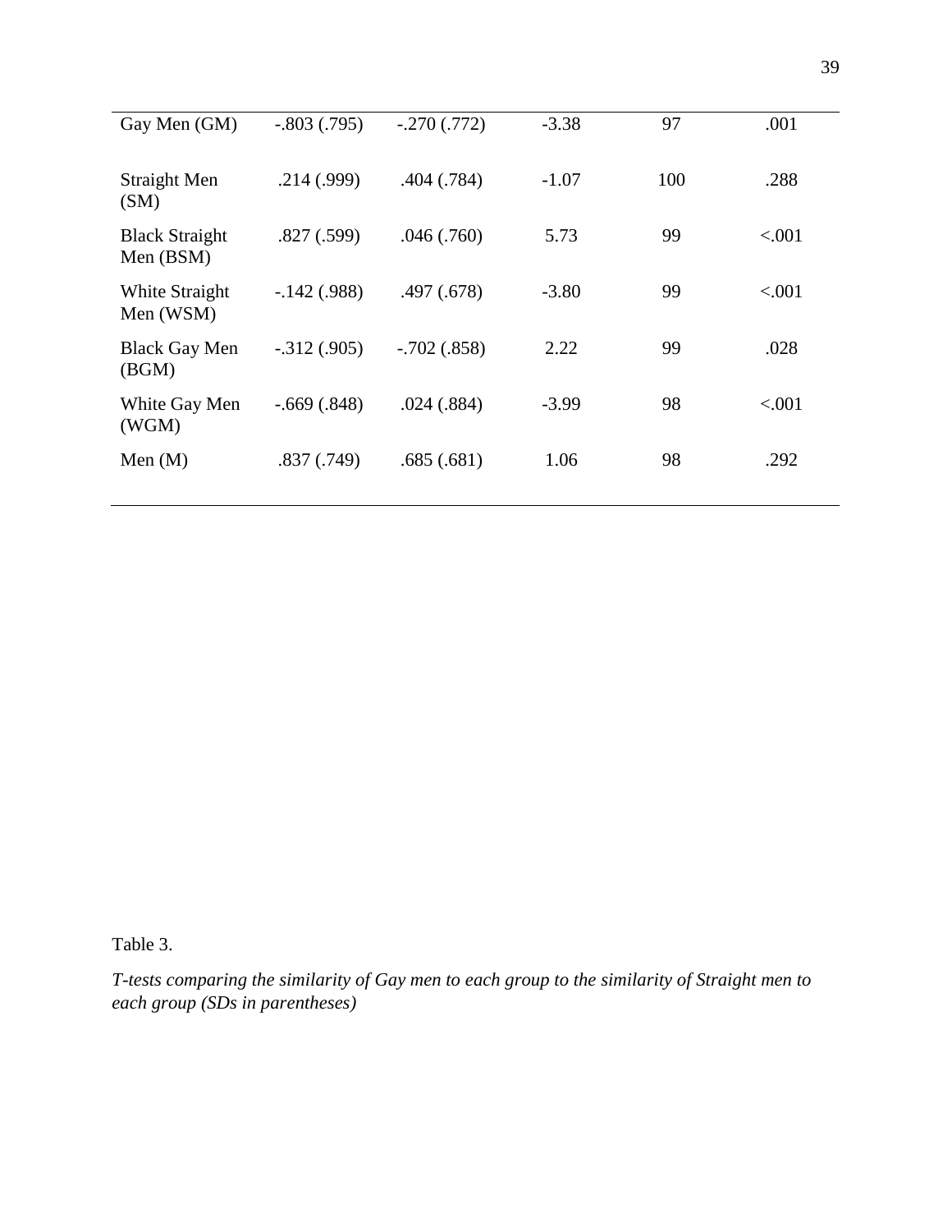| | | | | | |
|---|---|---|---|---|---|
| Gay Men (GM) | -.803 (.795) | -.270 (.772) | -3.38 | 97 | .001 |
| Straight Men (SM) | .214 (.999) | .404 (.784) | -1.07 | 100 | .288 |
| Black Straight Men (BSM) | .827 (.599) | .046 (.760) | 5.73 | 99 | <.001 |
| White Straight Men (WSM) | -.142 (.988) | .497 (.678) | -3.80 | 99 | <.001 |
| Black Gay Men (BGM) | -.312 (.905) | -.702 (.858) | 2.22 | 99 | .028 |
| White Gay Men (WGM) | -.669 (.848) | .024 (.884) | -3.99 | 98 | <.001 |
| Men (M) | .837 (.749) | .685 (.681) | 1.06 | 98 | .292 |

Table 3.

*T-tests comparing the similarity of Gay men to each group to the similarity of Straight men to each group (SDs in parentheses)*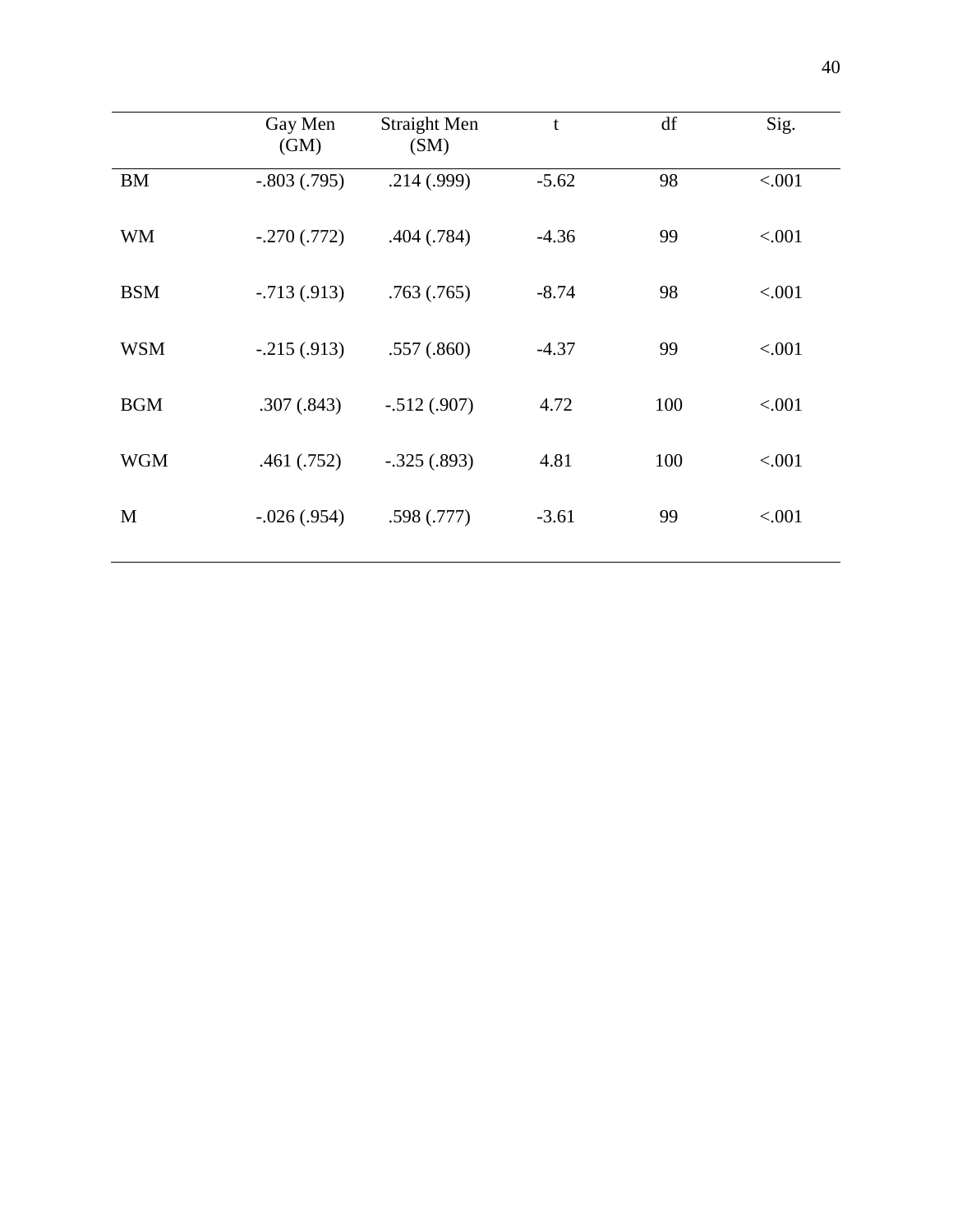| | Gay Men (GM) | Straight Men (SM) | t | df | Sig. |
|---|---|---|---|---|---|
| BM | -.803 (.795) | .214 (.999) | -5.62 | 98 | <.001 |
| WM | -.270 (.772) | .404 (.784) | -4.36 | 99 | <.001 |
| BSM | -.713 (.913) | .763 (.765) | -8.74 | 98 | <.001 |
| WSM | -.215 (.913) | .557 (.860) | -4.37 | 99 | <.001 |
| BGM | .307 (.843) | -.512 (.907) | 4.72 | 100 | <.001 |
| WGM | .461 (.752) | -.325 (.893) | 4.81 | 100 | <.001 |
| M | -.026 (.954) | .598 (.777) | -3.61 | 99 | <.001 |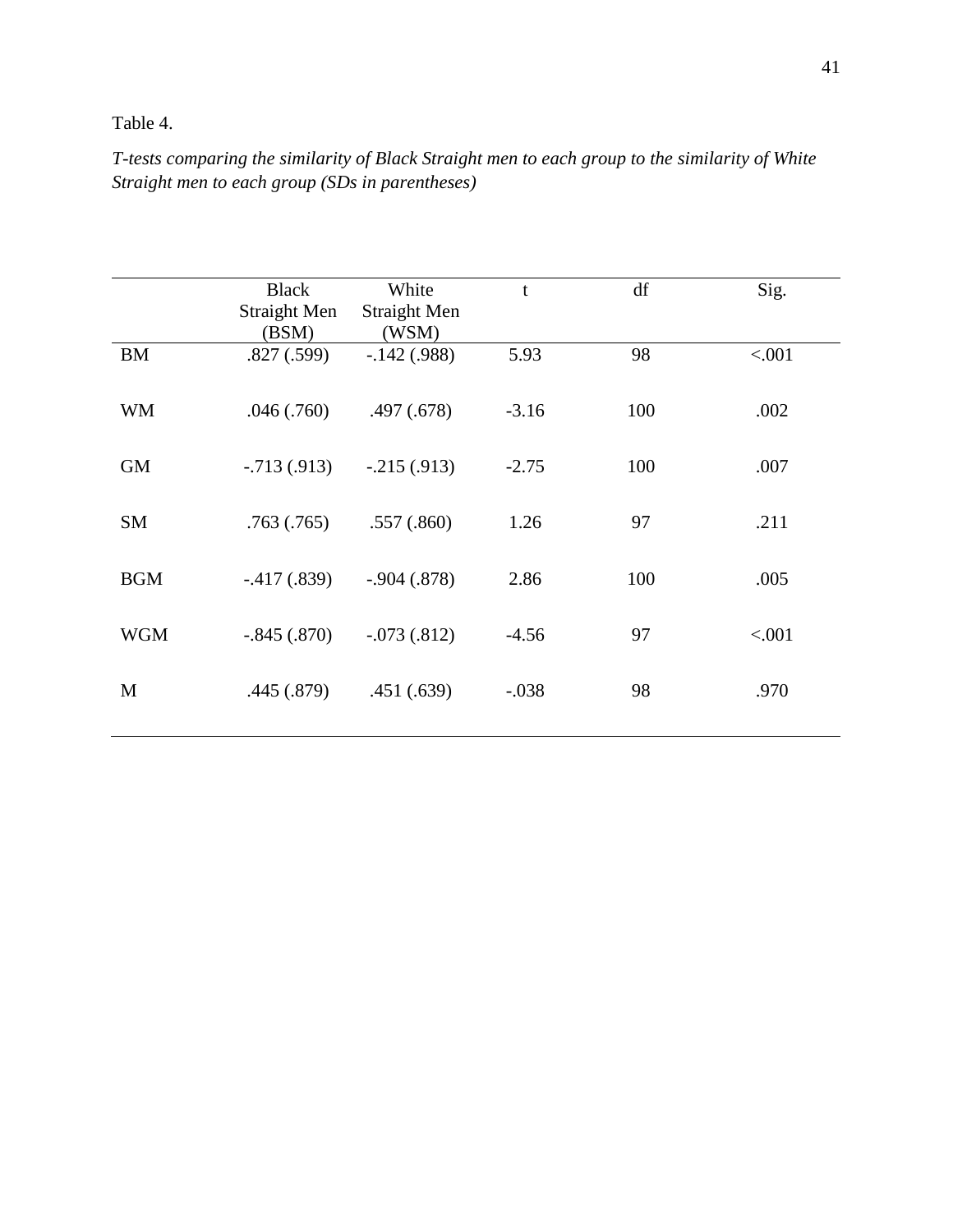Table 4.

*T-tests comparing the similarity of Black Straight men to each group to the similarity of White Straight men to each group (SDs in parentheses)*

| | Black Straight Men (BSM) | White Straight Men (WSM) | t | df | Sig. |
|---|---|---|---|---|---|
| BM | .827 (.599) | -.142 (.988) | 5.93 | 98 | <.001 |
| WM | .046 (.760) | .497 (.678) | -3.16 | 100 | .002 |
| GM | -.713 (.913) | -.215 (.913) | -2.75 | 100 | .007 |
| SM | .763 (.765) | .557 (.860) | 1.26 | 97 | .211 |
| BGM | -.417 (.839) | -.904 (.878) | 2.86 | 100 | .005 |
| WGM | -.845 (.870) | -.073 (.812) | -4.56 | 97 | <.001 |
| M | .445 (.879) | .451 (.639) | -.038 | 98 | .970 |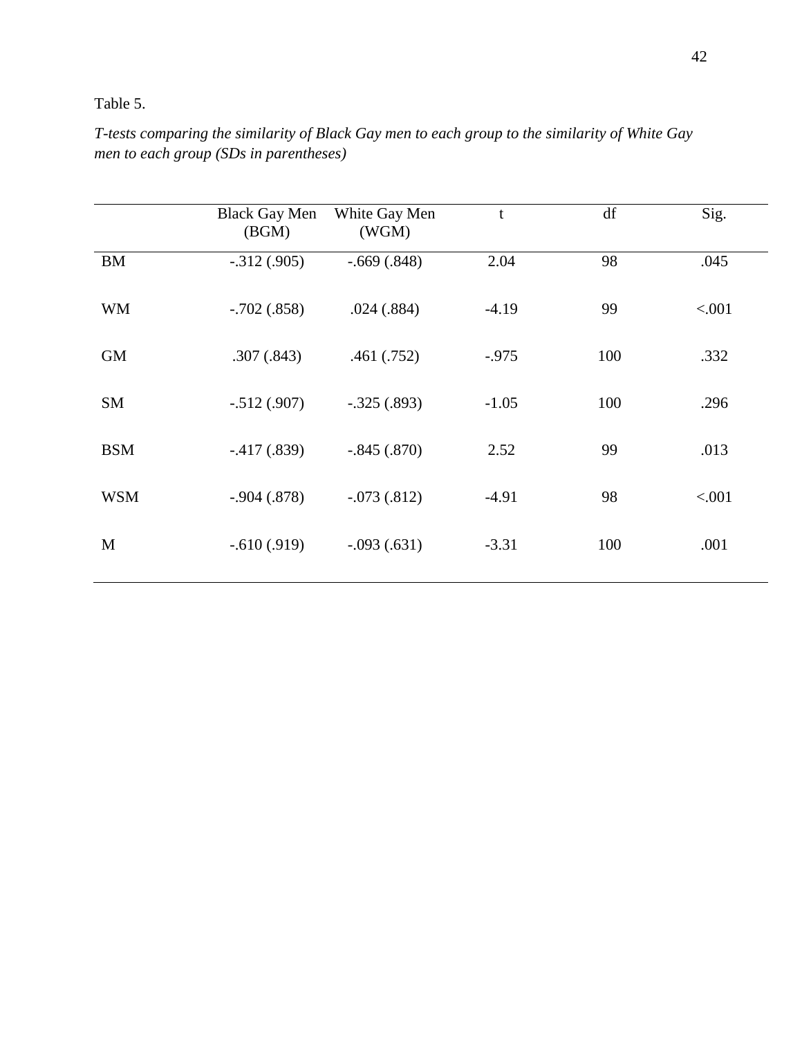Table 5.

*T-tests comparing the similarity of Black Gay men to each group to the similarity of White Gay men to each group (SDs in parentheses)*

| | Black Gay Men (BGM) | White Gay Men (WGM) | t | df | Sig. |
|---|---|---|---|---|---|
| BM | -.312 (.905) | -.669 (.848) | 2.04 | 98 | .045 |
| WM | -.702 (.858) | .024 (.884) | -4.19 | 99 | <.001 |
| GM | .307 (.843) | .461 (.752) | -.975 | 100 | .332 |
| SM | -.512 (.907) | -.325 (.893) | -1.05 | 100 | .296 |
| BSM | -.417 (.839) | -.845 (.870) | 2.52 | 99 | .013 |
| WSM | -.904 (.878) | -.073 (.812) | -4.91 | 98 | <.001 |
| M | -.610 (.919) | -.093 (.631) | -3.31 | 100 | .001 |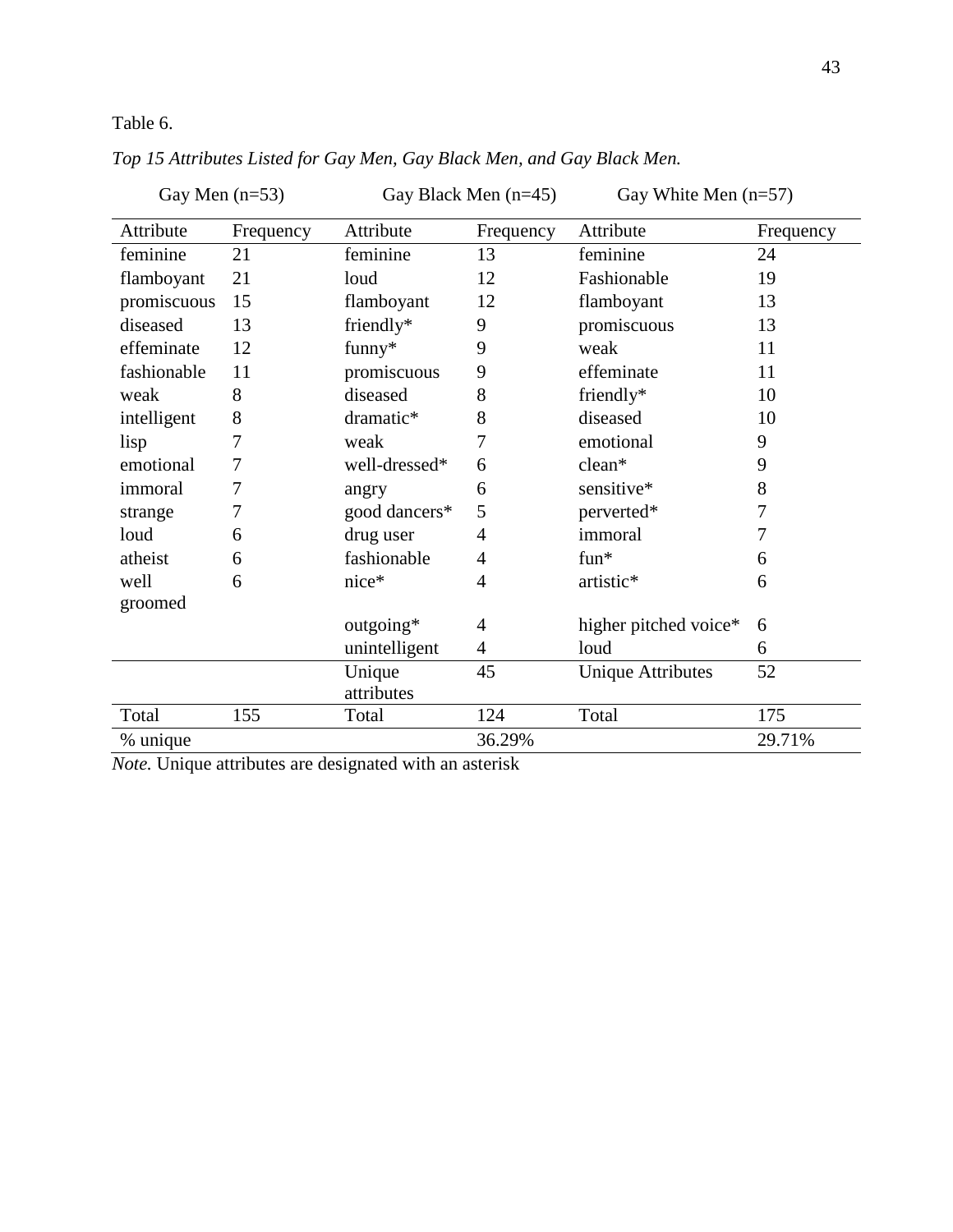Table 6.

*Top 15 Attributes Listed for Gay Men, Gay Black Men, and Gay Black Men.*

| Gay Men (n=53) | | Gay Black Men (n=45) | | Gay White Men (n=57) | |
|---|---|---|---|---|---|
| Attribute | Frequency | Attribute | Frequency | Attribute | Frequency |
| feminine | 21 | feminine | 13 | feminine | 24 |
| flamboyant | 21 | loud | 12 | Fashionable | 19 |
| promiscuous | 15 | flamboyant | 12 | flamboyant | 13 |
| diseased | 13 | friendly* | 9 | promiscuous | 13 |
| effeminate | 12 | funny* | 9 | weak | 11 |
| fashionable | 11 | promiscuous | 9 | effeminate | 11 |
| weak | 8 | diseased | 8 | friendly* | 10 |
| intelligent | 8 | dramatic* | 8 | diseased | 10 |
| lisp | 7 | weak | 7 | emotional | 9 |
| emotional | 7 | well-dressed* | 6 | clean* | 9 |
| immoral | 7 | angry | 6 | sensitive* | 8 |
| strange | 7 | good dancers* | 5 | perverted* | 7 |
| loud | 6 | drug user | 4 | immoral | 7 |
| atheist | 6 | fashionable | 4 | fun* | 6 |
| well groomed | 6 | nice* | 4 | artistic* | 6 |
| | | outgoing* | 4 | higher pitched voice* | 6 |
| | | unintelligent | 4 | loud | 6 |
| | | Unique attributes | 45 | Unique Attributes | 52 |
| Total | 155 | Total | 124 | Total | 175 |
| % unique | | | 36.29% | | 29.71% |

*Note.* Unique attributes are designated with an asterisk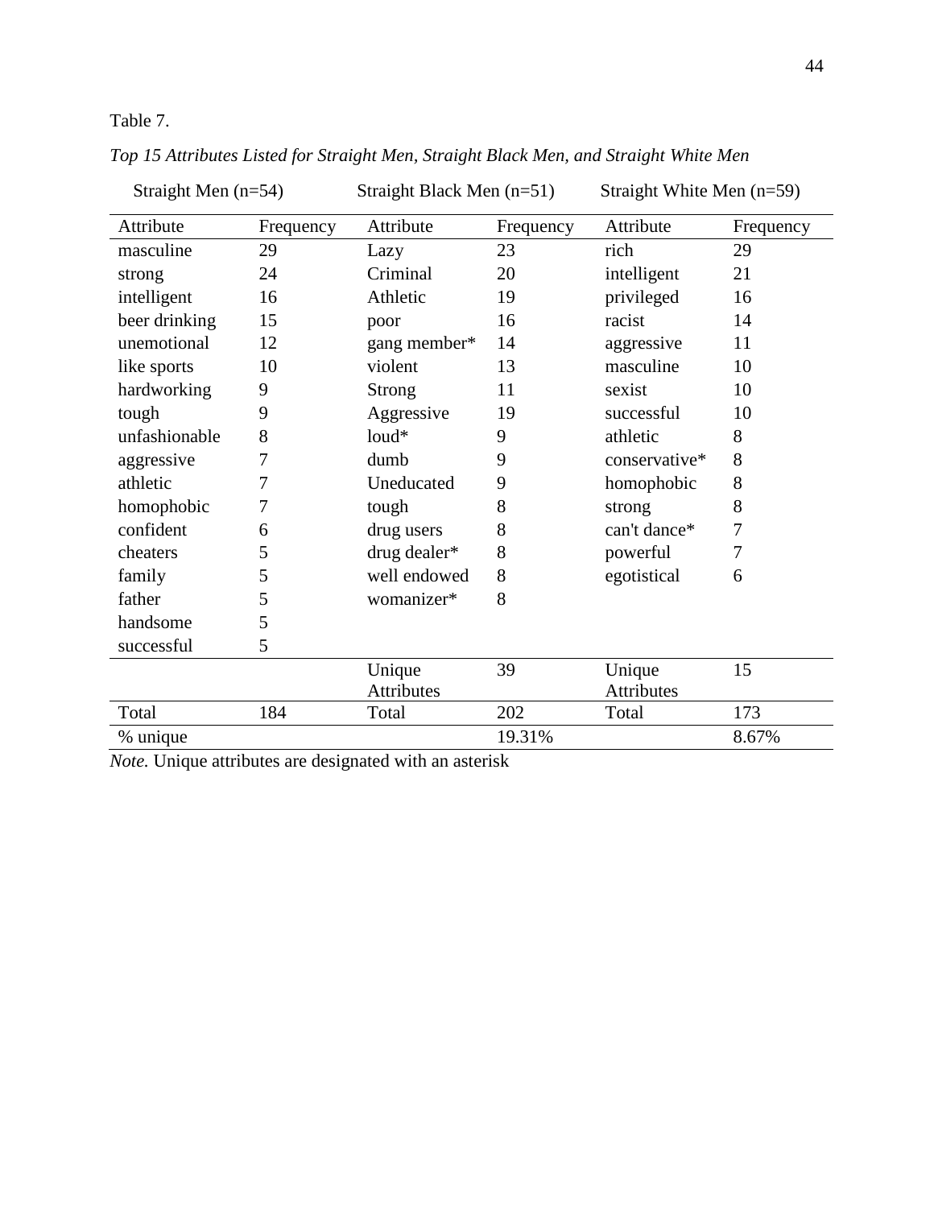Table 7.

*Top 15 Attributes Listed for Straight Men, Straight Black Men, and Straight White Men*

| Straight Men (n=54) | | Straight Black Men (n=51) | | Straight White Men (n=59) | |
|---|---|---|---|---|---|
| Attribute | Frequency | Attribute | Frequency | Attribute | Frequency |
| masculine | 29 | Lazy | 23 | rich | 29 |
| strong | 24 | Criminal | 20 | intelligent | 21 |
| intelligent | 16 | Athletic | 19 | privileged | 16 |
| beer drinking | 15 | poor | 16 | racist | 14 |
| unemotional | 12 | gang member* | 14 | aggressive | 11 |
| like sports | 10 | violent | 13 | masculine | 10 |
| hardworking | 9 | Strong | 11 | sexist | 10 |
| tough | 9 | Aggressive | 19 | successful | 10 |
| unfashionable | 8 | loud* | 9 | athletic | 8 |
| aggressive | 7 | dumb | 9 | conservative* | 8 |
| athletic | 7 | Uneducated | 9 | homophobic | 8 |
| homophobic | 7 | tough | 8 | strong | 8 |
| confident | 6 | drug users | 8 | can't dance* | 7 |
| cheaters | 5 | drug dealer* | 8 | powerful | 7 |
| family | 5 | well endowed | 8 | egotistical | 6 |
| father | 5 | womanizer* | 8 | | |
| handsome | 5 | | | | |
| successful | 5 | | | | |
| | | Unique Attributes | 39 | Unique Attributes | 15 |
| Total | 184 | Total | 202 | Total | 173 |
| % unique | | | 19.31% | | 8.67% |

*Note.* Unique attributes are designated with an asterisk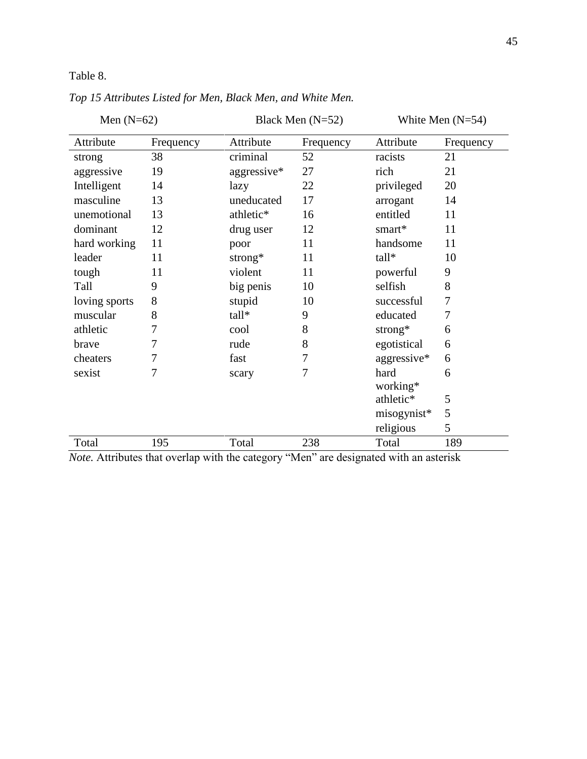Table 8.

*Top 15 Attributes Listed for Men, Black Men, and White Men.*

| Men (N=62) | | Black Men (N=52) | | White Men (N=54) | |
|---|---|---|---|---|---|
| Attribute | Frequency | Attribute | Frequency | Attribute | Frequency |
| strong | 38 | criminal | 52 | racists | 21 |
| aggressive | 19 | aggressive* | 27 | rich | 21 |
| Intelligent | 14 | lazy | 22 | privileged | 20 |
| masculine | 13 | uneducated | 17 | arrogant | 14 |
| unemotional | 13 | athletic* | 16 | entitled | 11 |
| dominant | 12 | drug user | 12 | smart* | 11 |
| hard working | 11 | poor | 11 | handsome | 11 |
| leader | 11 | strong* | 11 | tall* | 10 |
| tough | 11 | violent | 11 | powerful | 9 |
| Tall | 9 | big penis | 10 | selfish | 8 |
| loving sports | 8 | stupid | 10 | successful | 7 |
| muscular | 8 | tall* | 9 | educated | 7 |
| athletic | 7 | cool | 8 | strong* | 6 |
| brave | 7 | rude | 8 | egotistical | 6 |
| cheaters | 7 | fast | 7 | aggressive* | 6 |
| sexist | 7 | scary | 7 | hard working* | 6 |
| | | | | athletic* | 5 |
| | | | | misogynist* | 5 |
| | | | | religious | 5 |
| Total | 195 | Total | 238 | Total | 189 |

*Note.* Attributes that overlap with the category "Men" are designated with an asterisk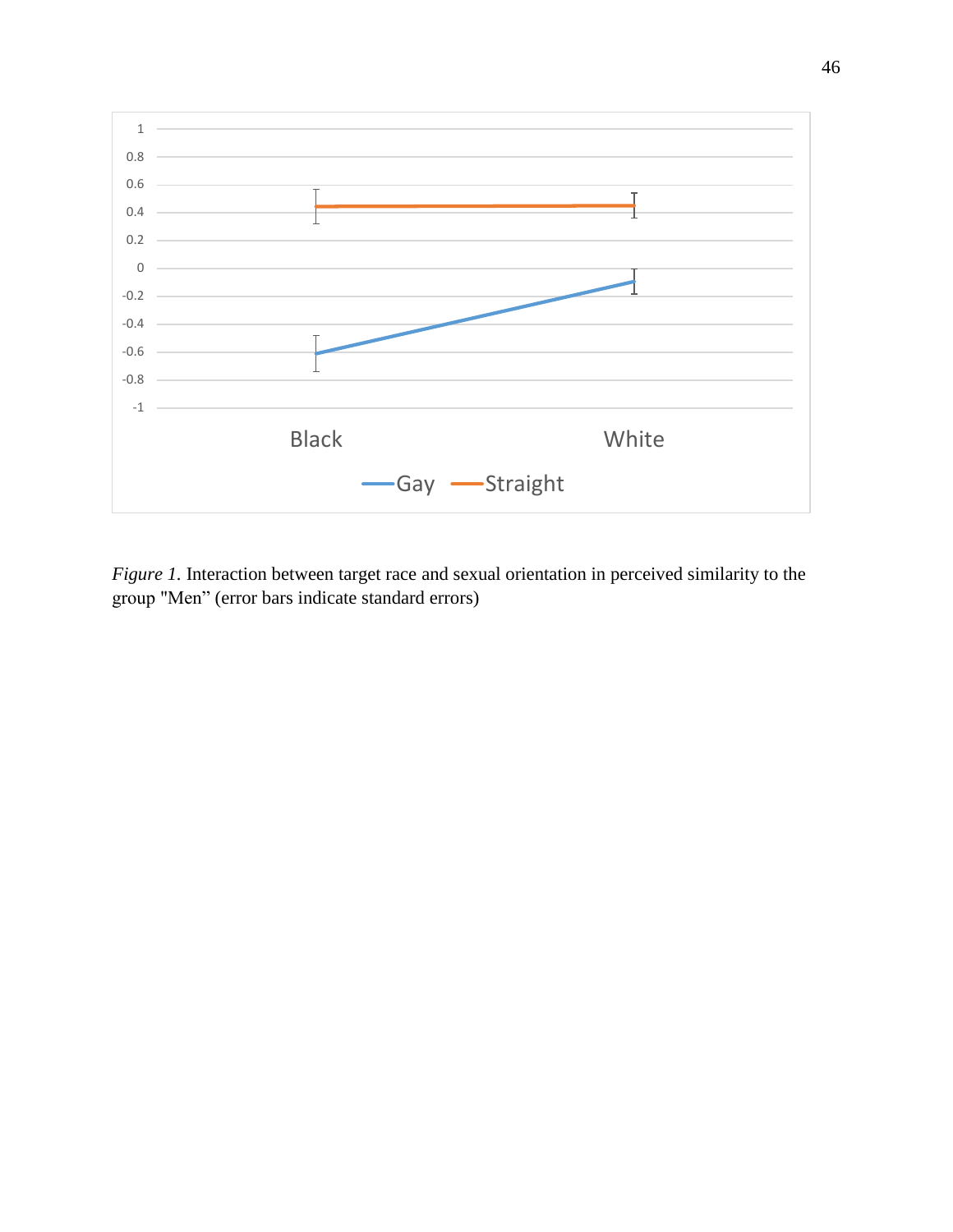*Figure 1.* Interaction between target race and sexual orientation in perceived similarity to the group "Men" (error bars indicate standard errors)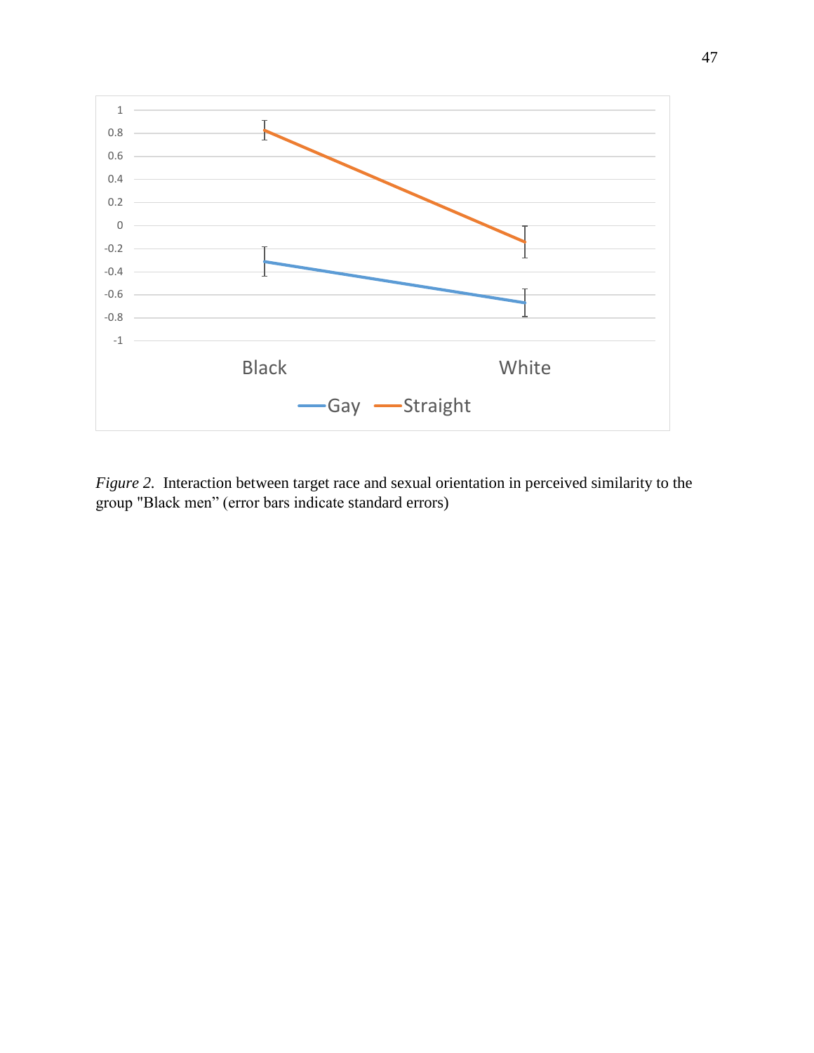*Figure 2.* Interaction between target race and sexual orientation in perceived similarity to the group "Black men" (error bars indicate standard errors)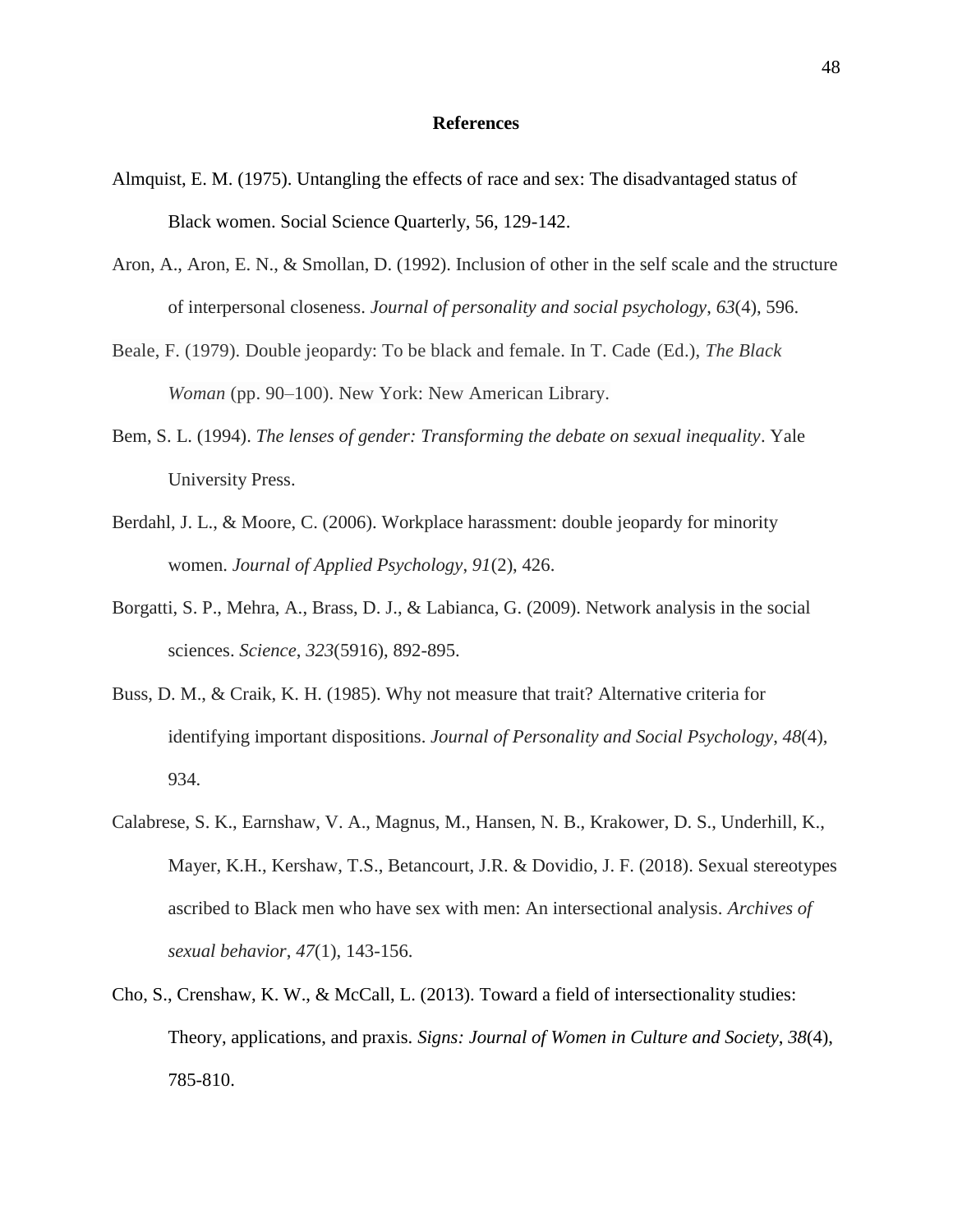# References

Almquist, E. M. (1975). Untangling the effects of race and sex: The disadvantaged status of Black women. Social Science Quarterly, 56, 129-142.

Aron, A., Aron, E. N., & Smollan, D. (1992). Inclusion of other in the self scale and the structure of interpersonal closeness. *Journal of personality and social psychology*, *63*(4), 596.

Beale, F. (1979). Double jeopardy: To be black and female. In T. Cade (Ed.), *The Black Woman* (pp. 90–100). New York: New American Library.

Bem, S. L. (1994). *The lenses of gender: Transforming the debate on sexual inequality*. Yale University Press.

Berdahl, J. L., & Moore, C. (2006). Workplace harassment: double jeopardy for minority women. *Journal of Applied Psychology*, *91*(2), 426.

Borgatti, S. P., Mehra, A., Brass, D. J., & Labianca, G. (2009). Network analysis in the social sciences. *Science*, *323*(5916), 892-895.

Buss, D. M., & Craik, K. H. (1985). Why not measure that trait? Alternative criteria for identifying important dispositions. *Journal of Personality and Social Psychology*, *48*(4), 934.

Calabrese, S. K., Earnshaw, V. A., Magnus, M., Hansen, N. B., Krakower, D. S., Underhill, K., Mayer, K.H., Kershaw, T.S., Betancourt, J.R. & Dovidio, J. F. (2018). Sexual stereotypes ascribed to Black men who have sex with men: An intersectional analysis. *Archives of sexual behavior*, *47*(1), 143-156.

Cho, S., Crenshaw, K. W., & McCall, L. (2013). Toward a field of intersectionality studies: Theory, applications, and praxis. *Signs: Journal of Women in Culture and Society*, *38*(4), 785-810.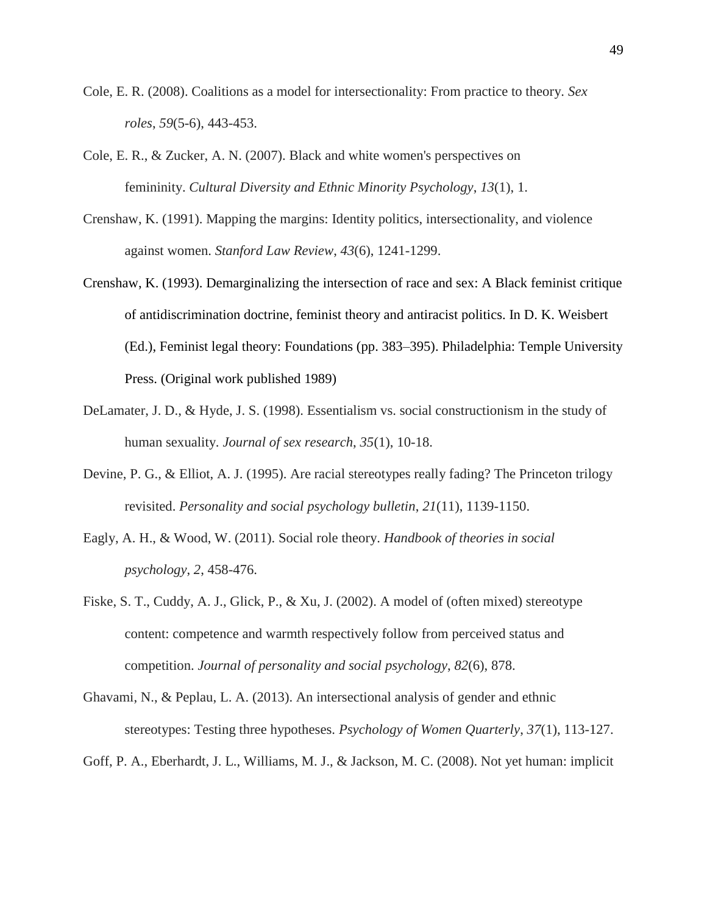Cole, E. R. (2008). Coalitions as a model for intersectionality: From practice to theory. *Sex roles*, *59*(5-6), 443-453.

Cole, E. R., & Zucker, A. N. (2007). Black and white women's perspectives on femininity. *Cultural Diversity and Ethnic Minority Psychology*, *13*(1), 1.

Crenshaw, K. (1991). Mapping the margins: Identity politics, intersectionality, and violence against women. *Stanford Law Review*, *43*(6), 1241-1299.

Crenshaw, K. (1993). Demarginalizing the intersection of race and sex: A Black feminist critique of antidiscrimination doctrine, feminist theory and antiracist politics. In D. K. Weisbert (Ed.), Feminist legal theory: Foundations (pp. 383–395). Philadelphia: Temple University Press. (Original work published 1989)

DeLamater, J. D., & Hyde, J. S. (1998). Essentialism vs. social constructionism in the study of human sexuality. *Journal of sex research*, *35*(1), 10-18.

Devine, P. G., & Elliot, A. J. (1995). Are racial stereotypes really fading? The Princeton trilogy revisited. *Personality and social psychology bulletin*, *21*(11), 1139-1150.

Eagly, A. H., & Wood, W. (2011). Social role theory. *Handbook of theories in social psychology*, *2*, 458-476.

Fiske, S. T., Cuddy, A. J., Glick, P., & Xu, J. (2002). A model of (often mixed) stereotype content: competence and warmth respectively follow from perceived status and competition. *Journal of personality and social psychology*, *82*(6), 878.

Ghavami, N., & Peplau, L. A. (2013). An intersectional analysis of gender and ethnic stereotypes: Testing three hypotheses. *Psychology of Women Quarterly*, *37*(1), 113-127.

Goff, P. A., Eberhardt, J. L., Williams, M. J., & Jackson, M. C. (2008). Not yet human: implicit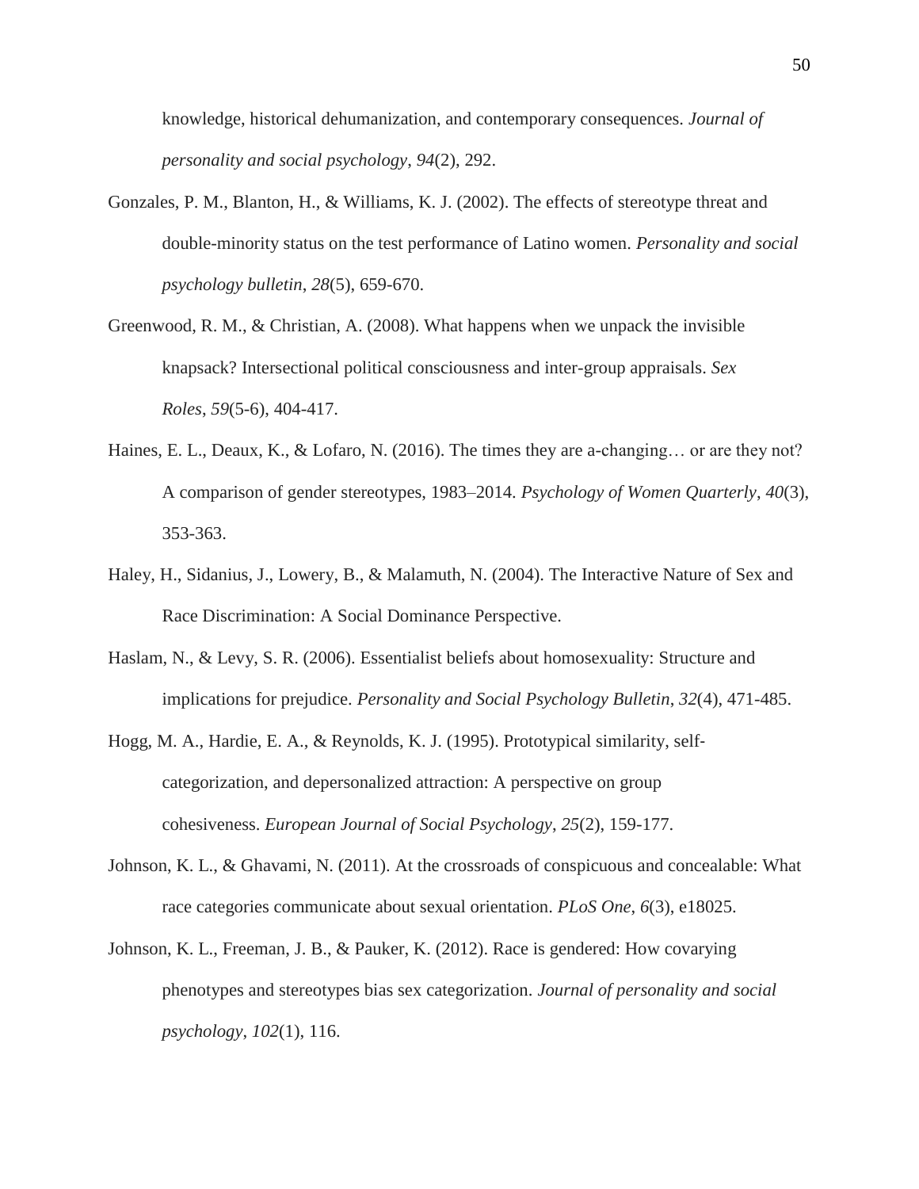knowledge, historical dehumanization, and contemporary consequences. *Journal of personality and social psychology*, *94*(2), 292.

Gonzales, P. M., Blanton, H., & Williams, K. J. (2002). The effects of stereotype threat and double-minority status on the test performance of Latino women. *Personality and social psychology bulletin*, *28*(5), 659-670.

Greenwood, R. M., & Christian, A. (2008). What happens when we unpack the invisible knapsack? Intersectional political consciousness and inter-group appraisals. *Sex Roles*, *59*(5-6), 404-417.

Haines, E. L., Deaux, K., & Lofaro, N. (2016). The times they are a-changing… or are they not? A comparison of gender stereotypes, 1983–2014. *Psychology of Women Quarterly*, *40*(3), 353-363.

Haley, H., Sidanius, J., Lowery, B., & Malamuth, N. (2004). The Interactive Nature of Sex and Race Discrimination: A Social Dominance Perspective.

Haslam, N., & Levy, S. R. (2006). Essentialist beliefs about homosexuality: Structure and implications for prejudice. *Personality and Social Psychology Bulletin*, *32*(4), 471-485.

Hogg, M. A., Hardie, E. A., & Reynolds, K. J. (1995). Prototypical similarity, self-categorization, and depersonalized attraction: A perspective on group cohesiveness. *European Journal of Social Psychology*, *25*(2), 159-177.

Johnson, K. L., & Ghavami, N. (2011). At the crossroads of conspicuous and concealable: What race categories communicate about sexual orientation. *PLoS One*, *6*(3), e18025.

Johnson, K. L., Freeman, J. B., & Pauker, K. (2012). Race is gendered: How covarying phenotypes and stereotypes bias sex categorization. *Journal of personality and social psychology*, *102*(1), 116.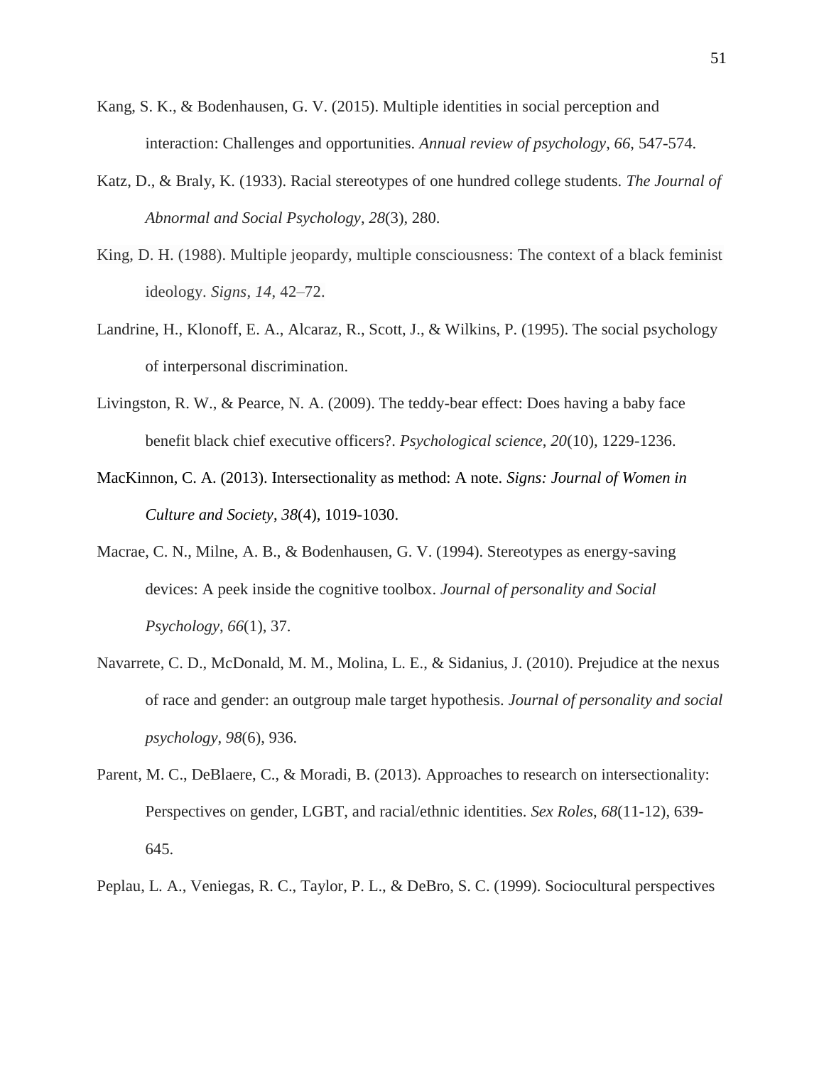Kang, S. K., & Bodenhausen, G. V. (2015). Multiple identities in social perception and interaction: Challenges and opportunities. *Annual review of psychology*, *66*, 547-574.

Katz, D., & Braly, K. (1933). Racial stereotypes of one hundred college students. *The Journal of Abnormal and Social Psychology*, *28*(3), 280.

King, D. H. (1988). Multiple jeopardy, multiple consciousness: The context of a black feminist ideology. *Signs*, *14*, 42–72.

Landrine, H., Klonoff, E. A., Alcaraz, R., Scott, J., & Wilkins, P. (1995). The social psychology of interpersonal discrimination.

Livingston, R. W., & Pearce, N. A. (2009). The teddy-bear effect: Does having a baby face benefit black chief executive officers?. *Psychological science*, *20*(10), 1229-1236.

MacKinnon, C. A. (2013). Intersectionality as method: A note. *Signs: Journal of Women in Culture and Society*, *38*(4), 1019-1030.

Macrae, C. N., Milne, A. B., & Bodenhausen, G. V. (1994). Stereotypes as energy-saving devices: A peek inside the cognitive toolbox. *Journal of personality and Social Psychology*, *66*(1), 37.

Navarrete, C. D., McDonald, M. M., Molina, L. E., & Sidanius, J. (2010). Prejudice at the nexus of race and gender: an outgroup male target hypothesis. *Journal of personality and social psychology*, *98*(6), 936.

Parent, M. C., DeBlaere, C., & Moradi, B. (2013). Approaches to research on intersectionality: Perspectives on gender, LGBT, and racial/ethnic identities. *Sex Roles*, *68*(11-12), 639-645.

Peplau, L. A., Veniegas, R. C., Taylor, P. L., & DeBro, S. C. (1999). Sociocultural perspectives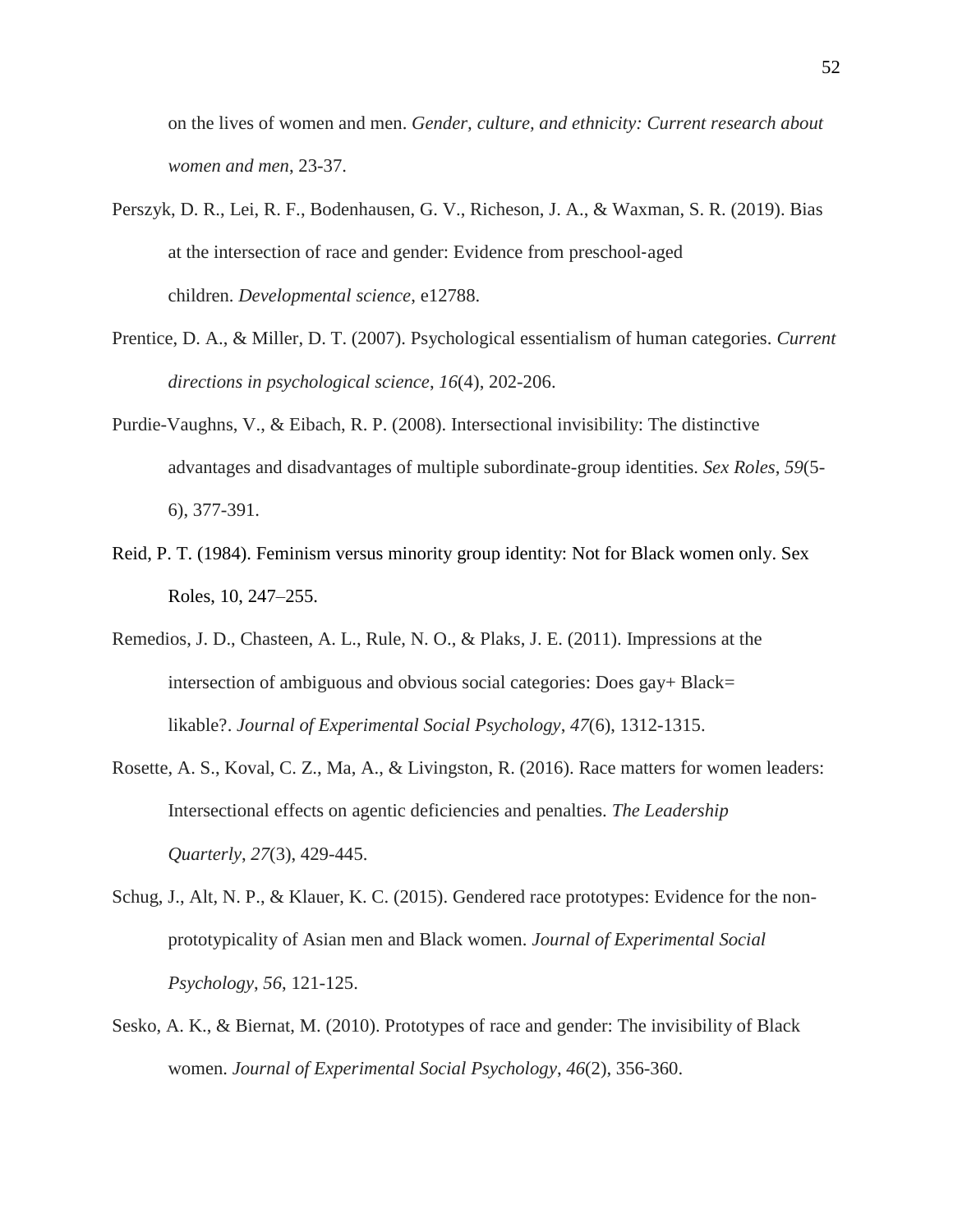on the lives of women and men. *Gender, culture, and ethnicity: Current research about women and men*, 23-37.

Perszyk, D. R., Lei, R. F., Bodenhausen, G. V., Richeson, J. A., & Waxman, S. R. (2019). Bias at the intersection of race and gender: Evidence from preschool‐aged children. *Developmental science*, e12788.

Prentice, D. A., & Miller, D. T. (2007). Psychological essentialism of human categories. *Current directions in psychological science*, *16*(4), 202-206.

Purdie-Vaughns, V., & Eibach, R. P. (2008). Intersectional invisibility: The distinctive advantages and disadvantages of multiple subordinate-group identities. *Sex Roles*, *59*(5-6), 377-391.

Reid, P. T. (1984). Feminism versus minority group identity: Not for Black women only. Sex Roles, 10, 247–255.

Remedios, J. D., Chasteen, A. L., Rule, N. O., & Plaks, J. E. (2011). Impressions at the intersection of ambiguous and obvious social categories: Does gay+ Black= likable?. *Journal of Experimental Social Psychology*, *47*(6), 1312-1315.

Rosette, A. S., Koval, C. Z., Ma, A., & Livingston, R. (2016). Race matters for women leaders: Intersectional effects on agentic deficiencies and penalties. *The Leadership Quarterly*, *27*(3), 429-445.

Schug, J., Alt, N. P., & Klauer, K. C. (2015). Gendered race prototypes: Evidence for the non-prototypicality of Asian men and Black women. *Journal of Experimental Social Psychology*, *56*, 121-125.

Sesko, A. K., & Biernat, M. (2010). Prototypes of race and gender: The invisibility of Black women. *Journal of Experimental Social Psychology*, *46*(2), 356-360.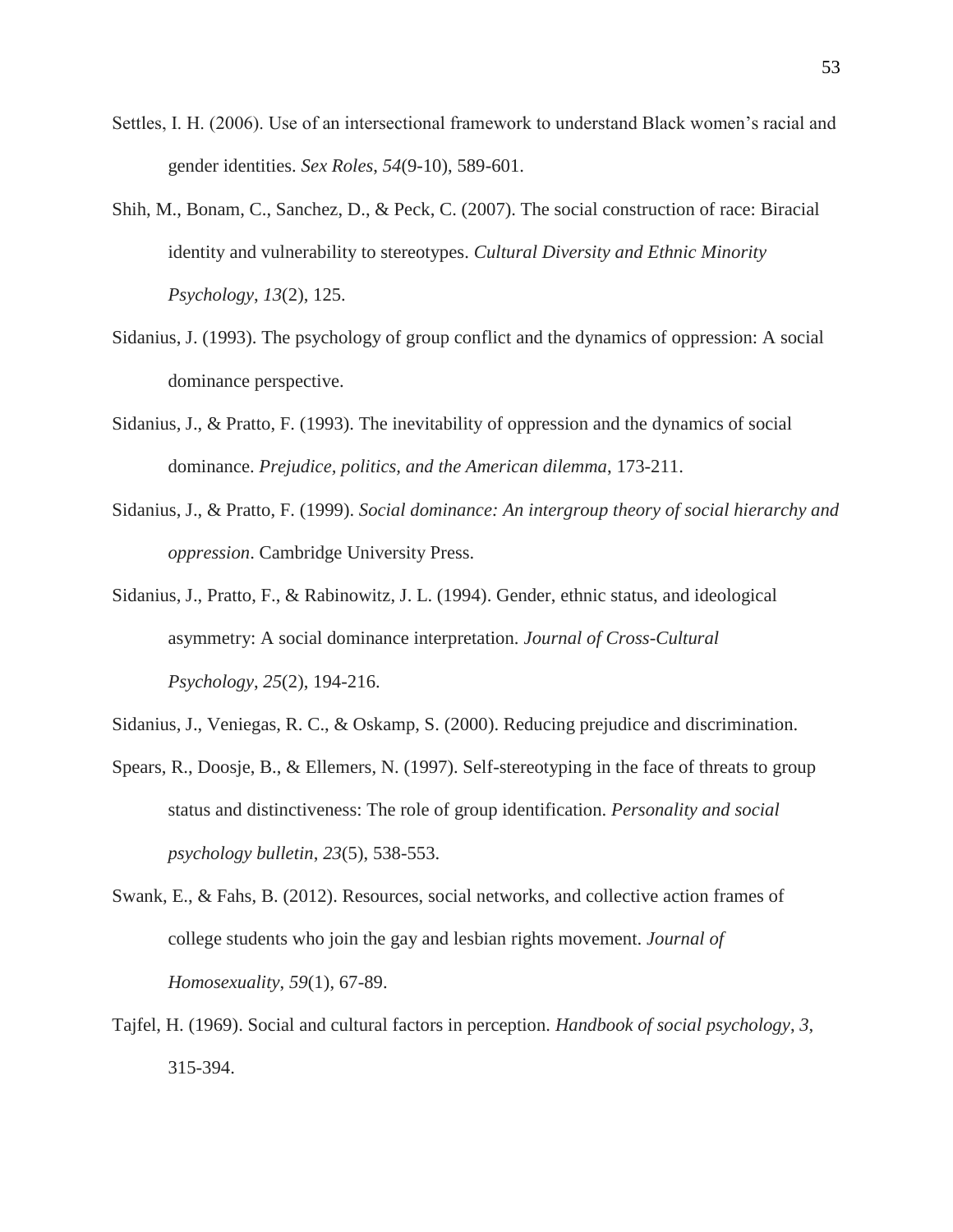Settles, I. H. (2006). Use of an intersectional framework to understand Black women's racial and gender identities. *Sex Roles*, *54*(9-10), 589-601.

Shih, M., Bonam, C., Sanchez, D., & Peck, C. (2007). The social construction of race: Biracial identity and vulnerability to stereotypes. *Cultural Diversity and Ethnic Minority Psychology*, *13*(2), 125.

Sidanius, J. (1993). The psychology of group conflict and the dynamics of oppression: A social dominance perspective.

Sidanius, J., & Pratto, F. (1993). The inevitability of oppression and the dynamics of social dominance. *Prejudice, politics, and the American dilemma*, 173-211.

Sidanius, J., & Pratto, F. (1999). *Social dominance: An intergroup theory of social hierarchy and oppression*. Cambridge University Press.

Sidanius, J., Pratto, F., & Rabinowitz, J. L. (1994). Gender, ethnic status, and ideological asymmetry: A social dominance interpretation. *Journal of Cross-Cultural Psychology*, *25*(2), 194-216.

Sidanius, J., Veniegas, R. C., & Oskamp, S. (2000). Reducing prejudice and discrimination.

Spears, R., Doosje, B., & Ellemers, N. (1997). Self-stereotyping in the face of threats to group status and distinctiveness: The role of group identification. *Personality and social psychology bulletin*, *23*(5), 538-553.

Swank, E., & Fahs, B. (2012). Resources, social networks, and collective action frames of college students who join the gay and lesbian rights movement. *Journal of Homosexuality*, *59*(1), 67-89.

Tajfel, H. (1969). Social and cultural factors in perception. *Handbook of social psychology*, *3*, 315-394.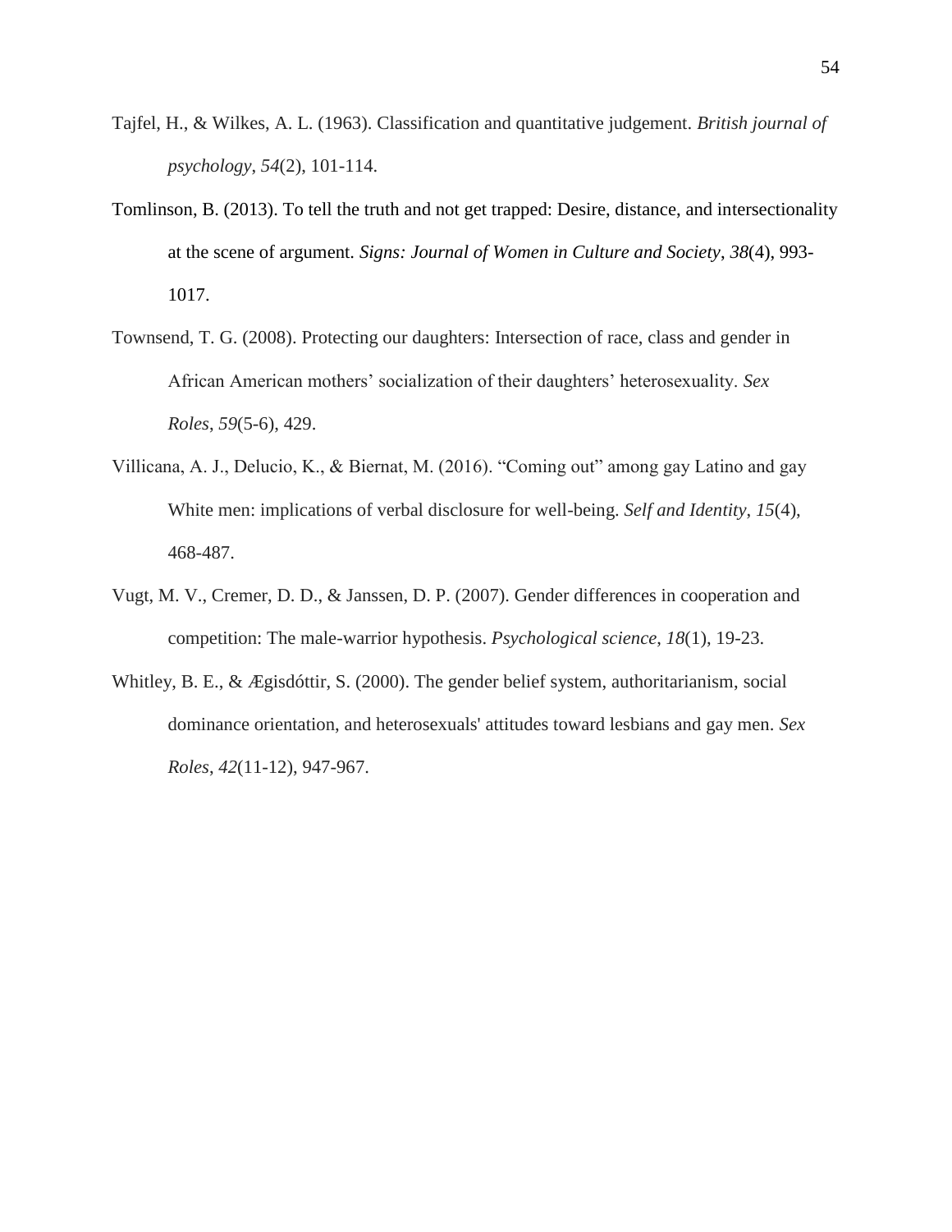Tajfel, H., & Wilkes, A. L. (1963). Classification and quantitative judgement. *British journal of psychology*, *54*(2), 101-114.

Tomlinson, B. (2013). To tell the truth and not get trapped: Desire, distance, and intersectionality at the scene of argument. *Signs: Journal of Women in Culture and Society*, *38*(4), 993-1017.

Townsend, T. G. (2008). Protecting our daughters: Intersection of race, class and gender in African American mothers' socialization of their daughters' heterosexuality. *Sex Roles*, *59*(5-6), 429.

Villicana, A. J., Delucio, K., & Biernat, M. (2016). "Coming out" among gay Latino and gay White men: implications of verbal disclosure for well-being. *Self and Identity*, *15*(4), 468-487.

Vugt, M. V., Cremer, D. D., & Janssen, D. P. (2007). Gender differences in cooperation and competition: The male-warrior hypothesis. *Psychological science*, *18*(1), 19-23.

Whitley, B. E., & Ægisdóttir, S. (2000). The gender belief system, authoritarianism, social dominance orientation, and heterosexuals' attitudes toward lesbians and gay men. *Sex Roles*, *42*(11-12), 947-967.